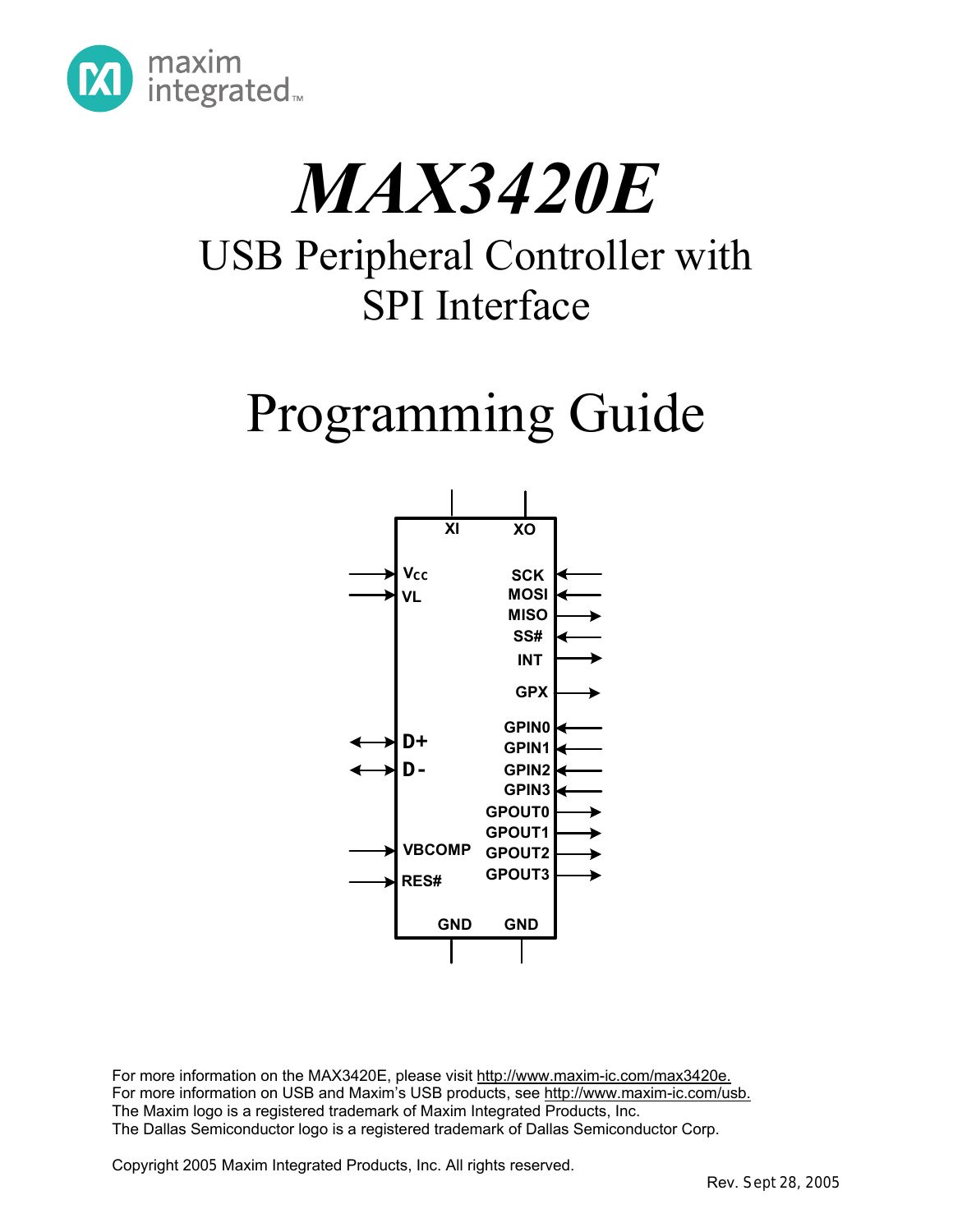# *MAX3420E*

## USB Peripheral Controller with SPI Interface

# Programming Guide

For more information on the MAX3420E, please visit http://www.maxim-ic.com/max3420e.
For more information on USB and Maxim's USB products, see http://www.maxim-ic.com/usb.
The Maxim logo is a registered trademark of Maxim Integrated Products, Inc.
The Dallas Semiconductor logo is a registered trademark of Dallas Semiconductor Corp.

Copyright 2005 Maxim Integrated Products, Inc. All rights reserved.

Rev. Sept 28, 2005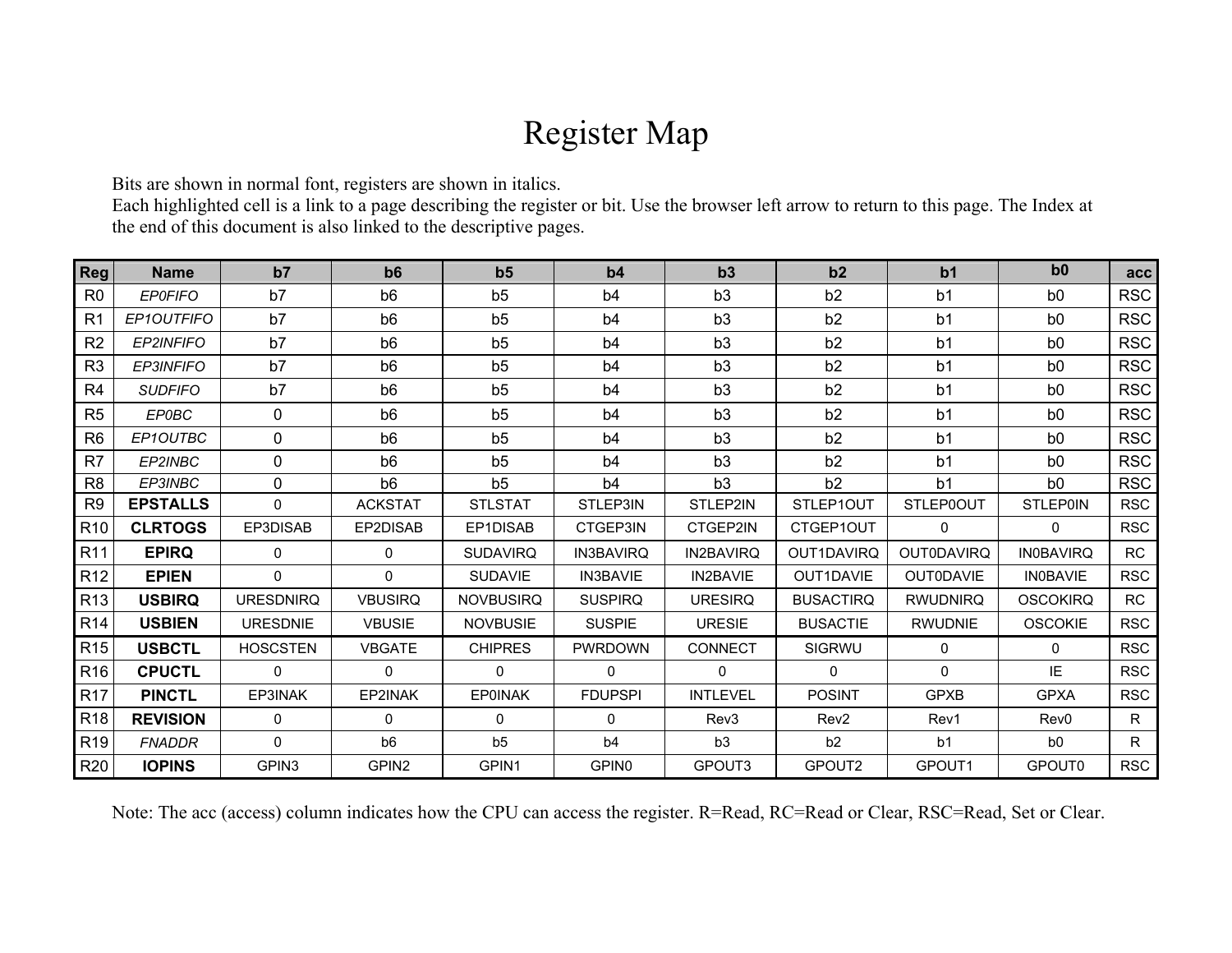# Register Map

Bits are shown in normal font, registers are shown in italics.
Each highlighted cell is a link to a page describing the register or bit. Use the browser left arrow to return to this page. The Index at the end of this document is also linked to the descriptive pages.

| Reg | Name | b7 | b6 | b5 | b4 | b3 | b2 | b1 | b0 | acc |
|---|---|---|---|---|---|---|---|---|---|---|
| R0 | *EP0FIFO* | b7 | b6 | b5 | b4 | b3 | b2 | b1 | b0 | RSC |
| R1 | *EP1OUTFIFO* | b7 | b6 | b5 | b4 | b3 | b2 | b1 | b0 | RSC |
| R2 | *EP2INFIFO* | b7 | b6 | b5 | b4 | b3 | b2 | b1 | b0 | RSC |
| R3 | *EP3INFIFO* | b7 | b6 | b5 | b4 | b3 | b2 | b1 | b0 | RSC |
| R4 | *SUDFIFO* | b7 | b6 | b5 | b4 | b3 | b2 | b1 | b0 | RSC |
| R5 | *EP0BC* | 0 | b6 | b5 | b4 | b3 | b2 | b1 | b0 | RSC |
| R6 | *EP1OUTBC* | 0 | b6 | b5 | b4 | b3 | b2 | b1 | b0 | RSC |
| R7 | *EP2INBC* | 0 | b6 | b5 | b4 | b3 | b2 | b1 | b0 | RSC |
| R8 | *EP3INBC* | 0 | b6 | b5 | b4 | b3 | b2 | b1 | b0 | RSC |
| R9 | **EPSTALLS** | 0 | ACKSTAT | STLSTAT | STLEP3IN | STLEP2IN | STLEP1OUT | STLEP0OUT | STLEP0IN | RSC |
| R10 | **CLRTOGS** | EP3DISAB | EP2DISAB | EP1DISAB | CTGEP3IN | CTGEP2IN | CTGEP1OUT | 0 | 0 | RSC |
| R11 | **EPIRQ** | 0 | 0 | SUDAVIRQ | IN3BAVIRQ | IN2BAVIRQ | OUT1DAVIRQ | OUT0DAVIRQ | IN0BAVIRQ | RC |
| R12 | **EPIEN** | 0 | 0 | SUDAVIE | IN3BAVIE | IN2BAVIE | OUT1DAVIE | OUT0DAVIE | IN0BAVIE | RSC |
| R13 | **USBIRQ** | URESDNIRQ | VBUSIRQ | NOVBUSIRQ | SUSPIRQ | URESIRQ | BUSACTIRQ | RWUDNIRQ | OSCOKIRQ | RC |
| R14 | **USBIEN** | URESDNIE | VBUSIE | NOVBUSIE | SUSPIE | URESIE | BUSACTIE | RWUDNIE | OSCOKIE | RSC |
| R15 | **USBCTL** | HOSCSTEN | VBGATE | CHIPRES | PWRDOWN | CONNECT | SIGRWU | 0 | 0 | RSC |
| R16 | **CPUCTL** | 0 | 0 | 0 | 0 | 0 | 0 | 0 | IE | RSC |
| R17 | **PINCTL** | EP3INAK | EP2INAK | EP0INAK | FDUPSPI | INTLEVEL | POSINT | GPXB | GPXA | RSC |
| R18 | **REVISION** | 0 | 0 | 0 | 0 | Rev3 | Rev2 | Rev1 | Rev0 | R |
| R19 | *FNADDR* | 0 | b6 | b5 | b4 | b3 | b2 | b1 | b0 | R |
| R20 | **IOPINS** | GPIN3 | GPIN2 | GPIN1 | GPIN0 | GPOUT3 | GPOUT2 | GPOUT1 | GPOUT0 | RSC |

Note: The acc (access) column indicates how the CPU can access the register. R=Read, RC=Read or Clear, RSC=Read, Set or Clear.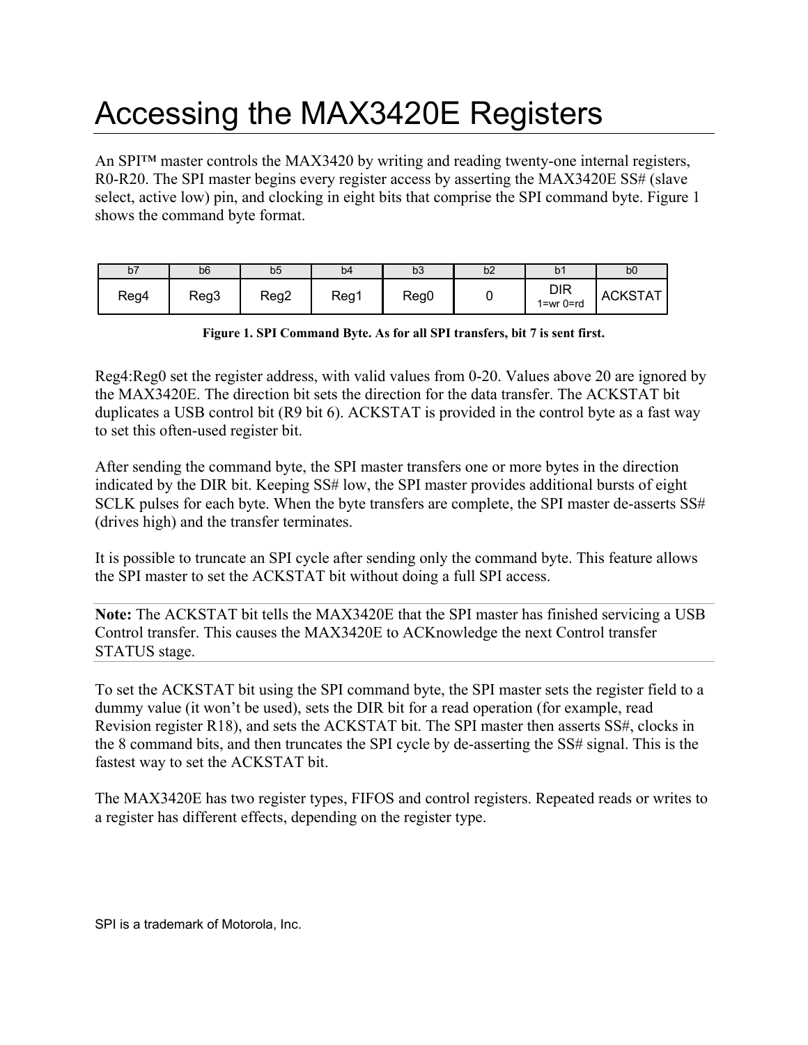# Accessing the MAX3420E Registers

An SPI™ master controls the MAX3420 by writing and reading twenty-one internal registers, R0-R20. The SPI master begins every register access by asserting the MAX3420E SS# (slave select, active low) pin, and clocking in eight bits that comprise the SPI command byte. Figure 1 shows the command byte format.

| b7 | b6 | b5 | b4 | b3 | b2 | b1 | b0 |
|---|---|---|---|---|---|---|---|
| Reg4 | Reg3 | Reg2 | Reg1 | Reg0 | 0 | DIR 1=wr 0=rd | ACKSTAT |

**Figure 1. SPI Command Byte. As for all SPI transfers, bit 7 is sent first.**

Reg4:Reg0 set the register address, with valid values from 0-20. Values above 20 are ignored by the MAX3420E. The direction bit sets the direction for the data transfer. The ACKSTAT bit duplicates a USB control bit (R9 bit 6). ACKSTAT is provided in the control byte as a fast way to set this often-used register bit.

After sending the command byte, the SPI master transfers one or more bytes in the direction indicated by the DIR bit. Keeping SS# low, the SPI master provides additional bursts of eight SCLK pulses for each byte. When the byte transfers are complete, the SPI master de-asserts SS# (drives high) and the transfer terminates.

It is possible to truncate an SPI cycle after sending only the command byte. This feature allows the SPI master to set the ACKSTAT bit without doing a full SPI access.

**Note:** The ACKSTAT bit tells the MAX3420E that the SPI master has finished servicing a USB Control transfer. This causes the MAX3420E to ACKnowledge the next Control transfer STATUS stage.

To set the ACKSTAT bit using the SPI command byte, the SPI master sets the register field to a dummy value (it won't be used), sets the DIR bit for a read operation (for example, read Revision register R18), and sets the ACKSTAT bit. The SPI master then asserts SS#, clocks in the 8 command bits, and then truncates the SPI cycle by de-asserting the SS# signal. This is the fastest way to set the ACKSTAT bit.

The MAX3420E has two register types, FIFOS and control registers. Repeated reads or writes to a register has different effects, depending on the register type.

SPI is a trademark of Motorola, Inc.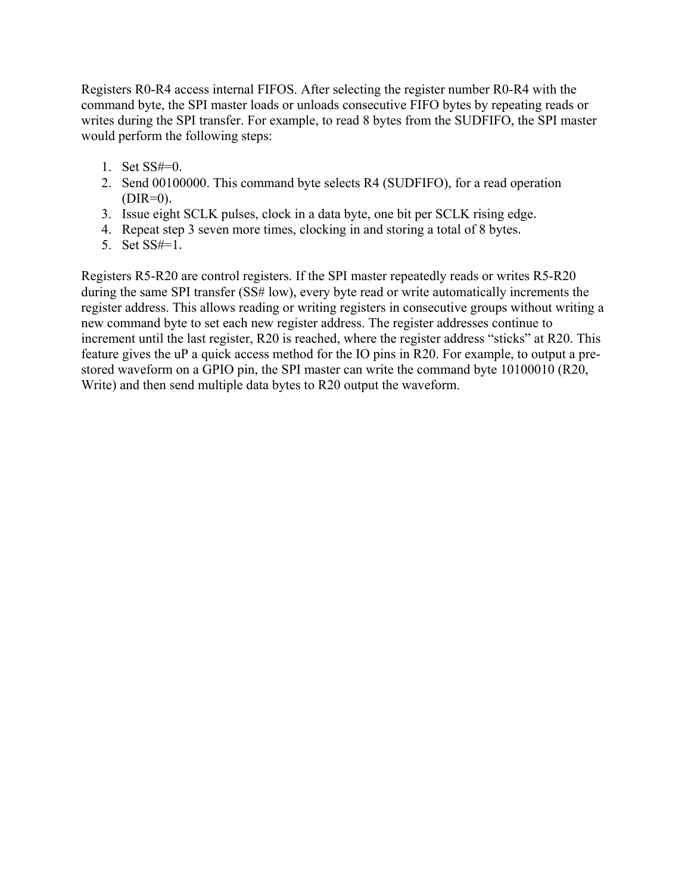Registers R0-R4 access internal FIFOS. After selecting the register number R0-R4 with the command byte, the SPI master loads or unloads consecutive FIFO bytes by repeating reads or writes during the SPI transfer. For example, to read 8 bytes from the SUDFIFO, the SPI master would perform the following steps:

1. Set SS#=0.
2. Send 00100000. This command byte selects R4 (SUDFIFO), for a read operation (DIR=0).
3. Issue eight SCLK pulses, clock in a data byte, one bit per SCLK rising edge.
4. Repeat step 3 seven more times, clocking in and storing a total of 8 bytes.
5. Set SS#=1.

Registers R5-R20 are control registers. If the SPI master repeatedly reads or writes R5-R20 during the same SPI transfer (SS# low), every byte read or write automatically increments the register address. This allows reading or writing registers in consecutive groups without writing a new command byte to set each new register address. The register addresses continue to increment until the last register, R20 is reached, where the register address "sticks" at R20. This feature gives the uP a quick access method for the IO pins in R20. For example, to output a pre-stored waveform on a GPIO pin, the SPI master can write the command byte 10100010 (R20, Write) and then send multiple data bytes to R20 output the waveform.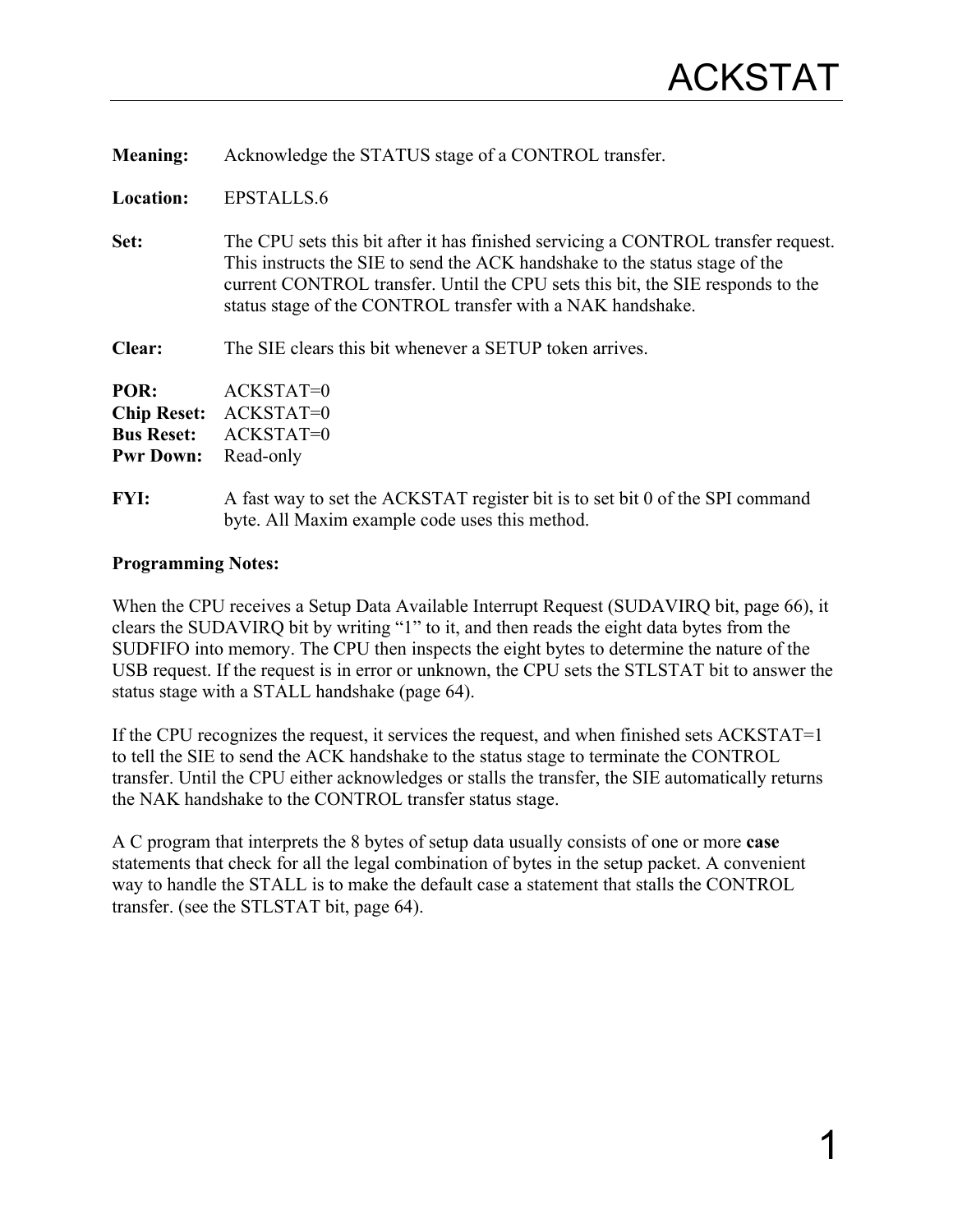# ACKSTAT

**Meaning:** Acknowledge the STATUS stage of a CONTROL transfer.

**Location:** EPSTALLS.6

**Set:** The CPU sets this bit after it has finished servicing a CONTROL transfer request. This instructs the SIE to send the ACK handshake to the status stage of the current CONTROL transfer. Until the CPU sets this bit, the SIE responds to the status stage of the CONTROL transfer with a NAK handshake.

**Clear:** The SIE clears this bit whenever a SETUP token arrives.

**POR:** ACKSTAT=0
**Chip Reset:** ACKSTAT=0
**Bus Reset:** ACKSTAT=0
**Pwr Down:** Read-only

**FYI:** A fast way to set the ACKSTAT register bit is to set bit 0 of the SPI command byte. All Maxim example code uses this method.

**Programming Notes:**

When the CPU receives a Setup Data Available Interrupt Request (SUDAVIRQ bit, page 66), it clears the SUDAVIRQ bit by writing "1" to it, and then reads the eight data bytes from the SUDFIFO into memory. The CPU then inspects the eight bytes to determine the nature of the USB request. If the request is in error or unknown, the CPU sets the STLSTAT bit to answer the status stage with a STALL handshake (page 64).

If the CPU recognizes the request, it services the request, and when finished sets ACKSTAT=1 to tell the SIE to send the ACK handshake to the status stage to terminate the CONTROL transfer. Until the CPU either acknowledges or stalls the transfer, the SIE automatically returns the NAK handshake to the CONTROL transfer status stage.

A C program that interprets the 8 bytes of setup data usually consists of one or more **case** statements that check for all the legal combination of bytes in the setup packet. A convenient way to handle the STALL is to make the default case a statement that stalls the CONTROL transfer. (see the STLSTAT bit, page 64).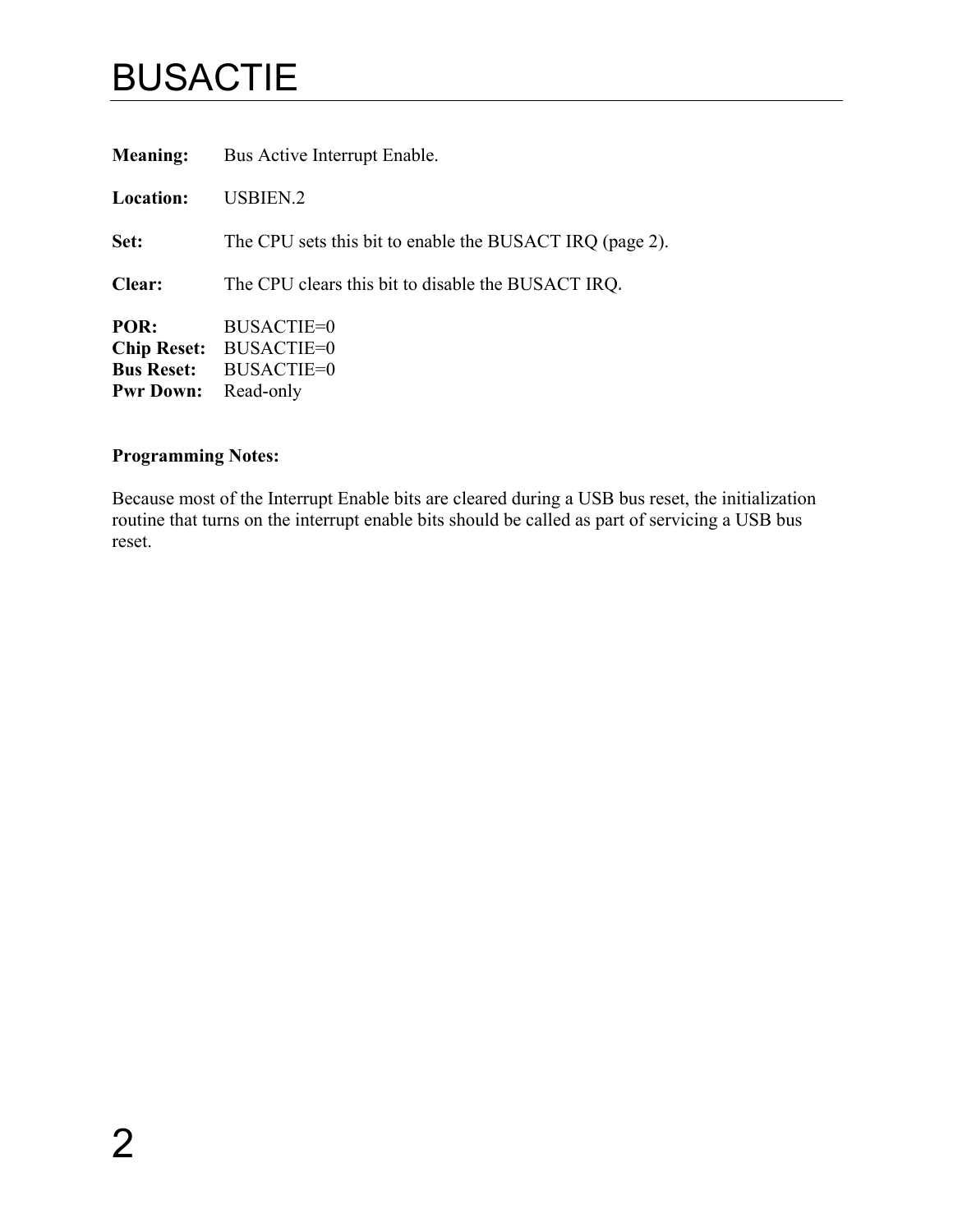# BUSACTIE

**Meaning:** Bus Active Interrupt Enable.

**Location:** USBIEN.2

**Set:** The CPU sets this bit to enable the BUSACT IRQ (page 2).

**Clear:** The CPU clears this bit to disable the BUSACT IRQ.

**POR:** BUSACTIE=0
**Chip Reset:** BUSACTIE=0
**Bus Reset:** BUSACTIE=0
**Pwr Down:** Read-only

**Programming Notes:**

Because most of the Interrupt Enable bits are cleared during a USB bus reset, the initialization routine that turns on the interrupt enable bits should be called as part of servicing a USB bus reset.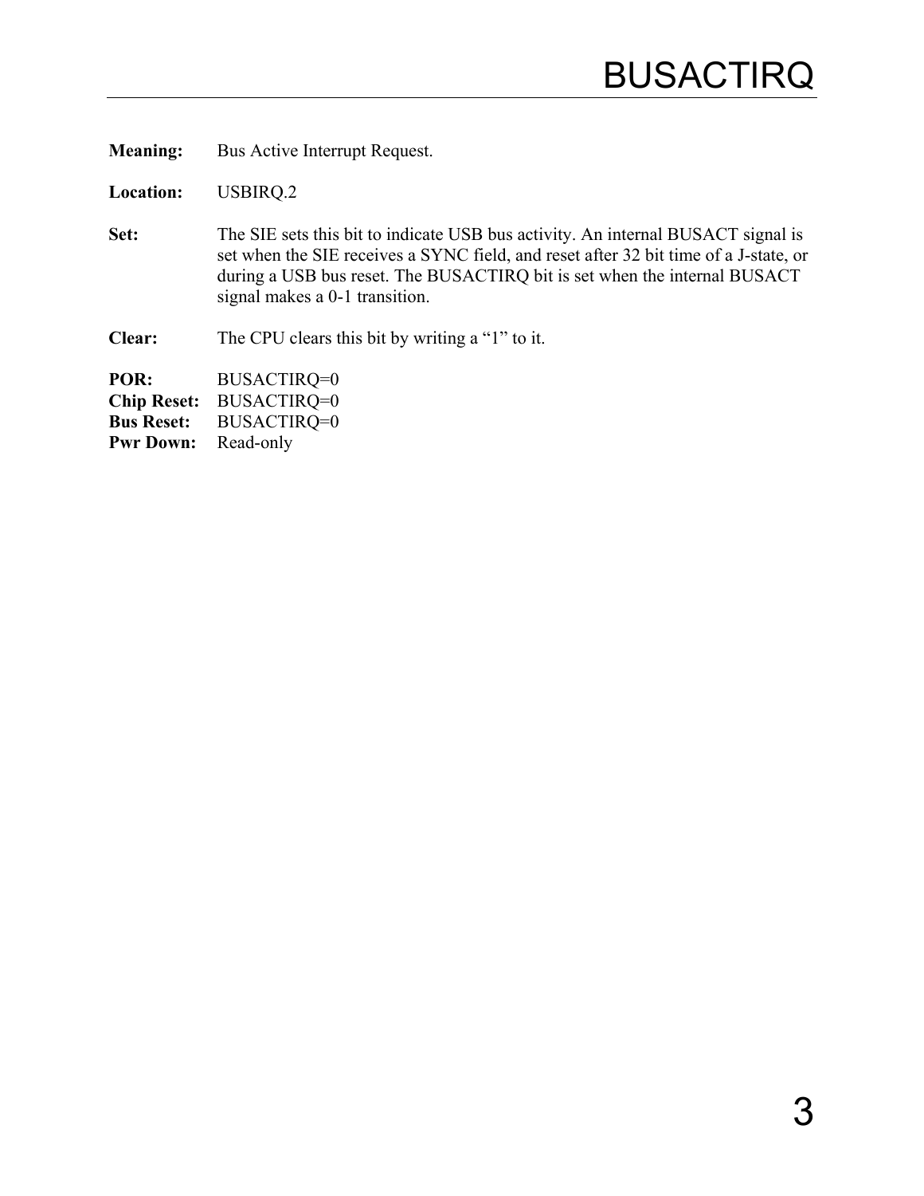# BUSACTIRQ

**Meaning:** Bus Active Interrupt Request.

**Location:** USBIRQ.2

**Set:** The SIE sets this bit to indicate USB bus activity. An internal BUSACT signal is set when the SIE receives a SYNC field, and reset after 32 bit time of a J-state, or during a USB bus reset. The BUSACTIRQ bit is set when the internal BUSACT signal makes a 0-1 transition.

**Clear:** The CPU clears this bit by writing a "1" to it.

**POR:** BUSACTIRQ=0
**Chip Reset:** BUSACTIRQ=0
**Bus Reset:** BUSACTIRQ=0
**Pwr Down:** Read-only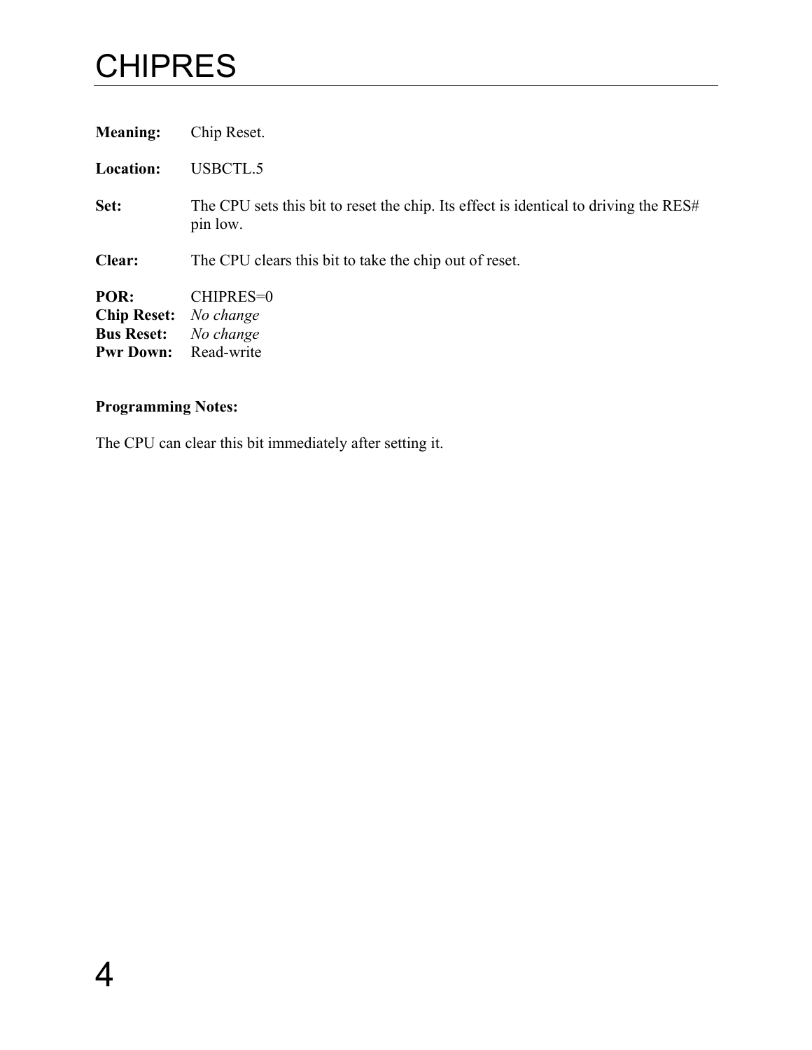# CHIPRES

**Meaning:** Chip Reset.

**Location:** USBCTL.5

**Set:** The CPU sets this bit to reset the chip. Its effect is identical to driving the RES# pin low.

**Clear:** The CPU clears this bit to take the chip out of reset.

**POR:** CHIPRES=0
**Chip Reset:** *No change*
**Bus Reset:** *No change*
**Pwr Down:** Read-write

**Programming Notes:**

The CPU can clear this bit immediately after setting it.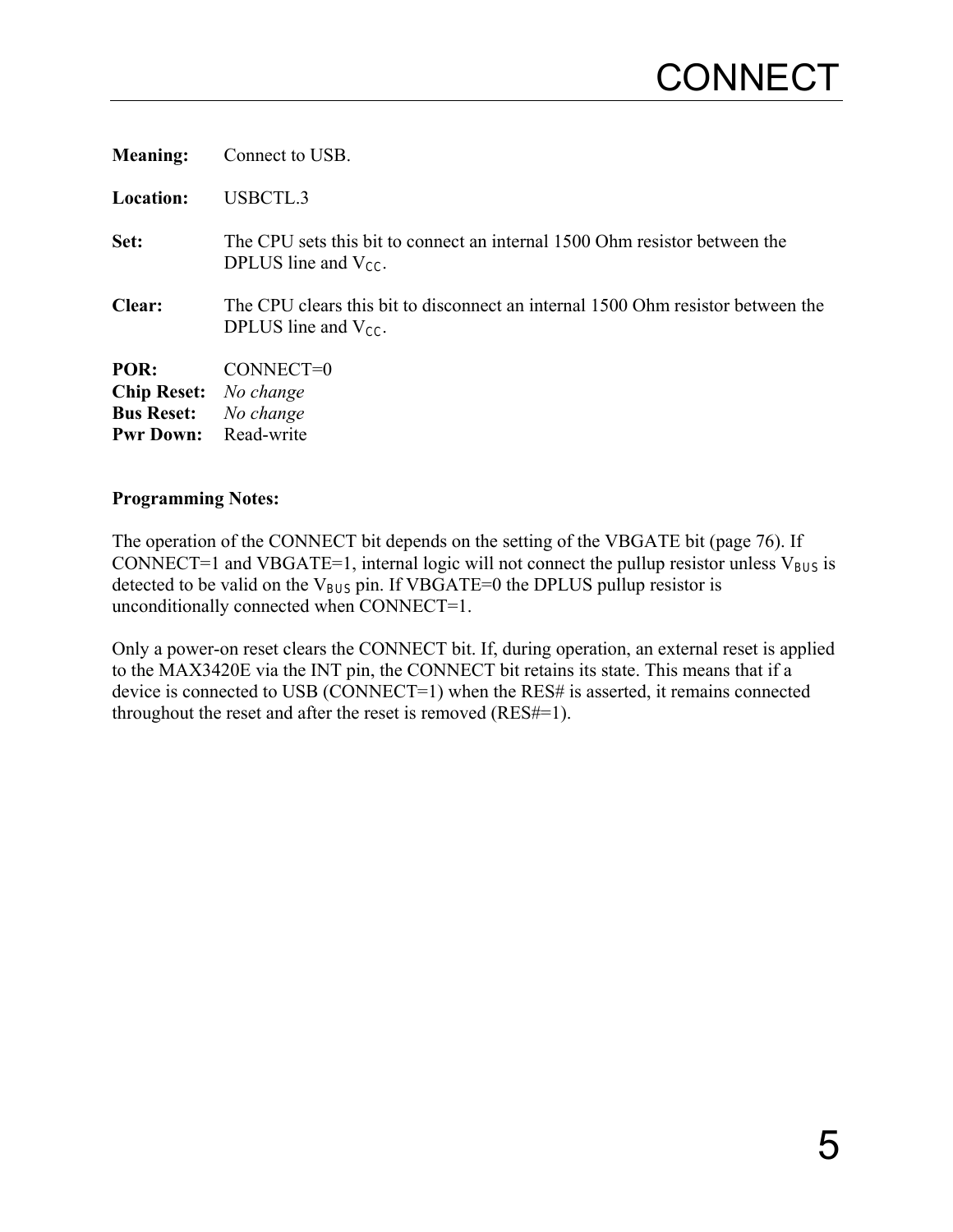# CONNECT

**Meaning:** Connect to USB.

**Location:** USBCTL.3

**Set:** The CPU sets this bit to connect an internal 1500 Ohm resistor between the DPLUS line and $V_{CC}$.

**Clear:** The CPU clears this bit to disconnect an internal 1500 Ohm resistor between the DPLUS line and $V_{CC}$.

**POR:** CONNECT=0
**Chip Reset:** *No change*
**Bus Reset:** *No change*
**Pwr Down:** Read-write

**Programming Notes:**

The operation of the CONNECT bit depends on the setting of the VBGATE bit (page 76). If CONNECT=1 and VBGATE=1, internal logic will not connect the pullup resistor unless $V_{BUS}$ is detected to be valid on the $V_{BUS}$ pin. If VBGATE=0 the DPLUS pullup resistor is unconditionally connected when CONNECT=1.

Only a power-on reset clears the CONNECT bit. If, during operation, an external reset is applied to the MAX3420E via the INT pin, the CONNECT bit retains its state. This means that if a device is connected to USB (CONNECT=1) when the RES# is asserted, it remains connected throughout the reset and after the reset is removed (RES#=1).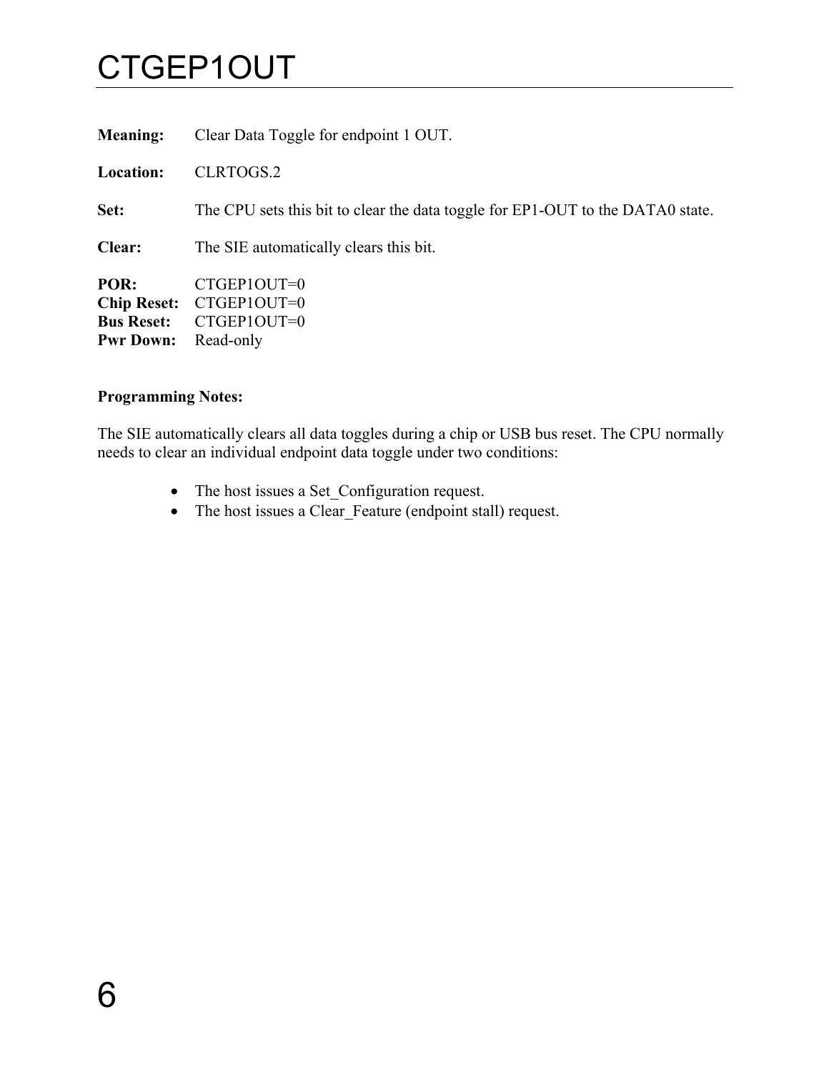# CTGEP1OUT

**Meaning:** Clear Data Toggle for endpoint 1 OUT.

**Location:** CLRTOGS.2

**Set:** The CPU sets this bit to clear the data toggle for EP1-OUT to the DATA0 state.

**Clear:** The SIE automatically clears this bit.

**POR:** CTGEP1OUT=0
**Chip Reset:** CTGEP1OUT=0
**Bus Reset:** CTGEP1OUT=0
**Pwr Down:** Read-only

**Programming Notes:**

The SIE automatically clears all data toggles during a chip or USB bus reset. The CPU normally needs to clear an individual endpoint data toggle under two conditions:

- The host issues a Set_Configuration request.
- The host issues a Clear_Feature (endpoint stall) request.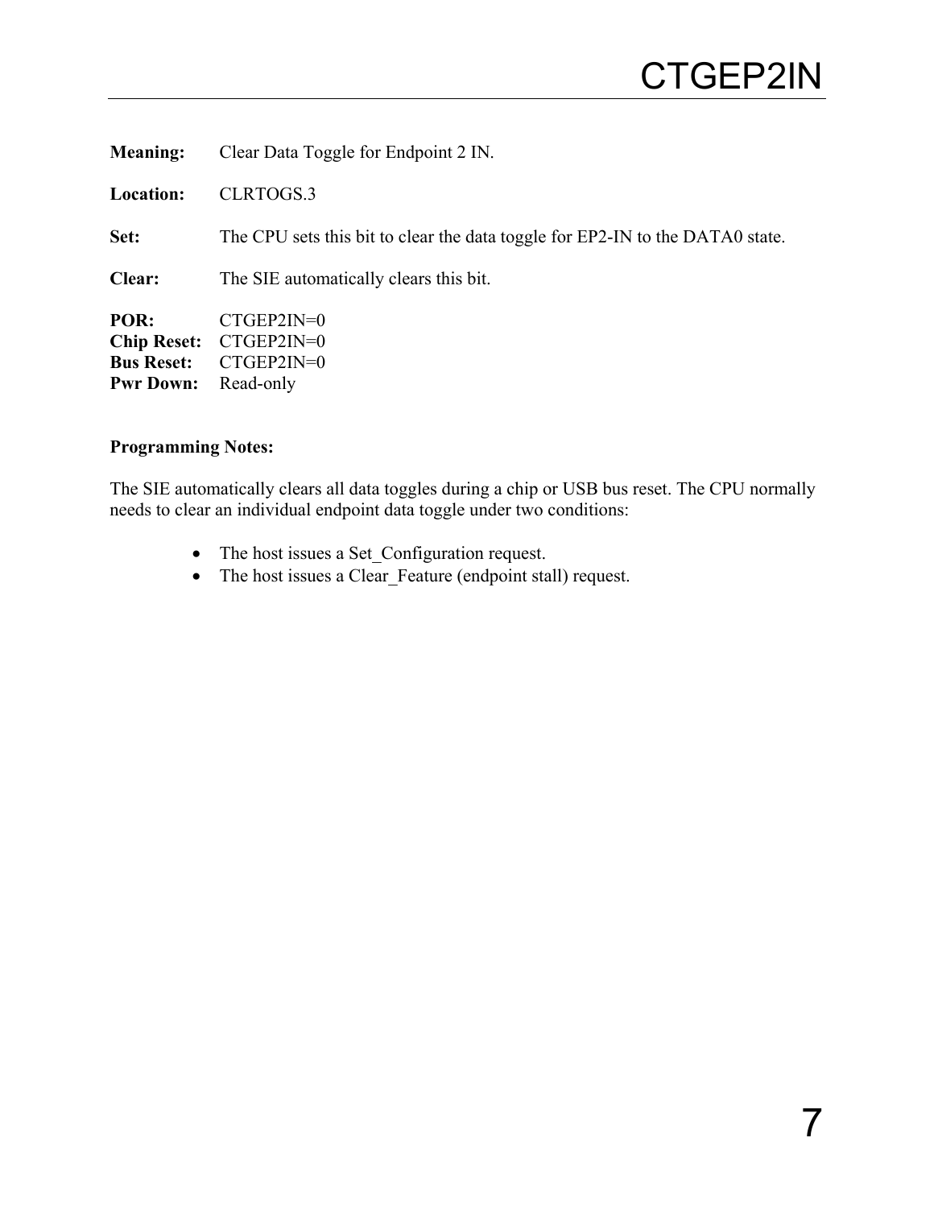# CTGEP2IN

**Meaning:** Clear Data Toggle for Endpoint 2 IN.

**Location:** CLRTOGS.3

**Set:** The CPU sets this bit to clear the data toggle for EP2-IN to the DATA0 state.

**Clear:** The SIE automatically clears this bit.

**POR:** CTGEP2IN=0
**Chip Reset:** CTGEP2IN=0
**Bus Reset:** CTGEP2IN=0
**Pwr Down:** Read-only

**Programming Notes:**

The SIE automatically clears all data toggles during a chip or USB bus reset. The CPU normally needs to clear an individual endpoint data toggle under two conditions:

- The host issues a Set_Configuration request.
- The host issues a Clear_Feature (endpoint stall) request.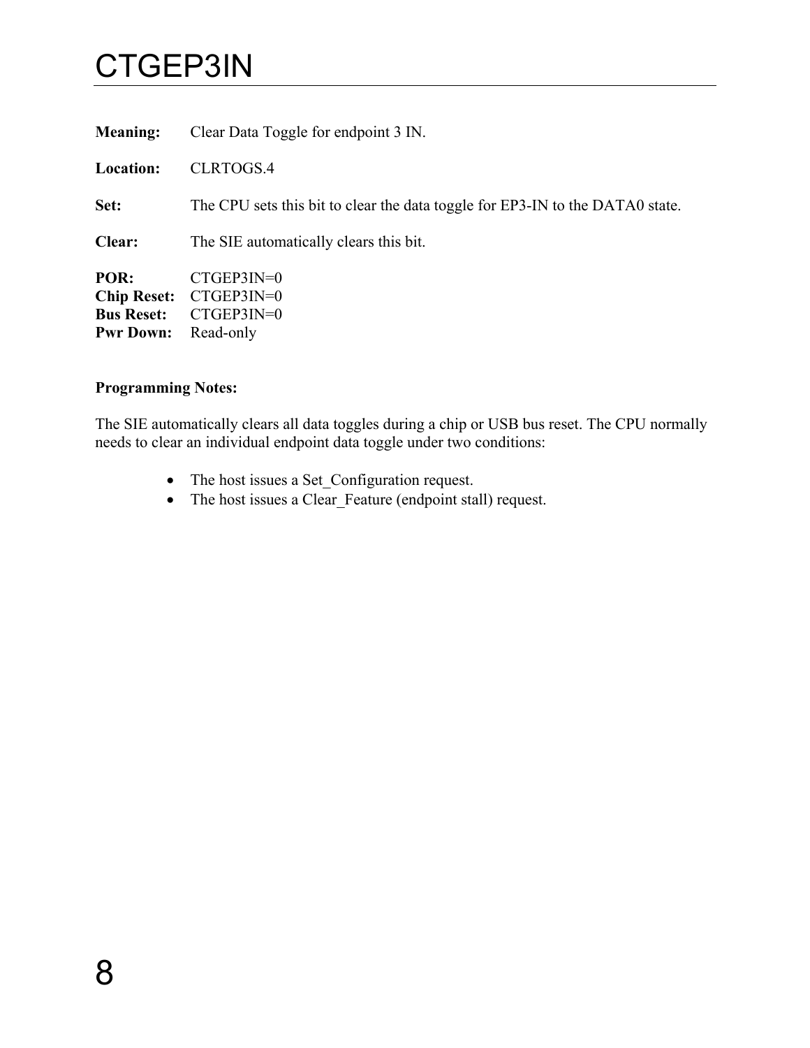# CTGEP3IN

**Meaning:** Clear Data Toggle for endpoint 3 IN.

**Location:** CLRTOGS.4

**Set:** The CPU sets this bit to clear the data toggle for EP3-IN to the DATA0 state.

**Clear:** The SIE automatically clears this bit.

**POR:** CTGEP3IN=0
**Chip Reset:** CTGEP3IN=0
**Bus Reset:** CTGEP3IN=0
**Pwr Down:** Read-only

**Programming Notes:**

The SIE automatically clears all data toggles during a chip or USB bus reset. The CPU normally needs to clear an individual endpoint data toggle under two conditions:

- The host issues a Set_Configuration request.
- The host issues a Clear_Feature (endpoint stall) request.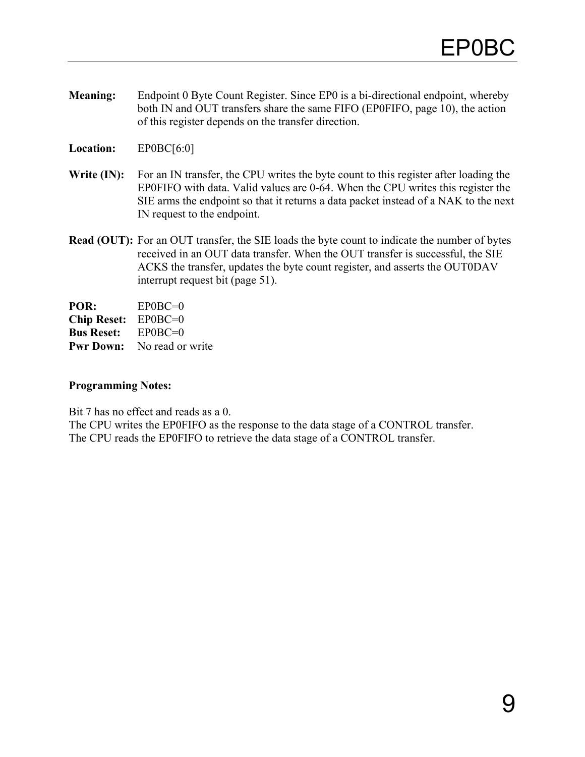# EP0BC

**Meaning:** Endpoint 0 Byte Count Register. Since EP0 is a bi-directional endpoint, whereby both IN and OUT transfers share the same FIFO (EP0FIFO, page 10), the action of this register depends on the transfer direction.

**Location:** EP0BC[6:0]

**Write (IN):** For an IN transfer, the CPU writes the byte count to this register after loading the EP0FIFO with data. Valid values are 0-64. When the CPU writes this register the SIE arms the endpoint so that it returns a data packet instead of a NAK to the next IN request to the endpoint.

**Read (OUT):** For an OUT transfer, the SIE loads the byte count to indicate the number of bytes received in an OUT data transfer. When the OUT transfer is successful, the SIE ACKS the transfer, updates the byte count register, and asserts the OUT0DAV interrupt request bit (page 51).

**POR:** EP0BC=0
**Chip Reset:** EP0BC=0
**Bus Reset:** EP0BC=0
**Pwr Down:** No read or write

**Programming Notes:**

Bit 7 has no effect and reads as a 0.
The CPU writes the EP0FIFO as the response to the data stage of a CONTROL transfer.
The CPU reads the EP0FIFO to retrieve the data stage of a CONTROL transfer.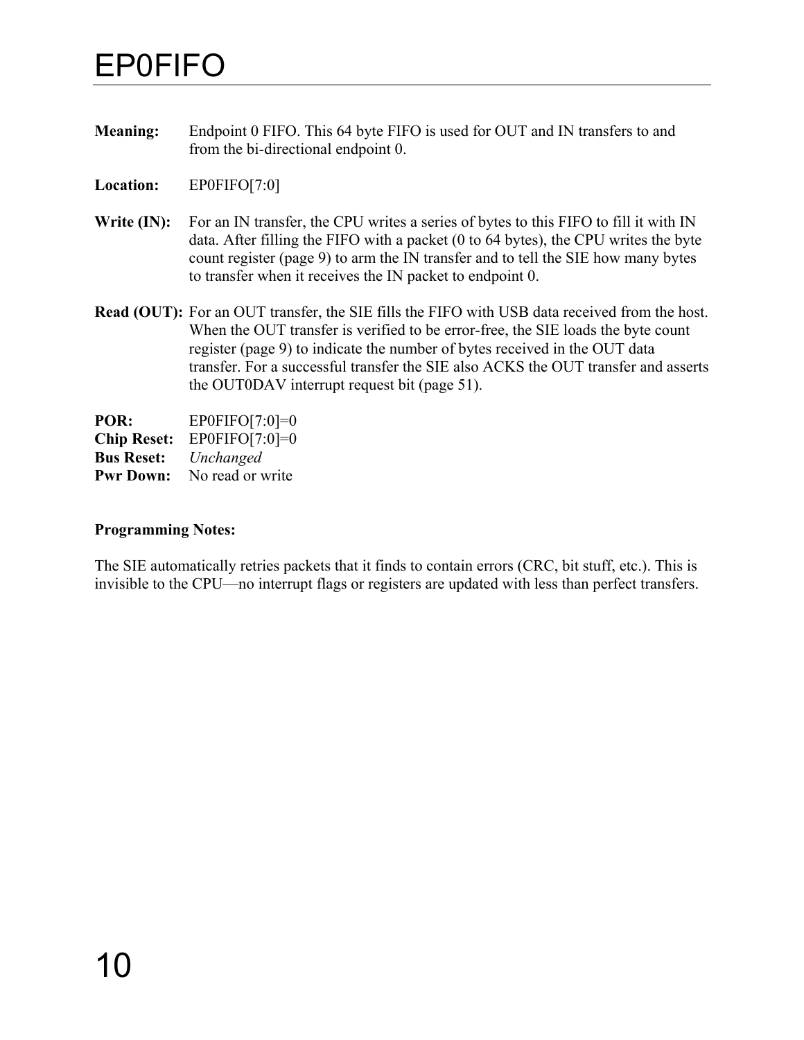# EP0FIFO

**Meaning:** Endpoint 0 FIFO. This 64 byte FIFO is used for OUT and IN transfers to and from the bi-directional endpoint 0.

**Location:** EP0FIFO[7:0]

**Write (IN):** For an IN transfer, the CPU writes a series of bytes to this FIFO to fill it with IN data. After filling the FIFO with a packet (0 to 64 bytes), the CPU writes the byte count register (page 9) to arm the IN transfer and to tell the SIE how many bytes to transfer when it receives the IN packet to endpoint 0.

**Read (OUT):** For an OUT transfer, the SIE fills the FIFO with USB data received from the host. When the OUT transfer is verified to be error-free, the SIE loads the byte count register (page 9) to indicate the number of bytes received in the OUT data transfer. For a successful transfer the SIE also ACKS the OUT transfer and asserts the OUT0DAV interrupt request bit (page 51).

**POR:** EP0FIFO[7:0]=0
**Chip Reset:** EP0FIFO[7:0]=0
**Bus Reset:** *Unchanged*
**Pwr Down:** No read or write

**Programming Notes:**

The SIE automatically retries packets that it finds to contain errors (CRC, bit stuff, etc.). This is invisible to the CPU—no interrupt flags or registers are updated with less than perfect transfers.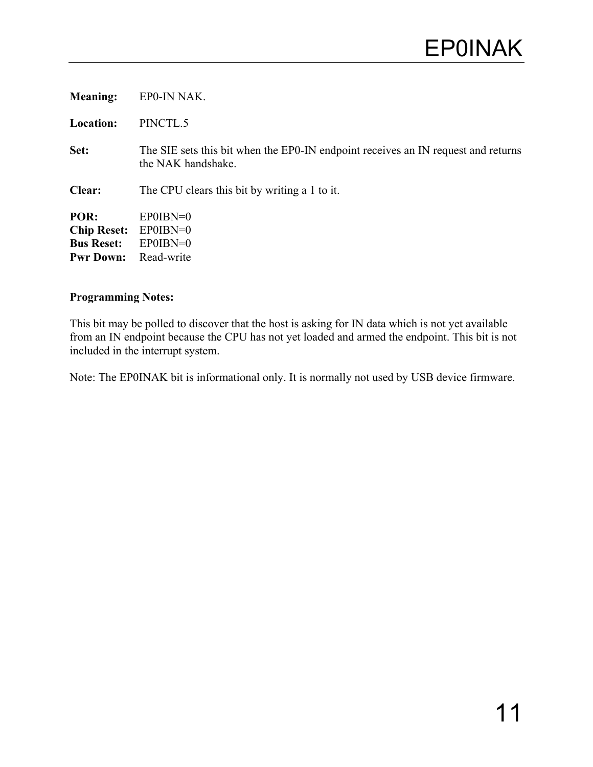# EP0INAK

**Meaning:** EP0-IN NAK.

**Location:** PINCTL.5

**Set:** The SIE sets this bit when the EP0-IN endpoint receives an IN request and returns the NAK handshake.

**Clear:** The CPU clears this bit by writing a 1 to it.

**POR:** EP0IBN=0
**Chip Reset:** EP0IBN=0
**Bus Reset:** EP0IBN=0
**Pwr Down:** Read-write

**Programming Notes:**

This bit may be polled to discover that the host is asking for IN data which is not yet available from an IN endpoint because the CPU has not yet loaded and armed the endpoint. This bit is not included in the interrupt system.

Note: The EP0INAK bit is informational only. It is normally not used by USB device firmware.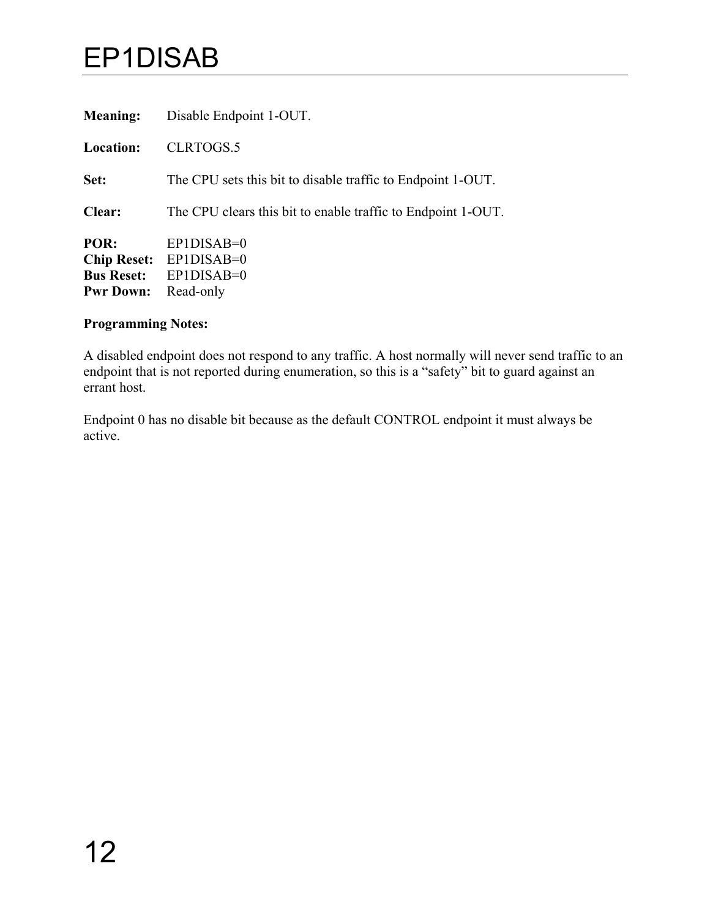# EP1DISAB

**Meaning:** Disable Endpoint 1-OUT.

**Location:** CLRTOGS.5

**Set:** The CPU sets this bit to disable traffic to Endpoint 1-OUT.

**Clear:** The CPU clears this bit to enable traffic to Endpoint 1-OUT.

**POR:** EP1DISAB=0
**Chip Reset:** EP1DISAB=0
**Bus Reset:** EP1DISAB=0
**Pwr Down:** Read-only

**Programming Notes:**

A disabled endpoint does not respond to any traffic. A host normally will never send traffic to an endpoint that is not reported during enumeration, so this is a "safety" bit to guard against an errant host.

Endpoint 0 has no disable bit because as the default CONTROL endpoint it must always be active.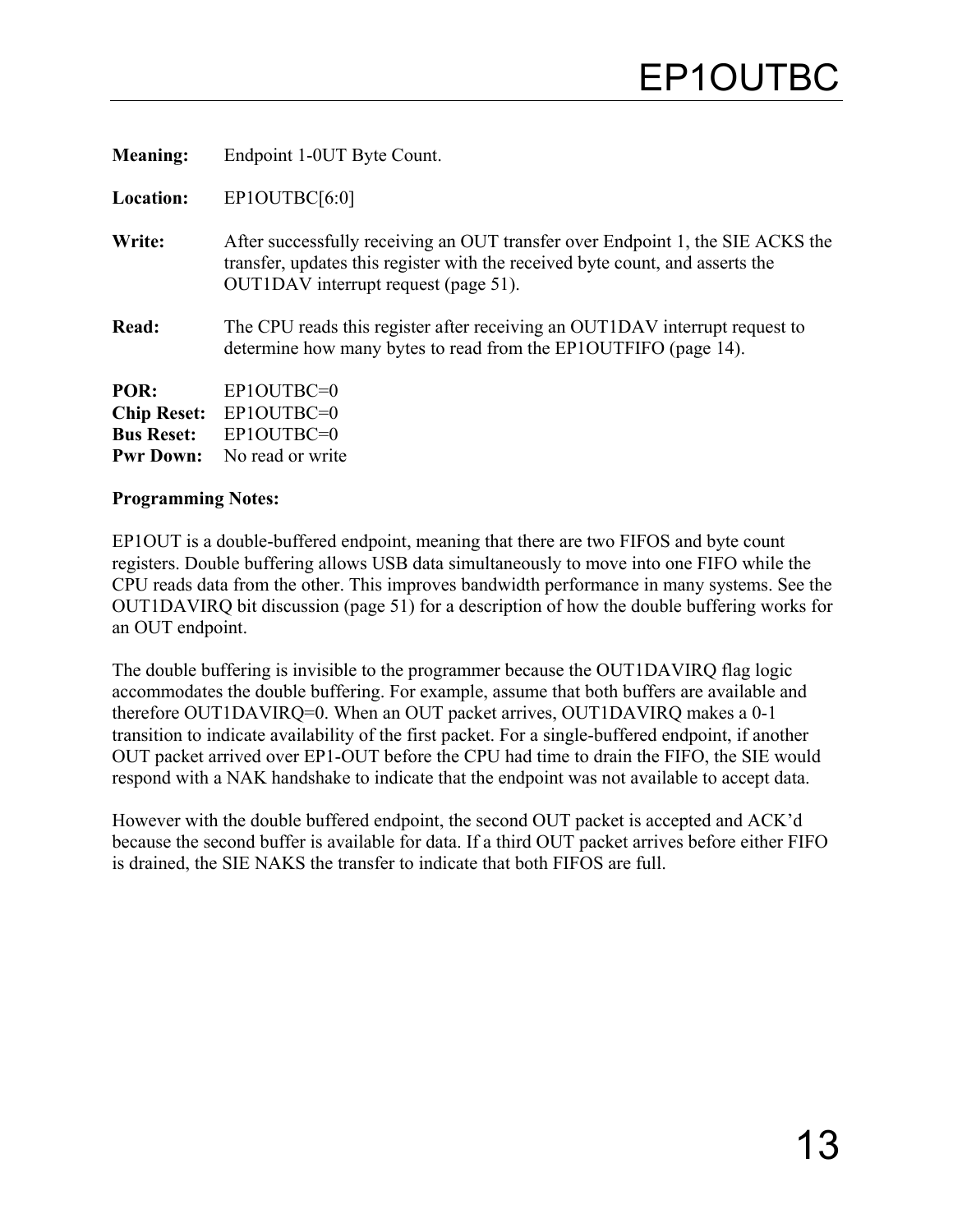# EP1OUTBC

**Meaning:** Endpoint 1-0UT Byte Count.

**Location:** EP1OUTBC[6:0]

**Write:** After successfully receiving an OUT transfer over Endpoint 1, the SIE ACKS the transfer, updates this register with the received byte count, and asserts the OUT1DAV interrupt request (page 51).

**Read:** The CPU reads this register after receiving an OUT1DAV interrupt request to determine how many bytes to read from the EP1OUTFIFO (page 14).

**POR:** EP1OUTBC=0
**Chip Reset:** EP1OUTBC=0
**Bus Reset:** EP1OUTBC=0
**Pwr Down:** No read or write

**Programming Notes:**

EP1OUT is a double-buffered endpoint, meaning that there are two FIFOS and byte count registers. Double buffering allows USB data simultaneously to move into one FIFO while the CPU reads data from the other. This improves bandwidth performance in many systems. See the OUT1DAVIRQ bit discussion (page 51) for a description of how the double buffering works for an OUT endpoint.

The double buffering is invisible to the programmer because the OUT1DAVIRQ flag logic accommodates the double buffering. For example, assume that both buffers are available and therefore OUT1DAVIRQ=0. When an OUT packet arrives, OUT1DAVIRQ makes a 0-1 transition to indicate availability of the first packet. For a single-buffered endpoint, if another OUT packet arrived over EP1-OUT before the CPU had time to drain the FIFO, the SIE would respond with a NAK handshake to indicate that the endpoint was not available to accept data.

However with the double buffered endpoint, the second OUT packet is accepted and ACK'd because the second buffer is available for data. If a third OUT packet arrives before either FIFO is drained, the SIE NAKS the transfer to indicate that both FIFOS are full.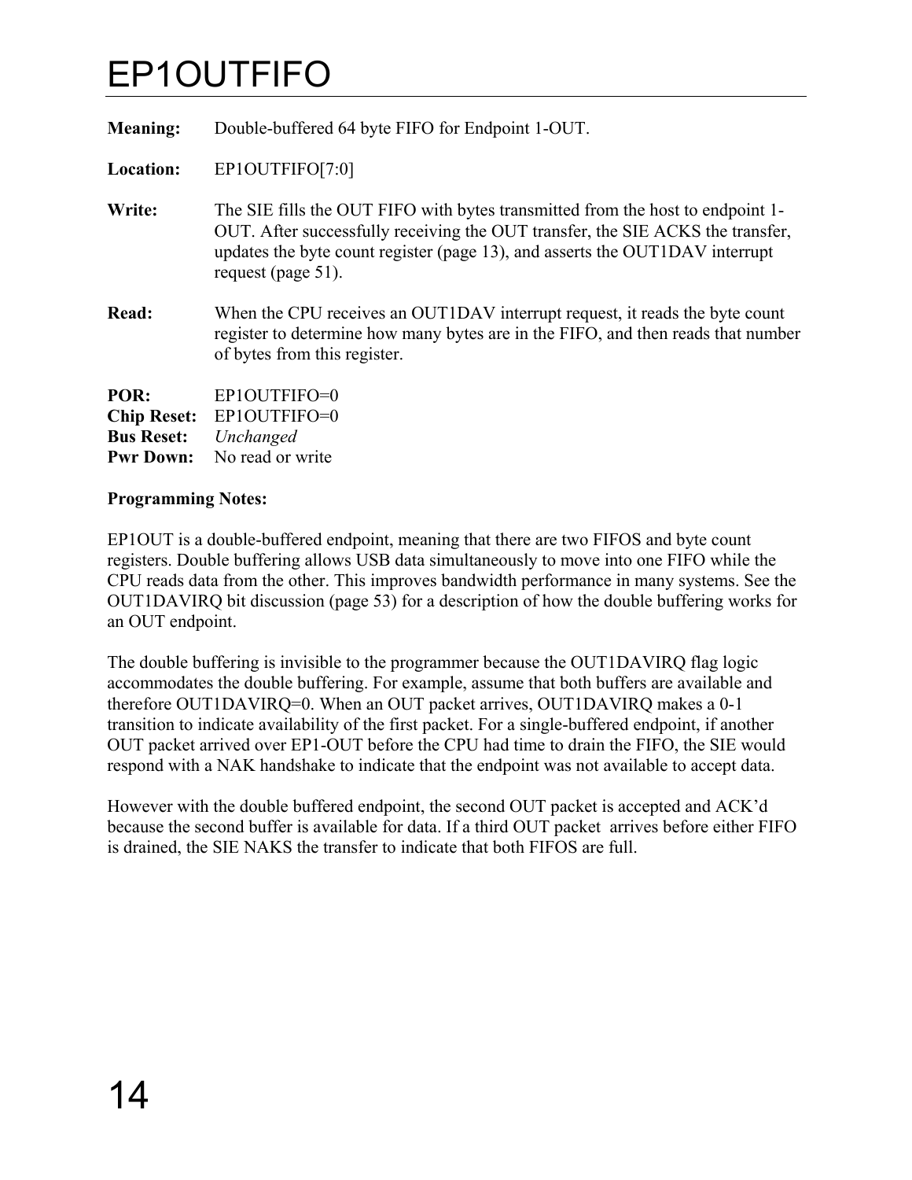# EP1OUTFIFO

**Meaning:** Double-buffered 64 byte FIFO for Endpoint 1-OUT.

**Location:** EP1OUTFIFO[7:0]

**Write:** The SIE fills the OUT FIFO with bytes transmitted from the host to endpoint 1-OUT. After successfully receiving the OUT transfer, the SIE ACKS the transfer, updates the byte count register (page 13), and asserts the OUT1DAV interrupt request (page 51).

**Read:** When the CPU receives an OUT1DAV interrupt request, it reads the byte count register to determine how many bytes are in the FIFO, and then reads that number of bytes from this register.

**POR:** EP1OUTFIFO=0
**Chip Reset:** EP1OUTFIFO=0
**Bus Reset:** *Unchanged*
**Pwr Down:** No read or write

**Programming Notes:**

EP1OUT is a double-buffered endpoint, meaning that there are two FIFOS and byte count registers. Double buffering allows USB data simultaneously to move into one FIFO while the CPU reads data from the other. This improves bandwidth performance in many systems. See the OUT1DAVIRQ bit discussion (page 53) for a description of how the double buffering works for an OUT endpoint.

The double buffering is invisible to the programmer because the OUT1DAVIRQ flag logic accommodates the double buffering. For example, assume that both buffers are available and therefore OUT1DAVIRQ=0. When an OUT packet arrives, OUT1DAVIRQ makes a 0-1 transition to indicate availability of the first packet. For a single-buffered endpoint, if another OUT packet arrived over EP1-OUT before the CPU had time to drain the FIFO, the SIE would respond with a NAK handshake to indicate that the endpoint was not available to accept data.

However with the double buffered endpoint, the second OUT packet is accepted and ACK'd because the second buffer is available for data. If a third OUT packet arrives before either FIFO is drained, the SIE NAKS the transfer to indicate that both FIFOS are full.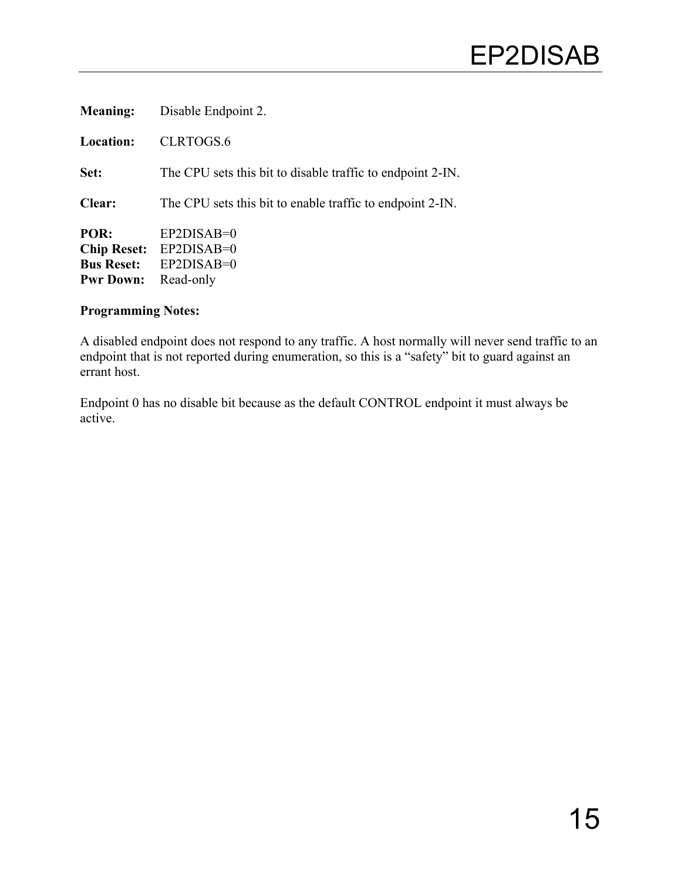# EP2DISAB

**Meaning:** Disable Endpoint 2.

**Location:** CLRTOGS.6

**Set:** The CPU sets this bit to disable traffic to endpoint 2-IN.

**Clear:** The CPU sets this bit to enable traffic to endpoint 2-IN.

**POR:** EP2DISAB=0
**Chip Reset:** EP2DISAB=0
**Bus Reset:** EP2DISAB=0
**Pwr Down:** Read-only

**Programming Notes:**

A disabled endpoint does not respond to any traffic. A host normally will never send traffic to an endpoint that is not reported during enumeration, so this is a “safety” bit to guard against an errant host.

Endpoint 0 has no disable bit because as the default CONTROL endpoint it must always be active.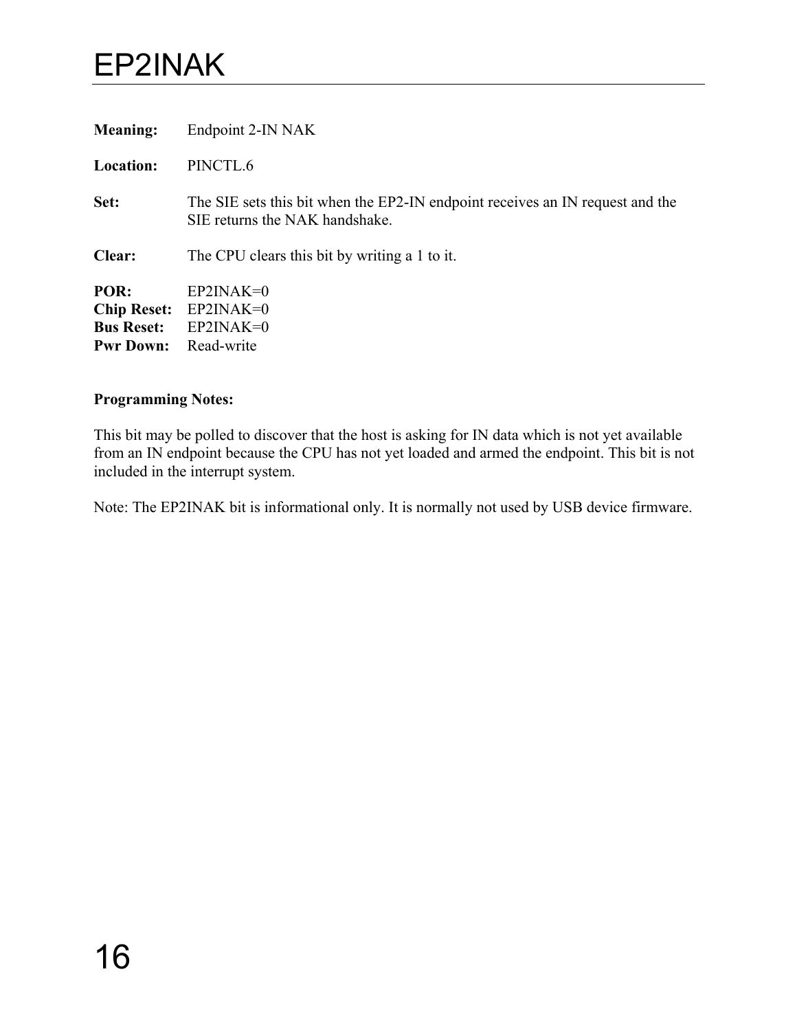# EP2INAK

**Meaning:** Endpoint 2-IN NAK

**Location:** PINCTL.6

**Set:** The SIE sets this bit when the EP2-IN endpoint receives an IN request and the SIE returns the NAK handshake.

**Clear:** The CPU clears this bit by writing a 1 to it.

**POR:** EP2INAK=0
**Chip Reset:** EP2INAK=0
**Bus Reset:** EP2INAK=0
**Pwr Down:** Read-write

**Programming Notes:**

This bit may be polled to discover that the host is asking for IN data which is not yet available from an IN endpoint because the CPU has not yet loaded and armed the endpoint. This bit is not included in the interrupt system.

Note: The EP2INAK bit is informational only. It is normally not used by USB device firmware.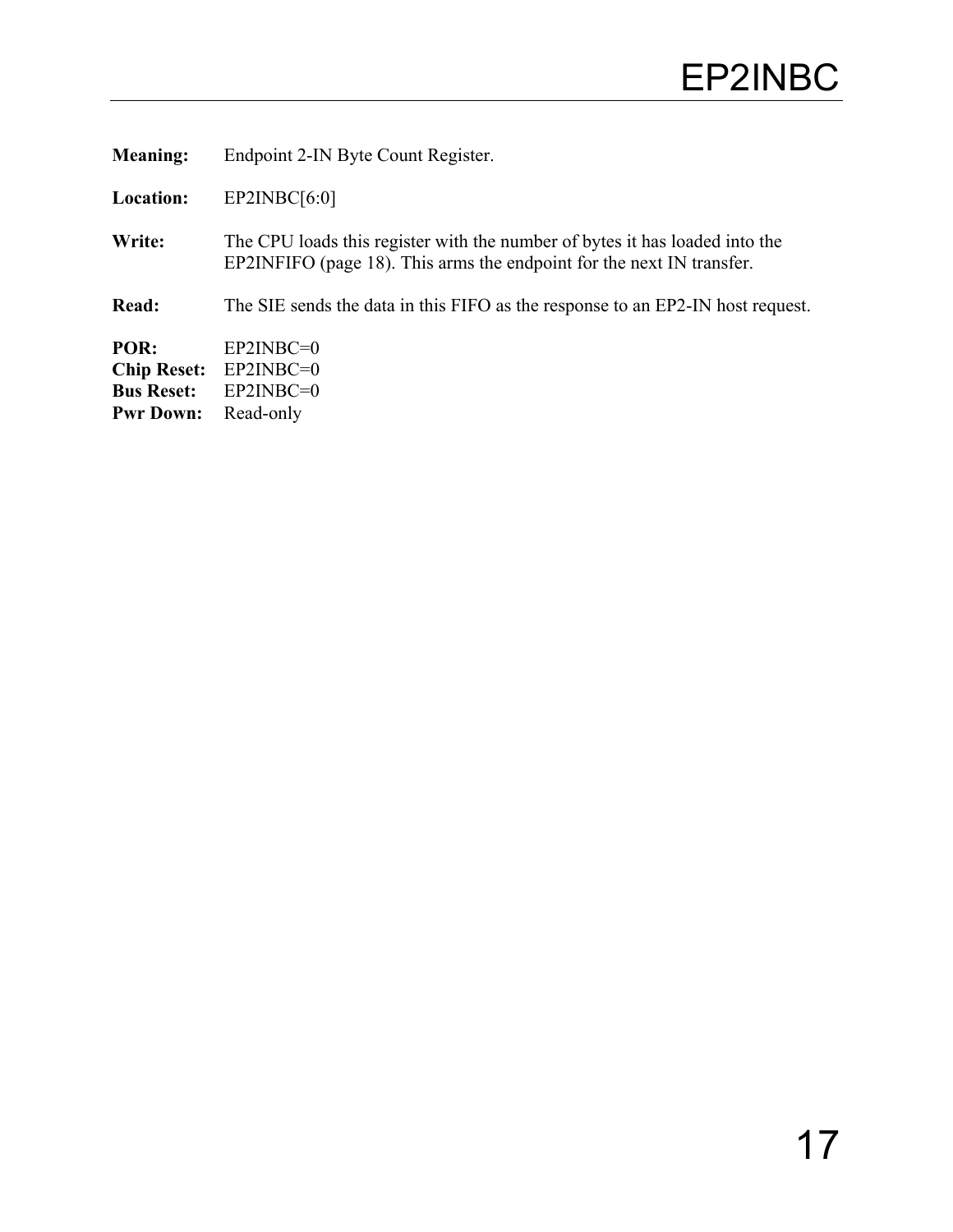# EP2INBC

**Meaning:** Endpoint 2-IN Byte Count Register.

**Location:** EP2INBC[6:0]

**Write:** The CPU loads this register with the number of bytes it has loaded into the EP2INFIFO (page 18). This arms the endpoint for the next IN transfer.

**Read:** The SIE sends the data in this FIFO as the response to an EP2-IN host request.

**POR:** EP2INBC=0
**Chip Reset:** EP2INBC=0
**Bus Reset:** EP2INBC=0
**Pwr Down:** Read-only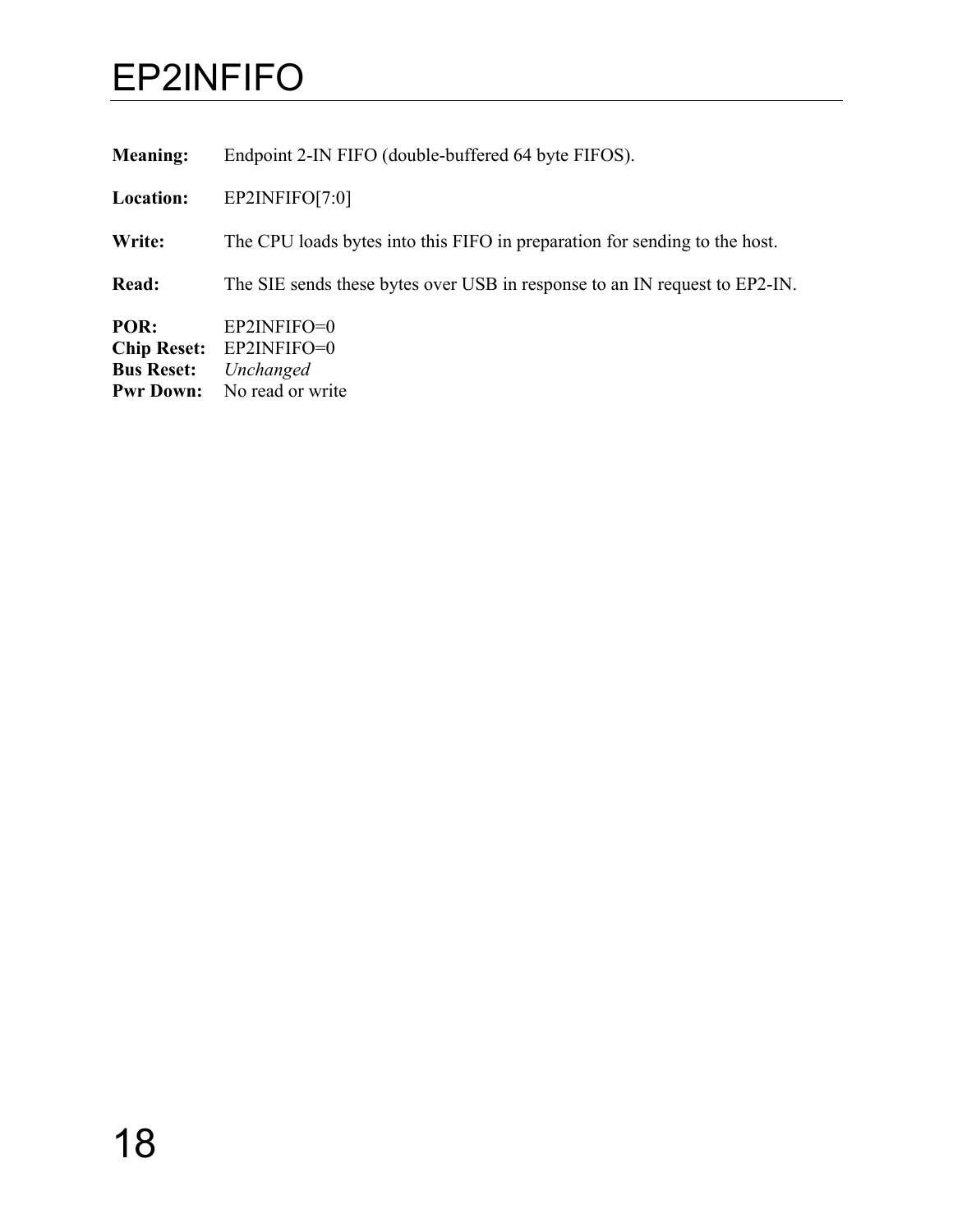# EP2INFIFO

**Meaning:** Endpoint 2-IN FIFO (double-buffered 64 byte FIFOS).

**Location:** EP2INFIFO[7:0]

**Write:** The CPU loads bytes into this FIFO in preparation for sending to the host.

**Read:** The SIE sends these bytes over USB in response to an IN request to EP2-IN.

**POR:** EP2INFIFO=0
**Chip Reset:** EP2INFIFO=0
**Bus Reset:** *Unchanged*
**Pwr Down:** No read or write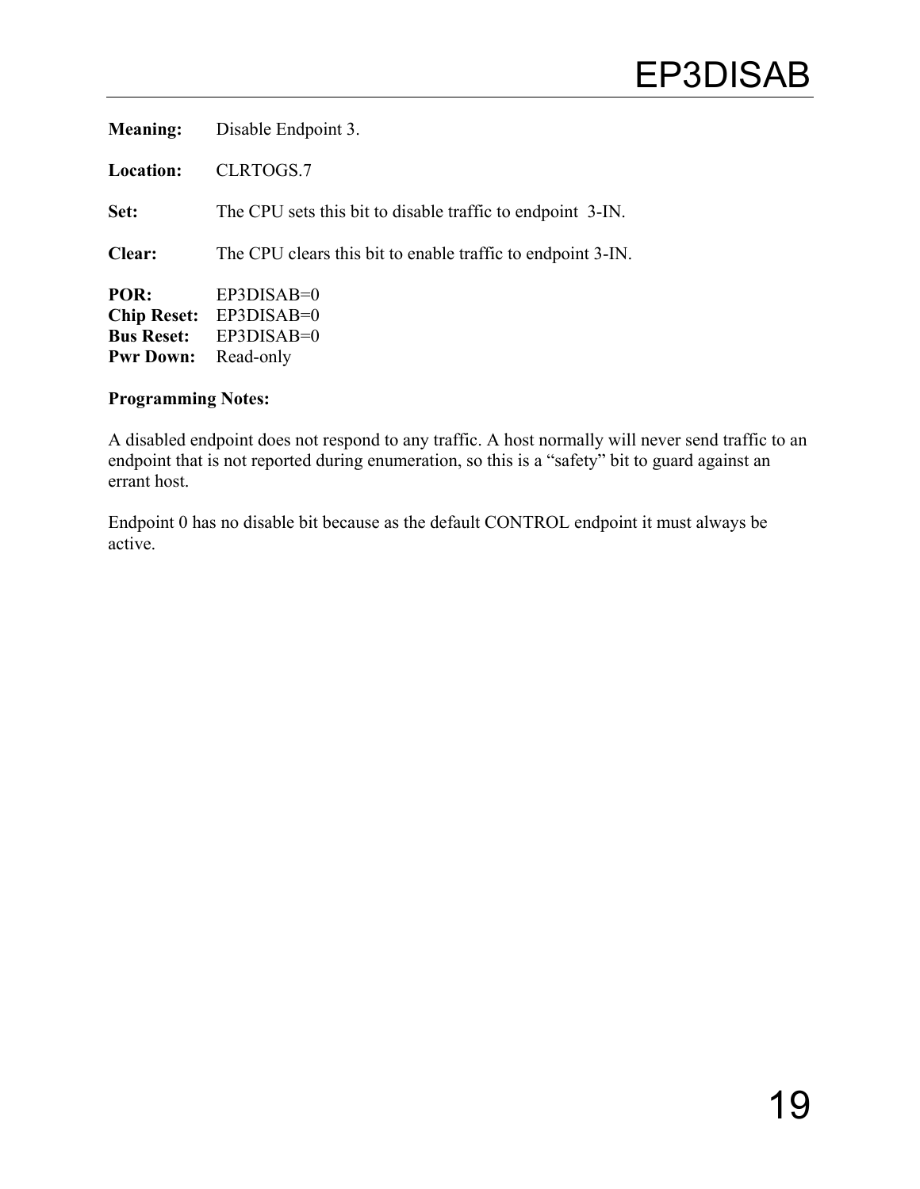# EP3DISAB

**Meaning:** Disable Endpoint 3.

**Location:** CLRTOGS.7

**Set:** The CPU sets this bit to disable traffic to endpoint 3-IN.

**Clear:** The CPU clears this bit to enable traffic to endpoint 3-IN.

**POR:** EP3DISAB=0
**Chip Reset:** EP3DISAB=0
**Bus Reset:** EP3DISAB=0
**Pwr Down:** Read-only

**Programming Notes:**

A disabled endpoint does not respond to any traffic. A host normally will never send traffic to an endpoint that is not reported during enumeration, so this is a “safety” bit to guard against an errant host.

Endpoint 0 has no disable bit because as the default CONTROL endpoint it must always be active.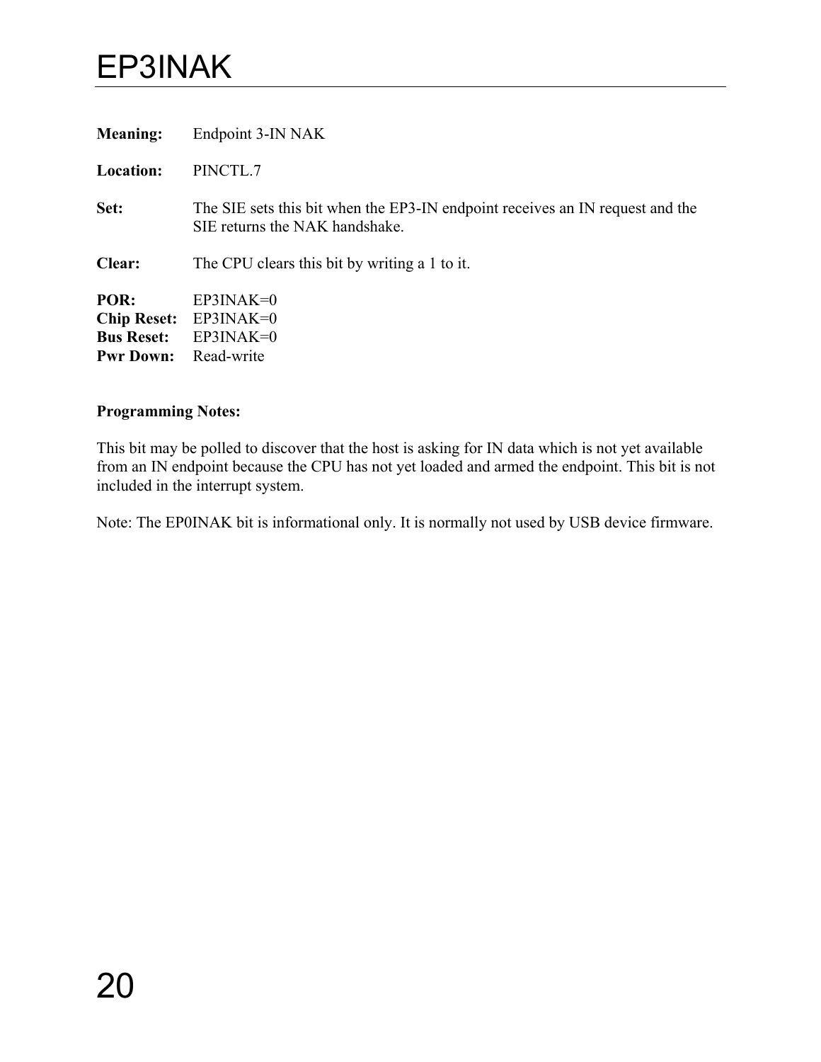# EP3INAK

**Meaning:** Endpoint 3-IN NAK

**Location:** PINCTL.7

**Set:** The SIE sets this bit when the EP3-IN endpoint receives an IN request and the SIE returns the NAK handshake.

**Clear:** The CPU clears this bit by writing a 1 to it.

**POR:** EP3INAK=0
**Chip Reset:** EP3INAK=0
**Bus Reset:** EP3INAK=0
**Pwr Down:** Read-write

**Programming Notes:**

This bit may be polled to discover that the host is asking for IN data which is not yet available from an IN endpoint because the CPU has not yet loaded and armed the endpoint. This bit is not included in the interrupt system.

Note: The EP0INAK bit is informational only. It is normally not used by USB device firmware.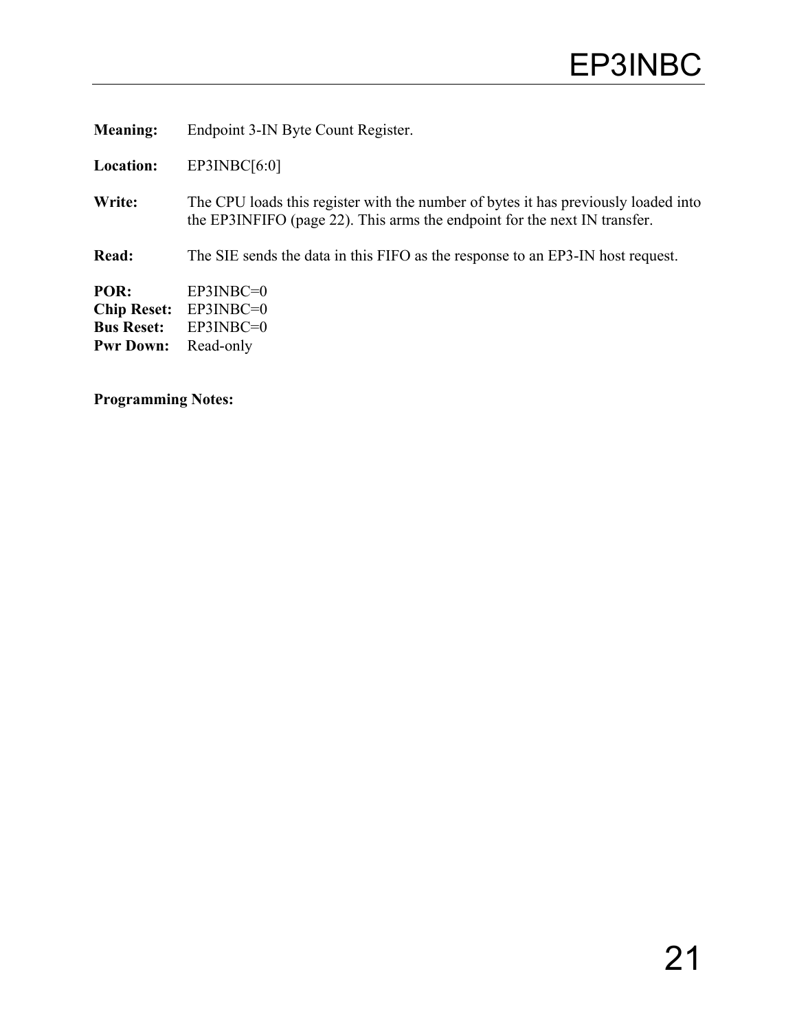# EP3INBC

**Meaning:** Endpoint 3-IN Byte Count Register.

**Location:** EP3INBC[6:0]

**Write:** The CPU loads this register with the number of bytes it has previously loaded into the EP3INFIFO (page 22). This arms the endpoint for the next IN transfer.

**Read:** The SIE sends the data in this FIFO as the response to an EP3-IN host request.

**POR:** EP3INBC=0
**Chip Reset:** EP3INBC=0
**Bus Reset:** EP3INBC=0
**Pwr Down:** Read-only

**Programming Notes:**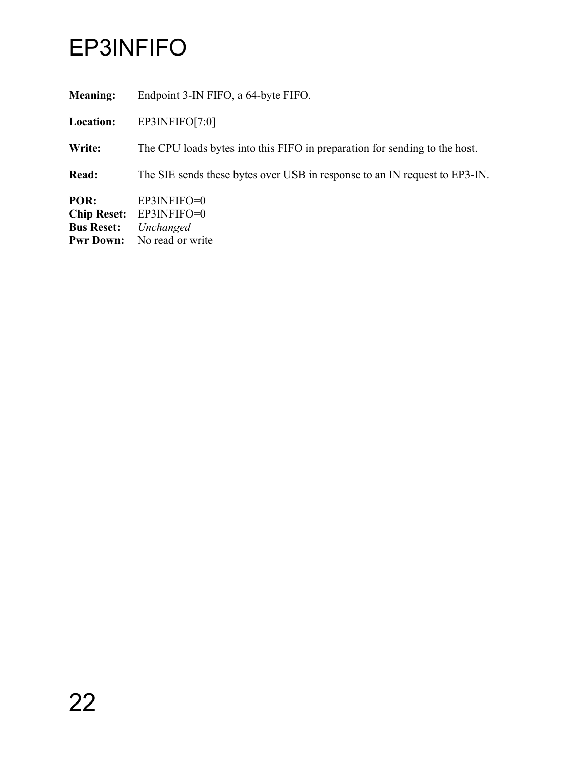# EP3INFIFO

**Meaning:** Endpoint 3-IN FIFO, a 64-byte FIFO.

**Location:** EP3INFIFO[7:0]

**Write:** The CPU loads bytes into this FIFO in preparation for sending to the host.

**Read:** The SIE sends these bytes over USB in response to an IN request to EP3-IN.

**POR:** EP3INFIFO=0
**Chip Reset:** EP3INFIFO=0
**Bus Reset:** *Unchanged*
**Pwr Down:** No read or write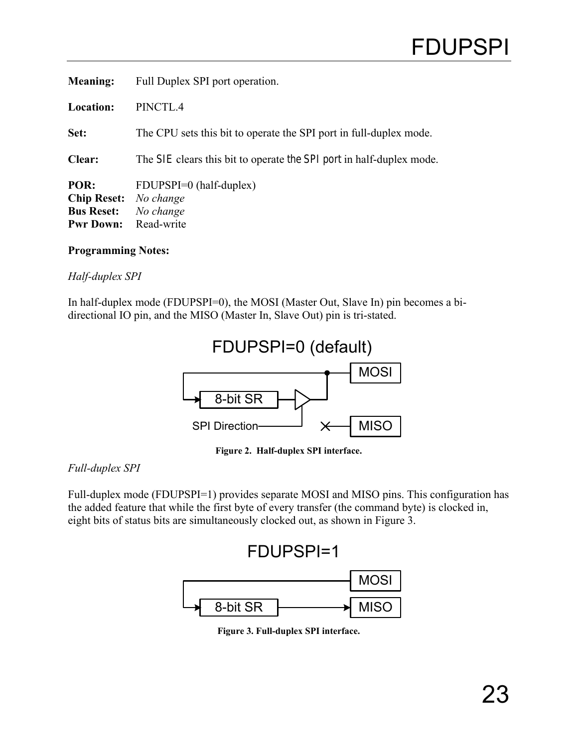# FDUPSPI

**Meaning:** Full Duplex SPI port operation.

**Location:** PINCTL.4

**Set:** The CPU sets this bit to operate the SPI port in full-duplex mode.

**Clear:** The SIE clears this bit to operate the SPI port in half-duplex mode.

**POR:** FDUPSPI=0 (half-duplex)
**Chip Reset:** *No change*
**Bus Reset:** *No change*
**Pwr Down:** Read-write

**Programming Notes:**

*Half-duplex SPI*

In half-duplex mode (FDUPSPI=0), the MOSI (Master Out, Slave In) pin becomes a bi-directional IO pin, and the MISO (Master In, Slave Out) pin is tri-stated.

FDUPSPI=0 (default)

MOSI

8-bit SR

SPI Direction

MISO

**Figure 2. Half-duplex SPI interface.**

*Full-duplex SPI*

Full-duplex mode (FDUPSPI=1) provides separate MOSI and MISO pins. This configuration has the added feature that while the first byte of every transfer (the command byte) is clocked in, eight bits of status bits are simultaneously clocked out, as shown in Figure 3.

FDUPSPI=1

MOSI

8-bit SR

MISO

**Figure 3. Full-duplex SPI interface.**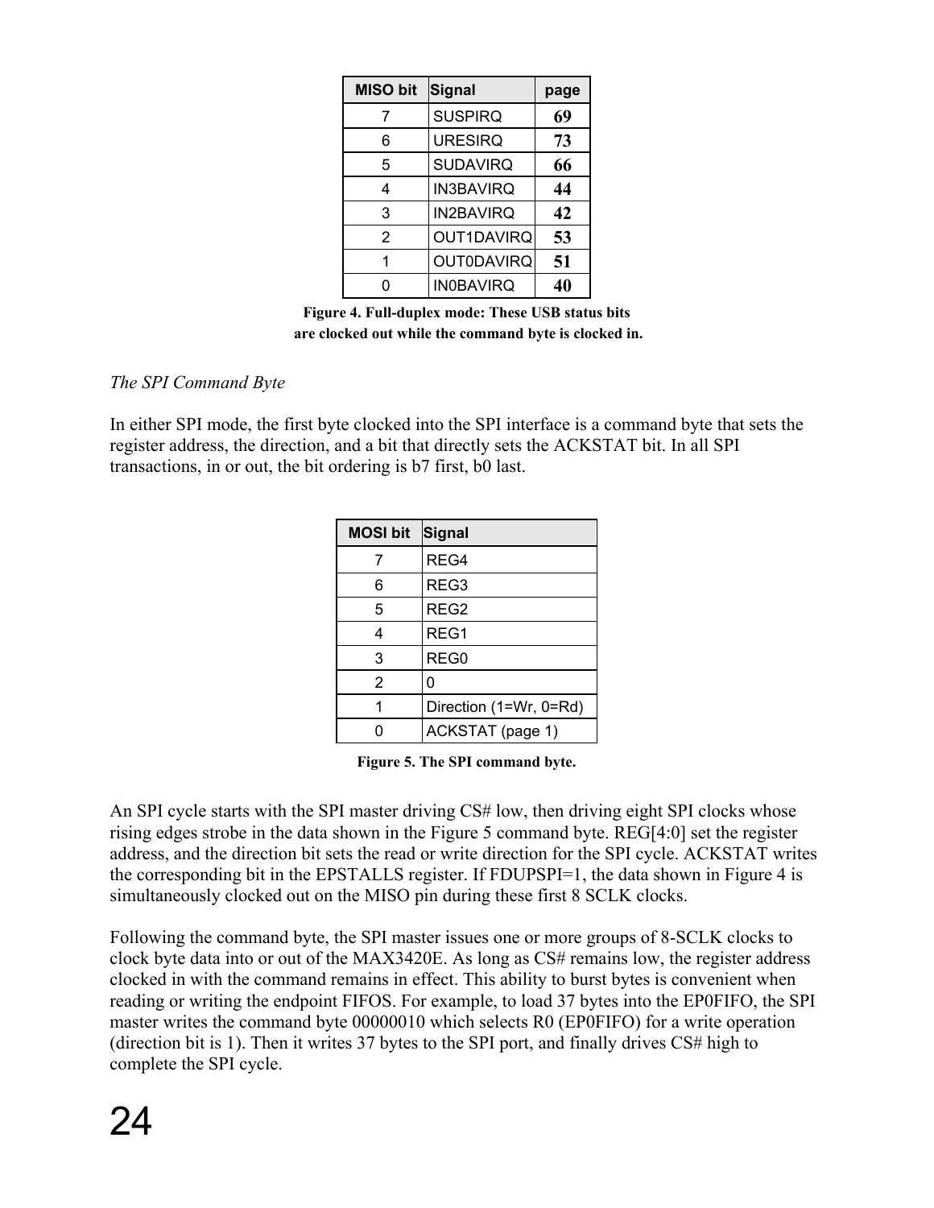| MISO bit | Signal | page |
|---|---|---|
| 7 | SUSPIRQ | 69 |
| 6 | URESIRQ | 73 |
| 5 | SUDAVIRQ | 66 |
| 4 | IN3BAVIRQ | 44 |
| 3 | IN2BAVIRQ | 42 |
| 2 | OUT1DAVIRQ | 53 |
| 1 | OUT0DAVIRQ | 51 |
| 0 | IN0BAVIRQ | 40 |

**Figure 4. Full-duplex mode: These USB status bits are clocked out while the command byte is clocked in.**

*The SPI Command Byte*

In either SPI mode, the first byte clocked into the SPI interface is a command byte that sets the register address, the direction, and a bit that directly sets the ACKSTAT bit. In all SPI transactions, in or out, the bit ordering is b7 first, b0 last.

| MOSI bit | Signal |
|---|---|
| 7 | REG4 |
| 6 | REG3 |
| 5 | REG2 |
| 4 | REG1 |
| 3 | REG0 |
| 2 | 0 |
| 1 | Direction (1=Wr, 0=Rd) |
| 0 | ACKSTAT (page 1) |

**Figure 5. The SPI command byte.**

An SPI cycle starts with the SPI master driving CS# low, then driving eight SPI clocks whose rising edges strobe in the data shown in the Figure 5 command byte. REG[4:0] set the register address, and the direction bit sets the read or write direction for the SPI cycle. ACKSTAT writes the corresponding bit in the EPSTALLS register. If FDUPSPI=1, the data shown in Figure 4 is simultaneously clocked out on the MISO pin during these first 8 SCLK clocks.

Following the command byte, the SPI master issues one or more groups of 8-SCLK clocks to clock byte data into or out of the MAX3420E. As long as CS# remains low, the register address clocked in with the command remains in effect. This ability to burst bytes is convenient when reading or writing the endpoint FIFOS. For example, to load 37 bytes into the EP0FIFO, the SPI master writes the command byte 00000010 which selects R0 (EP0FIFO) for a write operation (direction bit is 1). Then it writes 37 bytes to the SPI port, and finally drives CS# high to complete the SPI cycle.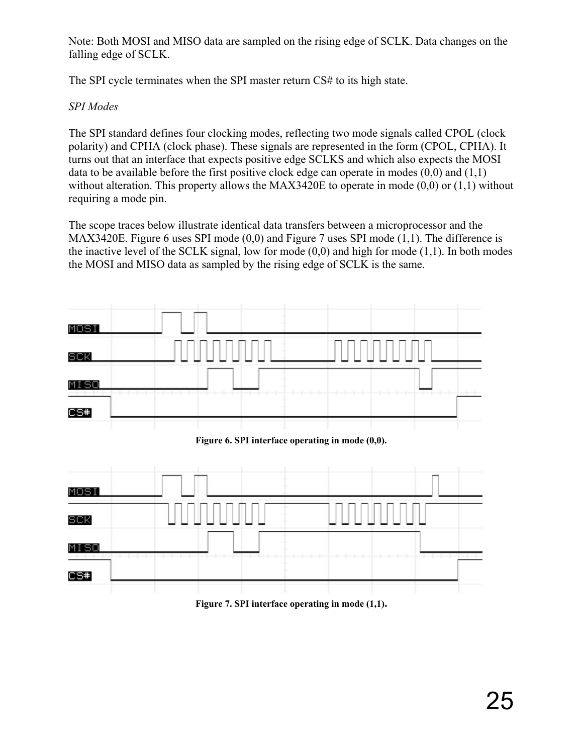Note: Both MOSI and MISO data are sampled on the rising edge of SCLK. Data changes on the falling edge of SCLK.

The SPI cycle terminates when the SPI master return CS# to its high state.

*SPI Modes*

The SPI standard defines four clocking modes, reflecting two mode signals called CPOL (clock polarity) and CPHA (clock phase). These signals are represented in the form (CPOL, CPHA). It turns out that an interface that expects positive edge SCLKS and which also expects the MOSI data to be available before the first positive clock edge can operate in modes (0,0) and (1,1) without alteration. This property allows the MAX3420E to operate in mode (0,0) or (1,1) without requiring a mode pin.

The scope traces below illustrate identical data transfers between a microprocessor and the MAX3420E. Figure 6 uses SPI mode (0,0) and Figure 7 uses SPI mode (1,1). The difference is the inactive level of the SCLK signal, low for mode (0,0) and high for mode (1,1). In both modes the MOSI and MISO data as sampled by the rising edge of SCLK is the same.

**Figure 6. SPI interface operating in mode (0,0).**

**Figure 7. SPI interface operating in mode (1,1).**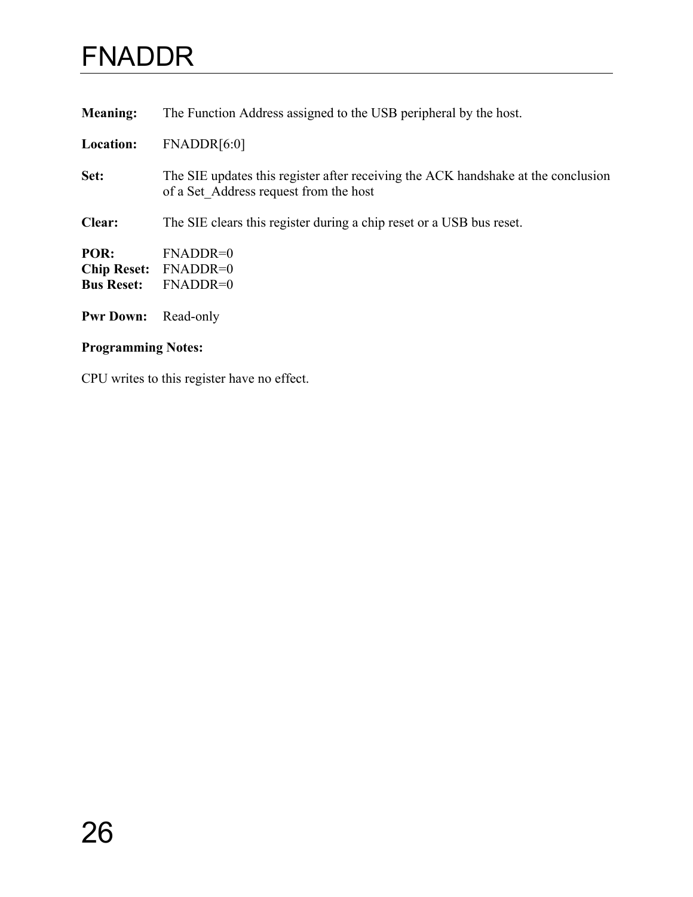# FNADDR

**Meaning:** The Function Address assigned to the USB peripheral by the host.

**Location:** FNADDR[6:0]

**Set:** The SIE updates this register after receiving the ACK handshake at the conclusion of a Set_Address request from the host

**Clear:** The SIE clears this register during a chip reset or a USB bus reset.

**POR:** FNADDR=0
**Chip Reset:** FNADDR=0
**Bus Reset:** FNADDR=0

**Pwr Down:** Read-only

**Programming Notes:**

CPU writes to this register have no effect.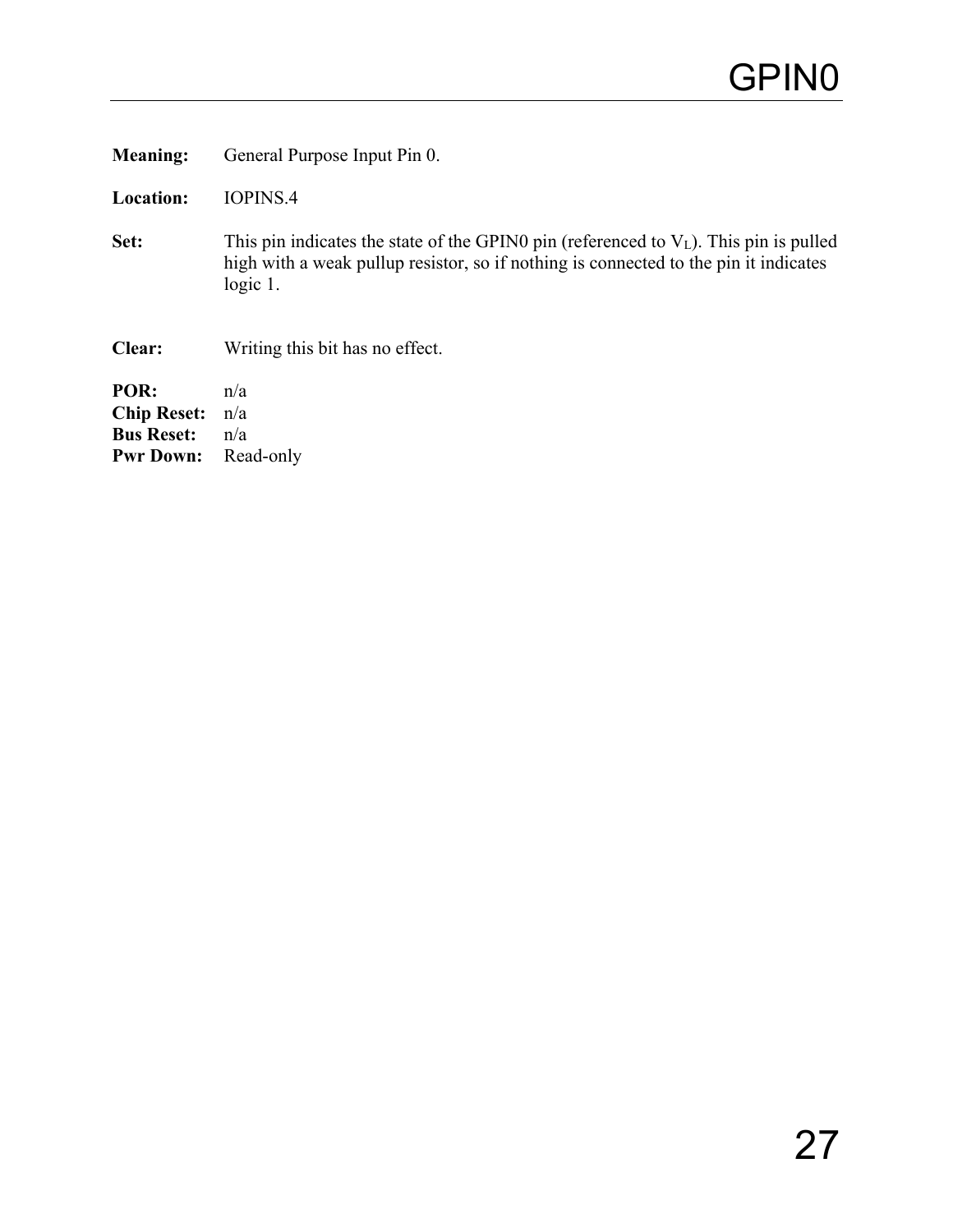# GPIN0

**Meaning:** General Purpose Input Pin 0.

**Location:** IOPINS.4

**Set:** This pin indicates the state of the GPIN0 pin (referenced to $V_L$). This pin is pulled high with a weak pullup resistor, so if nothing is connected to the pin it indicates logic 1.

**Clear:** Writing this bit has no effect.

**POR:** n/a
**Chip Reset:** n/a
**Bus Reset:** n/a
**Pwr Down:** Read-only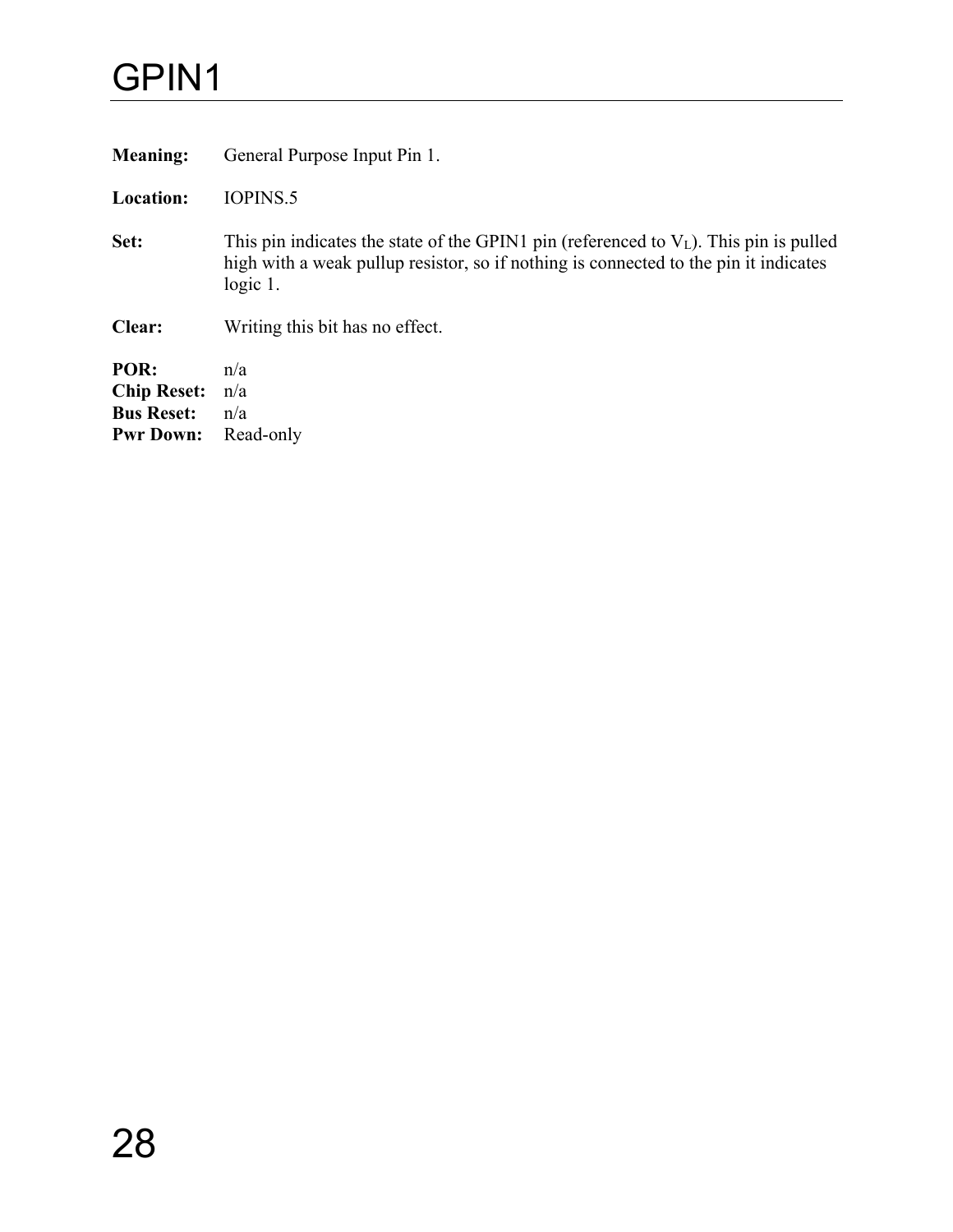# GPIN1

**Meaning:** General Purpose Input Pin 1.

**Location:** IOPINS.5

**Set:** This pin indicates the state of the GPIN1 pin (referenced to $V_L$). This pin is pulled high with a weak pullup resistor, so if nothing is connected to the pin it indicates logic 1.

**Clear:** Writing this bit has no effect.

**POR:** n/a
**Chip Reset:** n/a
**Bus Reset:** n/a
**Pwr Down:** Read-only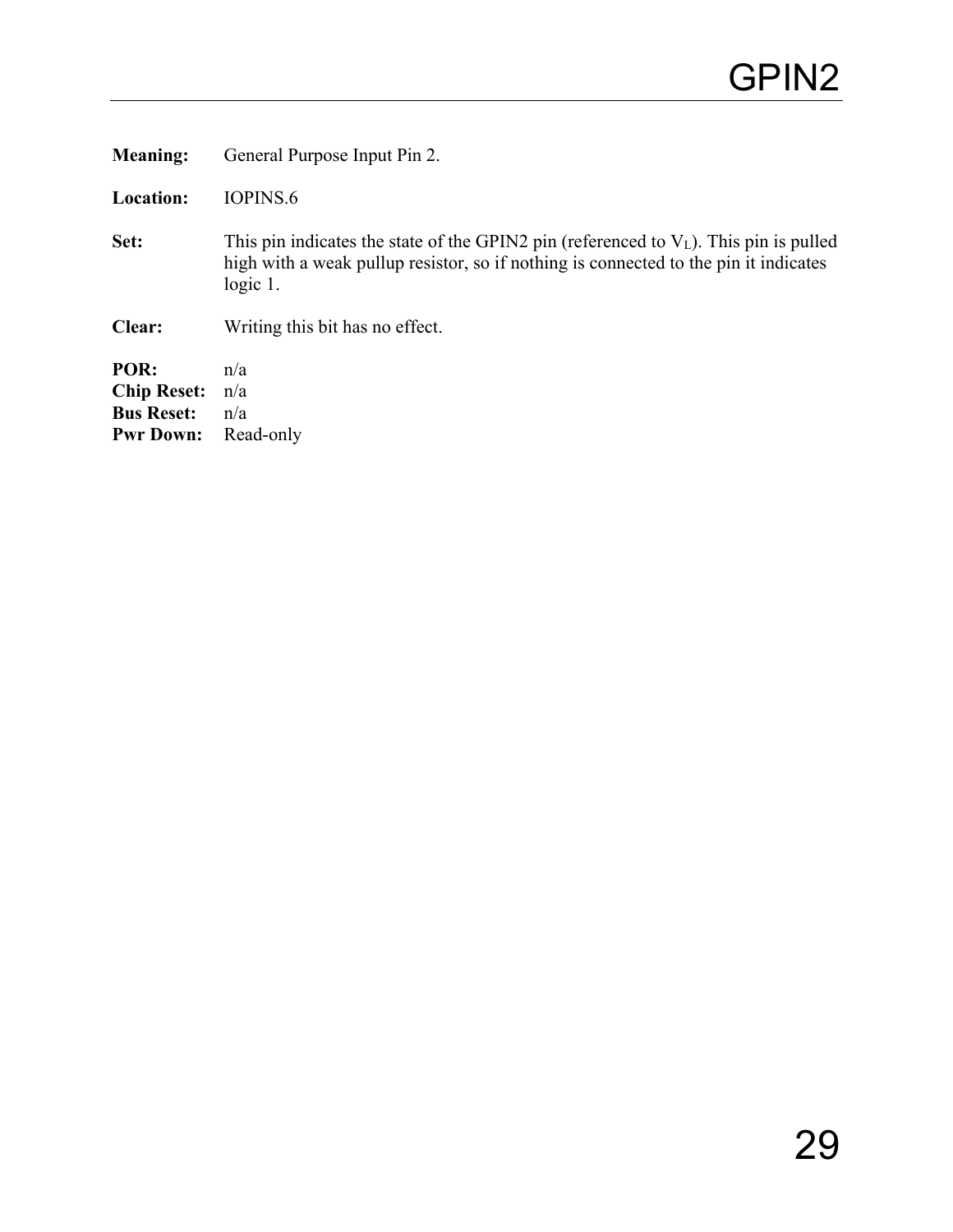# GPIN2

**Meaning:** General Purpose Input Pin 2.

**Location:** IOPINS.6

**Set:** This pin indicates the state of the GPIN2 pin (referenced to $V_L$). This pin is pulled high with a weak pullup resistor, so if nothing is connected to the pin it indicates logic 1.

**Clear:** Writing this bit has no effect.

**POR:** n/a
**Chip Reset:** n/a
**Bus Reset:** n/a
**Pwr Down:** Read-only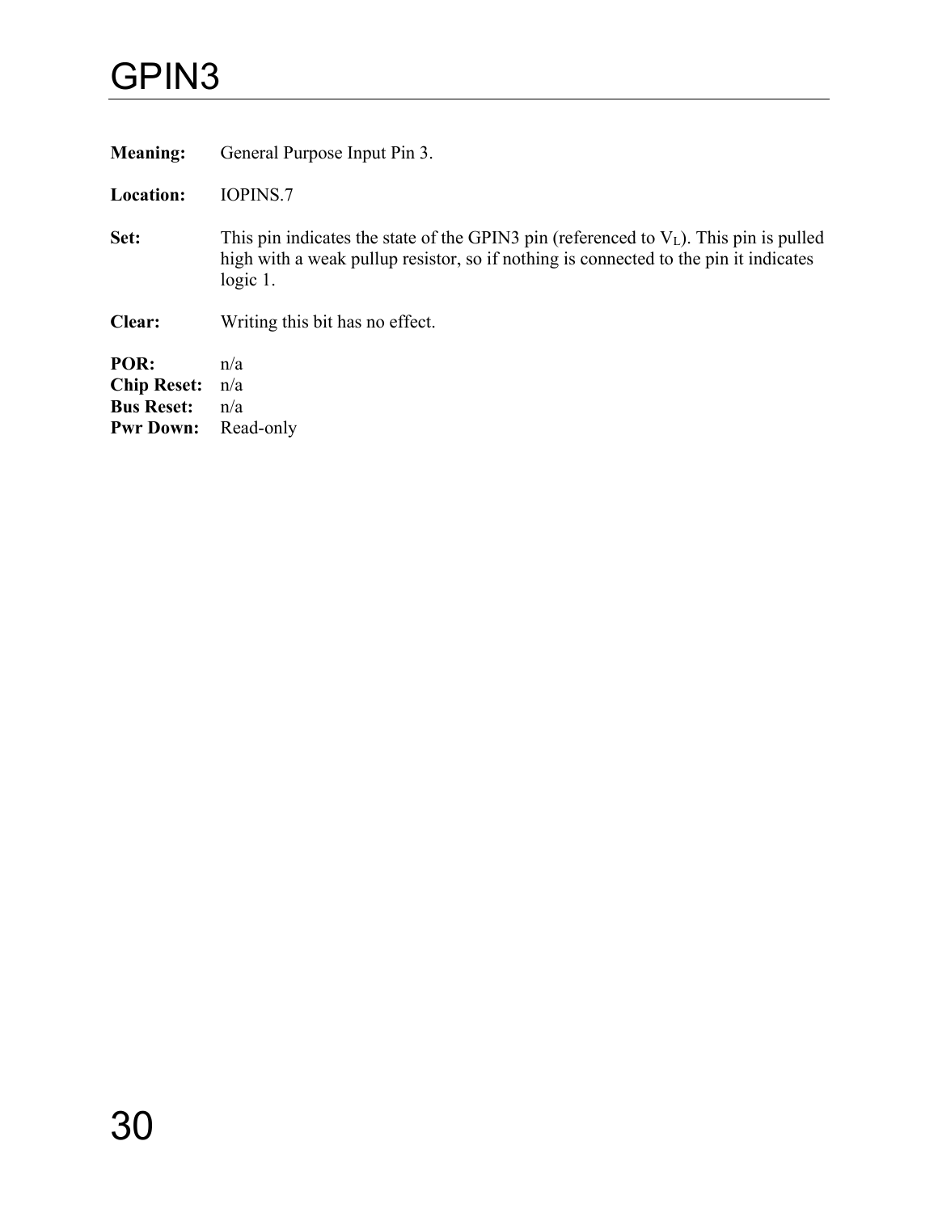# GPIN3

**Meaning:** General Purpose Input Pin 3.

**Location:** IOPINS.7

**Set:** This pin indicates the state of the GPIN3 pin (referenced to $V_L$). This pin is pulled high with a weak pullup resistor, so if nothing is connected to the pin it indicates logic 1.

**Clear:** Writing this bit has no effect.

**POR:** n/a
**Chip Reset:** n/a
**Bus Reset:** n/a
**Pwr Down:** Read-only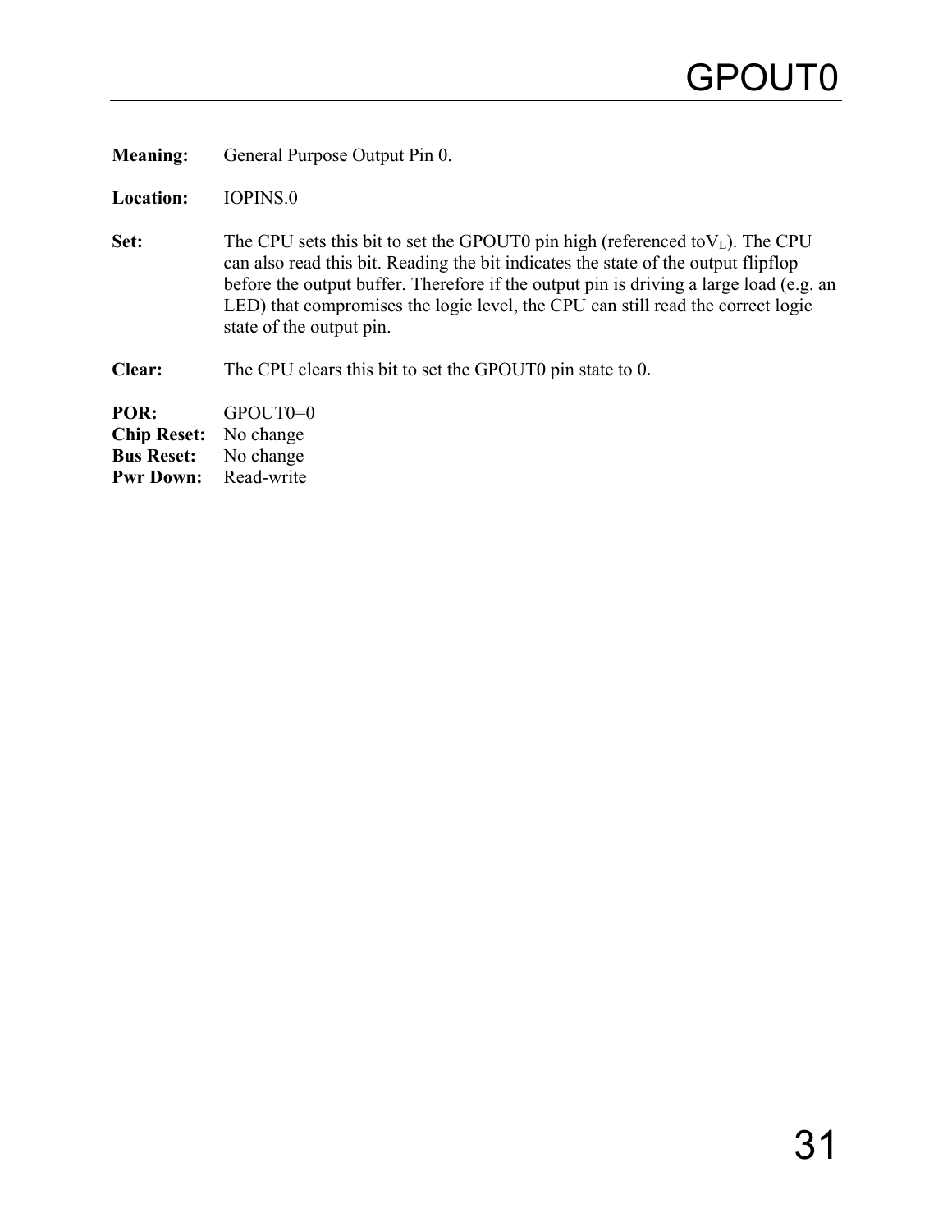# GPOUT0

**Meaning:** General Purpose Output Pin 0.

**Location:** IOPINS.0

**Set:** The CPU sets this bit to set the GPOUT0 pin high (referenced to$V_L$). The CPU can also read this bit. Reading the bit indicates the state of the output flipflop before the output buffer. Therefore if the output pin is driving a large load (e.g. an LED) that compromises the logic level, the CPU can still read the correct logic state of the output pin.

**Clear:** The CPU clears this bit to set the GPOUT0 pin state to 0.

**POR:** GPOUT0=0
**Chip Reset:** No change
**Bus Reset:** No change
**Pwr Down:** Read-write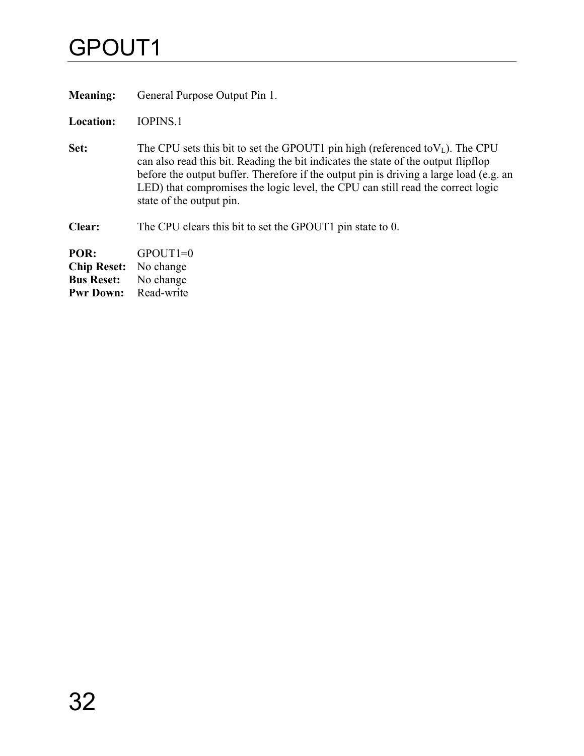# GPOUT1

**Meaning:** General Purpose Output Pin 1.

**Location:** IOPINS.1

**Set:** The CPU sets this bit to set the GPOUT1 pin high (referenced to$V_L$). The CPU can also read this bit. Reading the bit indicates the state of the output flipflop before the output buffer. Therefore if the output pin is driving a large load (e.g. an LED) that compromises the logic level, the CPU can still read the correct logic state of the output pin.

**Clear:** The CPU clears this bit to set the GPOUT1 pin state to 0.

**POR:** GPOUT1=0
**Chip Reset:** No change
**Bus Reset:** No change
**Pwr Down:** Read-write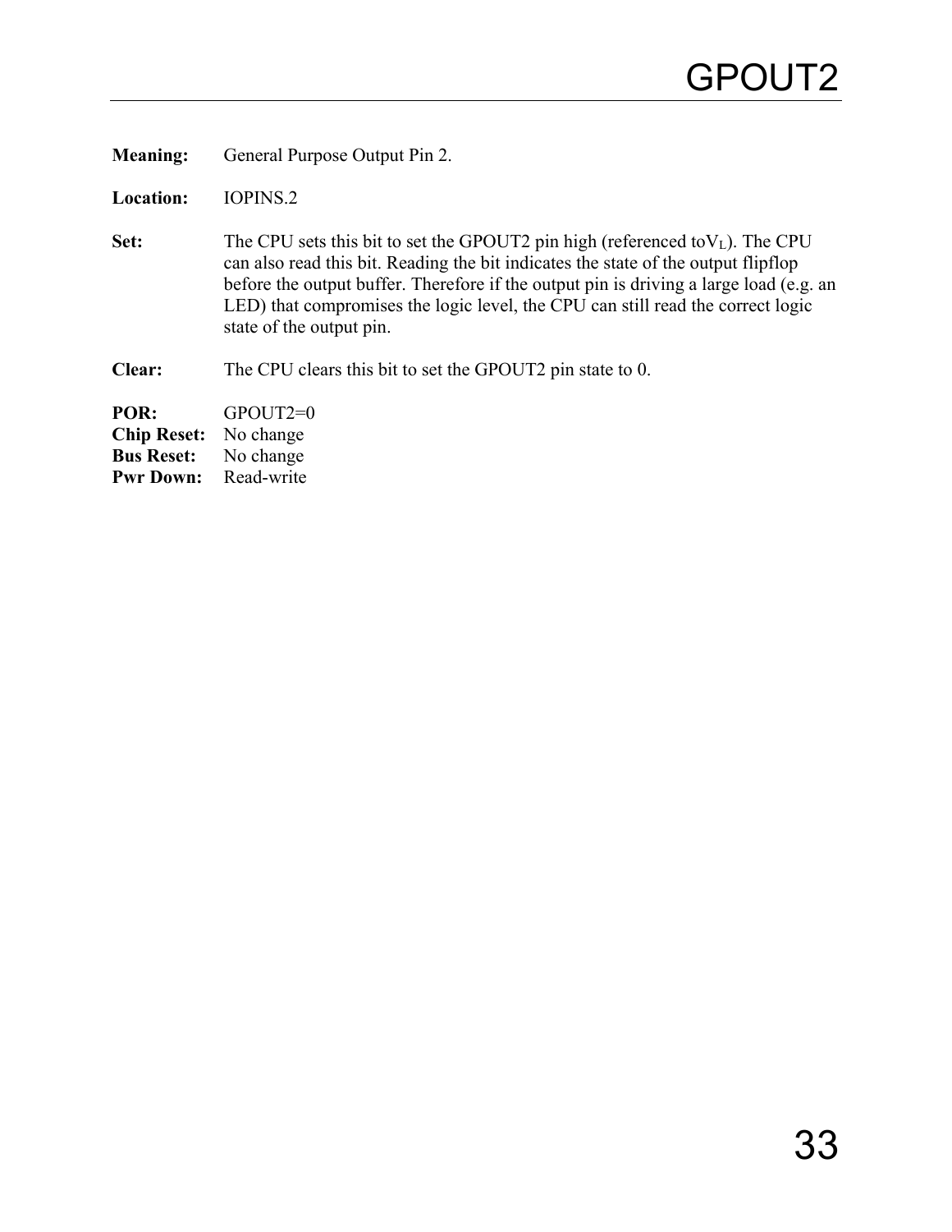# GPOUT2

**Meaning:** General Purpose Output Pin 2.

**Location:** IOPINS.2

**Set:** The CPU sets this bit to set the GPOUT2 pin high (referenced to$V_L$). The CPU can also read this bit. Reading the bit indicates the state of the output flipflop before the output buffer. Therefore if the output pin is driving a large load (e.g. an LED) that compromises the logic level, the CPU can still read the correct logic state of the output pin.

**Clear:** The CPU clears this bit to set the GPOUT2 pin state to 0.

**POR:** GPOUT2=0
**Chip Reset:** No change
**Bus Reset:** No change
**Pwr Down:** Read-write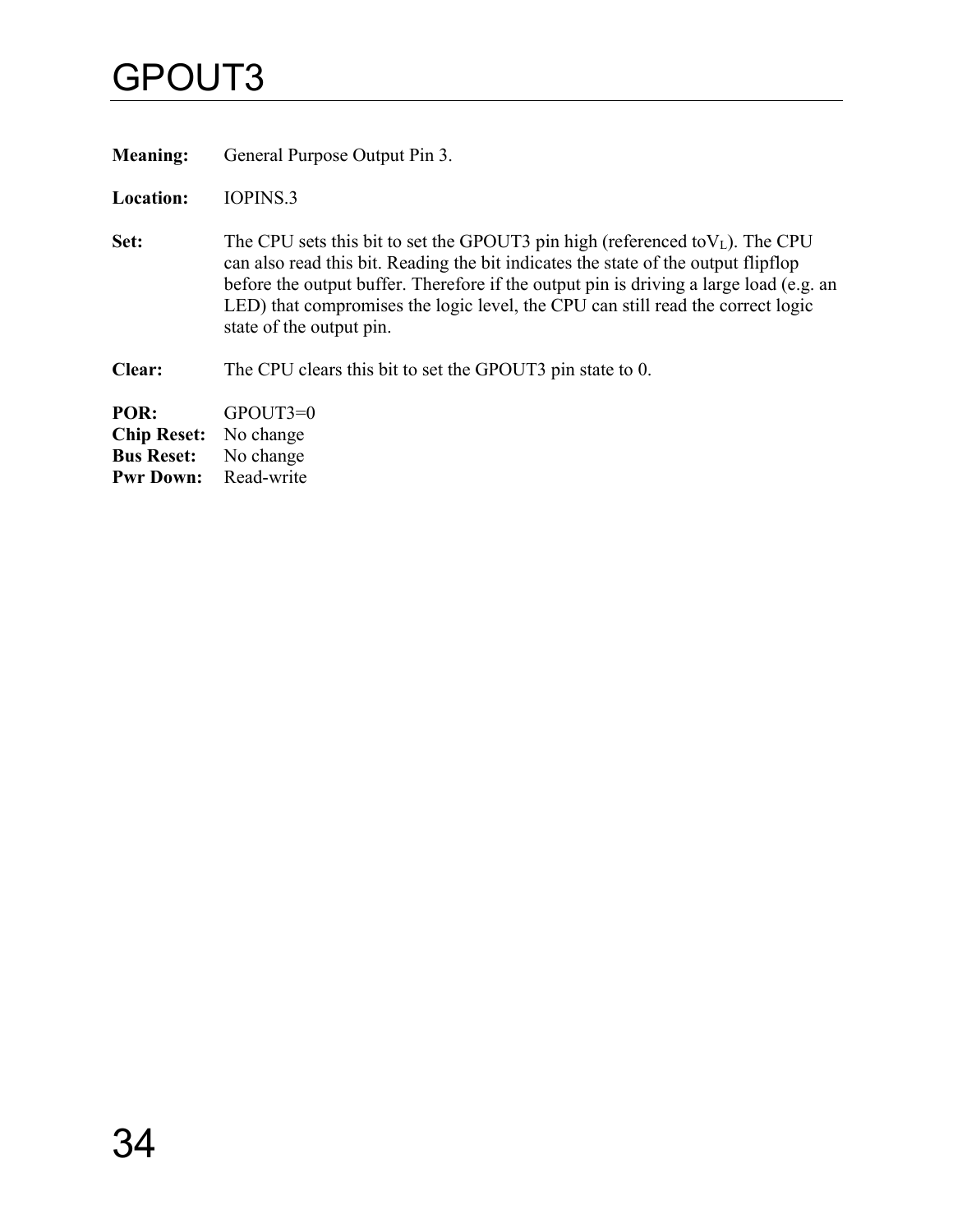# GPOUT3

**Meaning:** General Purpose Output Pin 3.

**Location:** IOPINS.3

**Set:** The CPU sets this bit to set the GPOUT3 pin high (referenced to$V_L$). The CPU can also read this bit. Reading the bit indicates the state of the output flipflop before the output buffer. Therefore if the output pin is driving a large load (e.g. an LED) that compromises the logic level, the CPU can still read the correct logic state of the output pin.

**Clear:** The CPU clears this bit to set the GPOUT3 pin state to 0.

**POR:** GPOUT3=0
**Chip Reset:** No change
**Bus Reset:** No change
**Pwr Down:** Read-write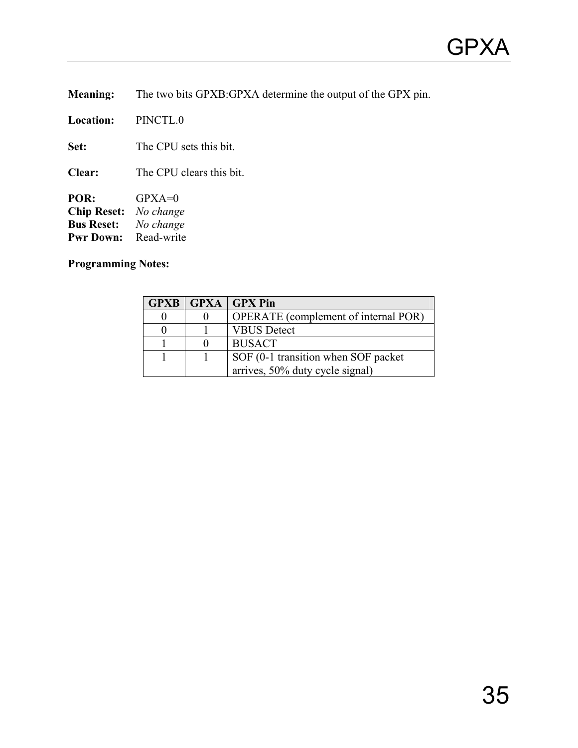# GPXA

**Meaning:** The two bits GPXB:GPXA determine the output of the GPX pin.

**Location:** PINCTL.0

**Set:** The CPU sets this bit.

**Clear:** The CPU clears this bit.

**POR:** GPXA=0
**Chip Reset:** *No change*
**Bus Reset:** *No change*
**Pwr Down:** Read-write

**Programming Notes:**

| GPXB | GPXA | GPX Pin |
|---|---|---|
| 0 | 0 | OPERATE (complement of internal POR) |
| 0 | 1 | VBUS Detect |
| 1 | 0 | BUSACT |
| 1 | 1 | SOF (0-1 transition when SOF packet arrives, 50% duty cycle signal) |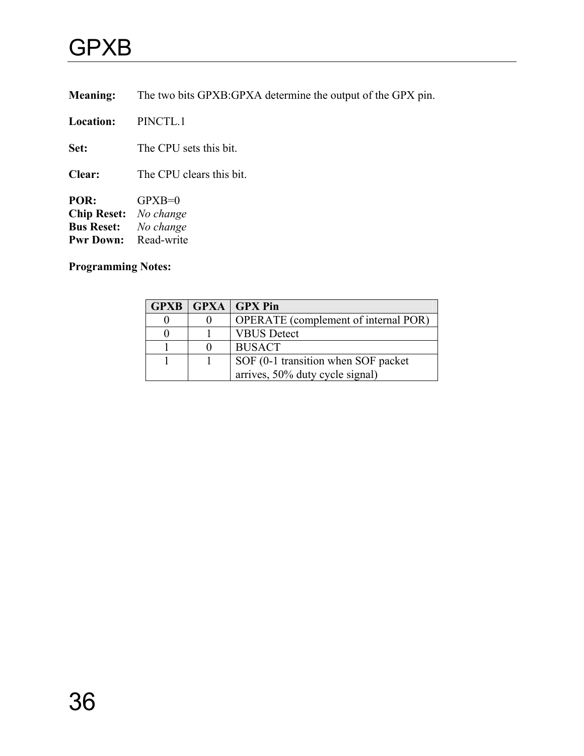# GPXB

**Meaning:** The two bits GPXB:GPXA determine the output of the GPX pin.

**Location:** PINCTL.1

**Set:** The CPU sets this bit.

**Clear:** The CPU clears this bit.

**POR:** GPXB=0
**Chip Reset:** *No change*
**Bus Reset:** *No change*
**Pwr Down:** Read-write

**Programming Notes:**

| GPXB | GPXA | GPX Pin |
|---|---|---|
| 0 | 0 | OPERATE (complement of internal POR) |
| 0 | 1 | VBUS Detect |
| 1 | 0 | BUSACT |
| 1 | 1 | SOF (0-1 transition when SOF packet arrives, 50% duty cycle signal) |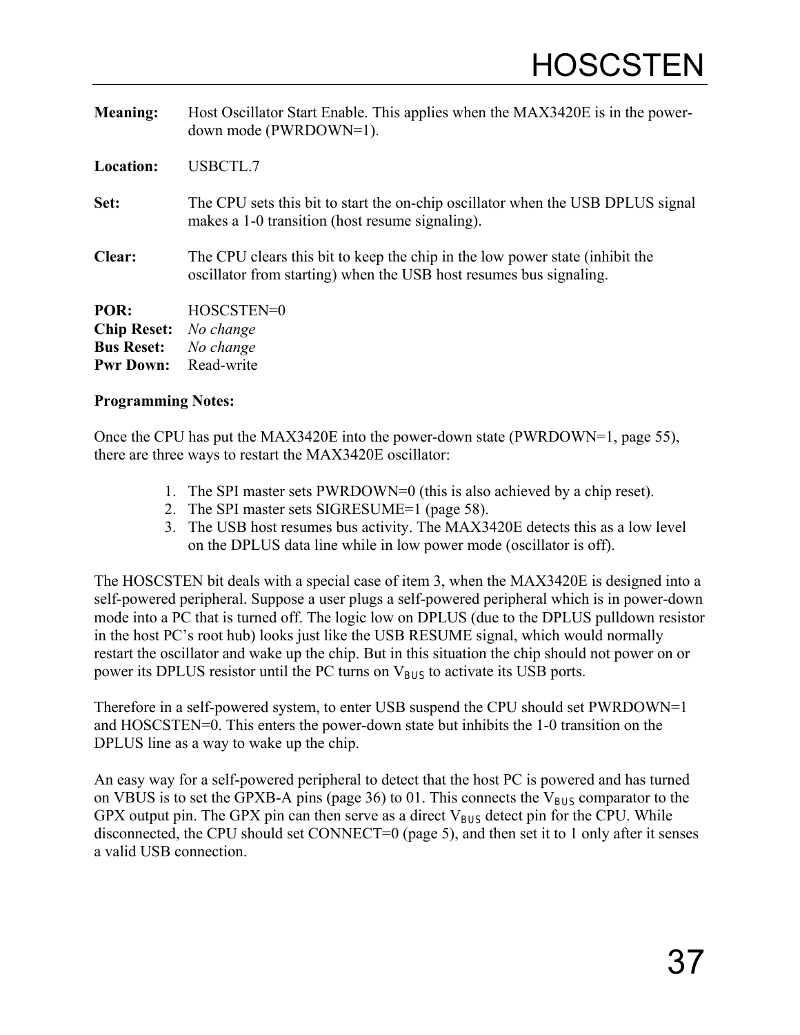# HOSCSTEN

**Meaning:** Host Oscillator Start Enable. This applies when the MAX3420E is in the power-down mode (PWRDOWN=1).

**Location:** USBCTL.7

**Set:** The CPU sets this bit to start the on-chip oscillator when the USB DPLUS signal makes a 1-0 transition (host resume signaling).

**Clear:** The CPU clears this bit to keep the chip in the low power state (inhibit the oscillator from starting) when the USB host resumes bus signaling.

**POR:** HOSCSTEN=0
**Chip Reset:** *No change*
**Bus Reset:** *No change*
**Pwr Down:** Read-write

**Programming Notes:**

Once the CPU has put the MAX3420E into the power-down state (PWRDOWN=1, page 55), there are three ways to restart the MAX3420E oscillator:

1. The SPI master sets PWRDOWN=0 (this is also achieved by a chip reset).
2. The SPI master sets SIGRESUME=1 (page 58).
3. The USB host resumes bus activity. The MAX3420E detects this as a low level on the DPLUS data line while in low power mode (oscillator is off).

The HOSCSTEN bit deals with a special case of item 3, when the MAX3420E is designed into a self-powered peripheral. Suppose a user plugs a self-powered peripheral which is in power-down mode into a PC that is turned off. The logic low on DPLUS (due to the DPLUS pulldown resistor in the host PC's root hub) looks just like the USB RESUME signal, which would normally restart the oscillator and wake up the chip. But in this situation the chip should not power on or power its DPLUS resistor until the PC turns on $V_{BUS}$ to activate its USB ports.

Therefore in a self-powered system, to enter USB suspend the CPU should set PWRDOWN=1 and HOSCSTEN=0. This enters the power-down state but inhibits the 1-0 transition on the DPLUS line as a way to wake up the chip.

An easy way for a self-powered peripheral to detect that the host PC is powered and has turned on VBUS is to set the GPXB-A pins (page 36) to 01. This connects the $V_{BUS}$ comparator to the GPX output pin. The GPX pin can then serve as a direct $V_{BUS}$ detect pin for the CPU. While disconnected, the CPU should set CONNECT=0 (page 5), and then set it to 1 only after it senses a valid USB connection.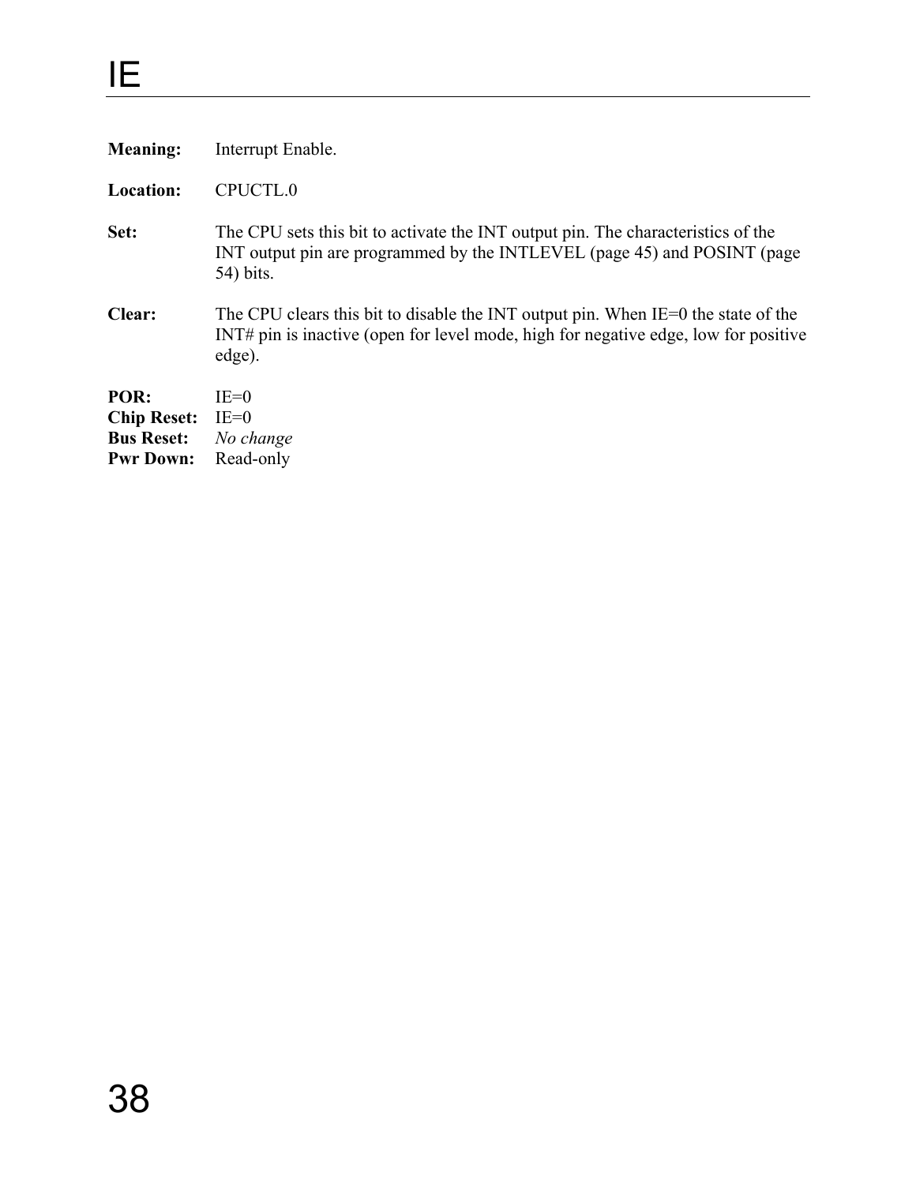# IE

**Meaning:** Interrupt Enable.

**Location:** CPUCTL.0

**Set:** The CPU sets this bit to activate the INT output pin. The characteristics of the INT output pin are programmed by the INTLEVEL (page 45) and POSINT (page 54) bits.

**Clear:** The CPU clears this bit to disable the INT output pin. When IE=0 the state of the INT# pin is inactive (open for level mode, high for negative edge, low for positive edge).

**POR:** IE=0
**Chip Reset:** IE=0
**Bus Reset:** *No change*
**Pwr Down:** Read-only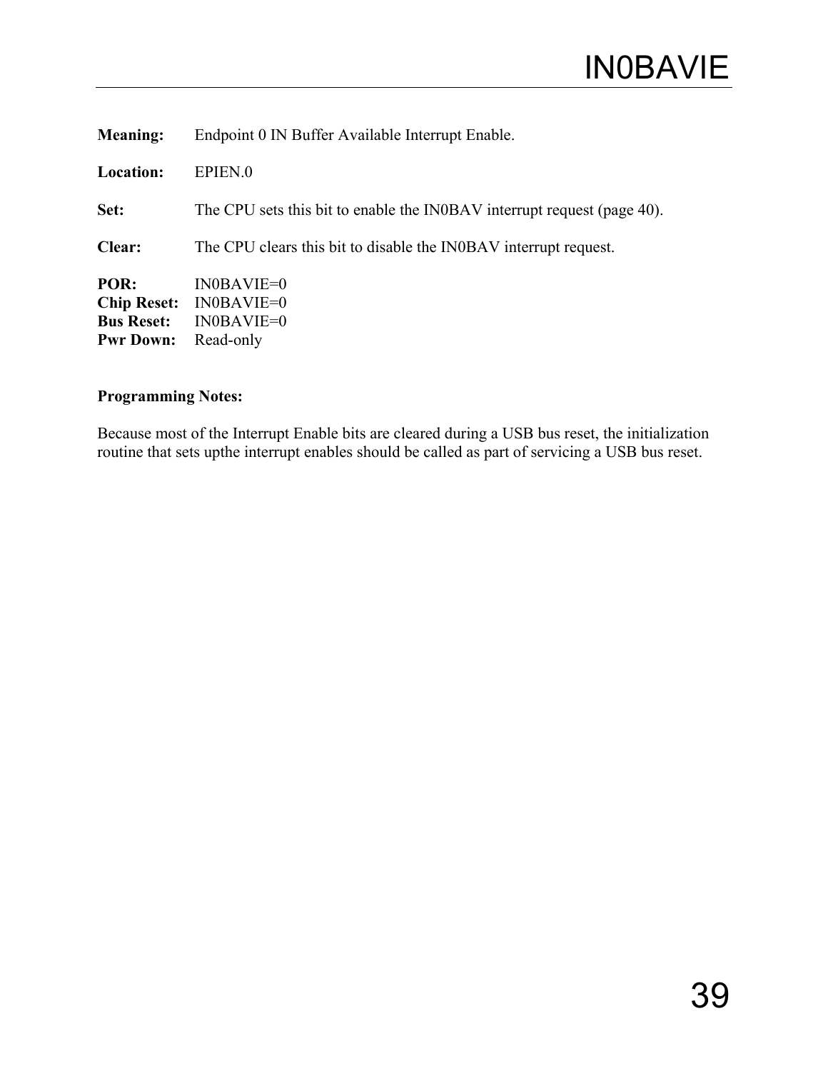# IN0BAVIE

**Meaning:** Endpoint 0 IN Buffer Available Interrupt Enable.

**Location:** EPIEN.0

**Set:** The CPU sets this bit to enable the IN0BAV interrupt request (page 40).

**Clear:** The CPU clears this bit to disable the IN0BAV interrupt request.

**POR:** IN0BAVIE=0
**Chip Reset:** IN0BAVIE=0
**Bus Reset:** IN0BAVIE=0
**Pwr Down:** Read-only

**Programming Notes:**

Because most of the Interrupt Enable bits are cleared during a USB bus reset, the initialization routine that sets upthe interrupt enables should be called as part of servicing a USB bus reset.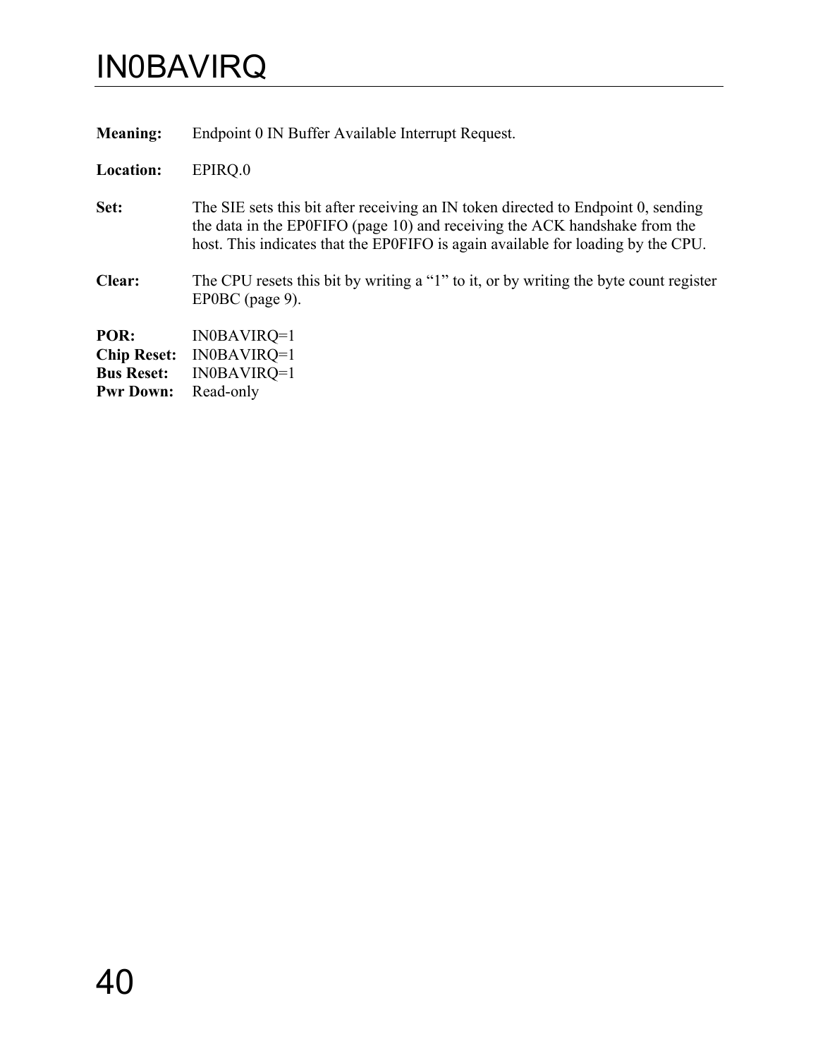# IN0BAVIRQ

**Meaning:** Endpoint 0 IN Buffer Available Interrupt Request.

**Location:** EPIRQ.0

**Set:** The SIE sets this bit after receiving an IN token directed to Endpoint 0, sending the data in the EP0FIFO (page 10) and receiving the ACK handshake from the host. This indicates that the EP0FIFO is again available for loading by the CPU.

**Clear:** The CPU resets this bit by writing a "1" to it, or by writing the byte count register EP0BC (page 9).

**POR:** IN0BAVIRQ=1
**Chip Reset:** IN0BAVIRQ=1
**Bus Reset:** IN0BAVIRQ=1
**Pwr Down:** Read-only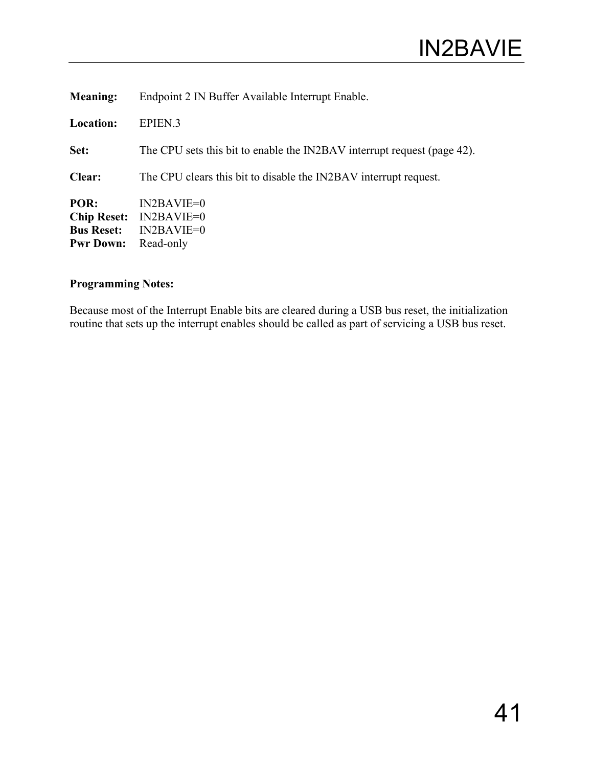# IN2BAVIE

**Meaning:** Endpoint 2 IN Buffer Available Interrupt Enable.

**Location:** EPIEN.3

**Set:** The CPU sets this bit to enable the IN2BAV interrupt request (page 42).

**Clear:** The CPU clears this bit to disable the IN2BAV interrupt request.

**POR:** IN2BAVIE=0
**Chip Reset:** IN2BAVIE=0
**Bus Reset:** IN2BAVIE=0
**Pwr Down:** Read-only

**Programming Notes:**

Because most of the Interrupt Enable bits are cleared during a USB bus reset, the initialization routine that sets up the interrupt enables should be called as part of servicing a USB bus reset.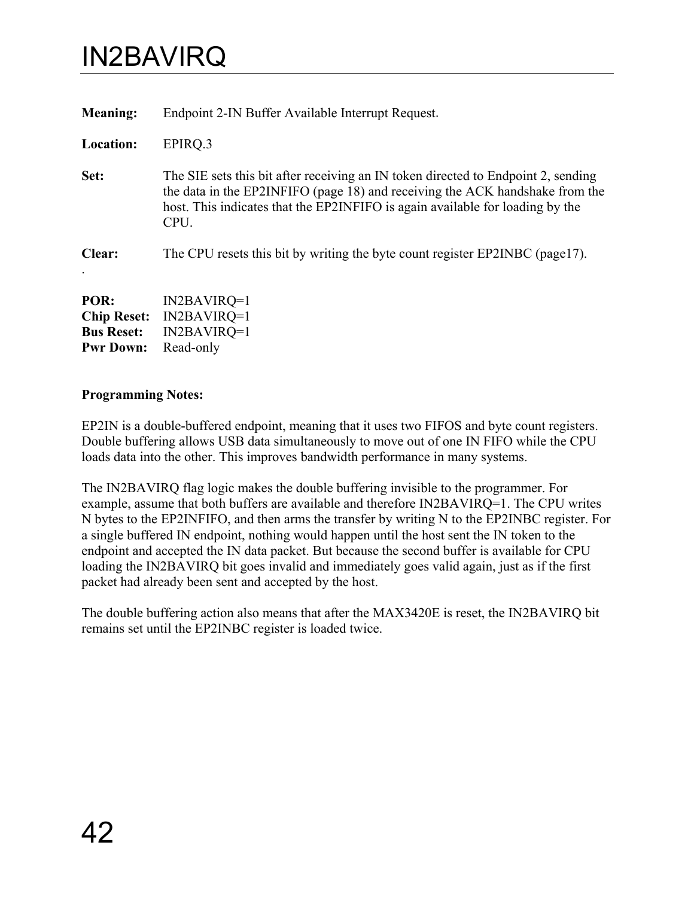# IN2BAVIRQ

**Meaning:** Endpoint 2-IN Buffer Available Interrupt Request.

**Location:** EPIRQ.3

**Set:** The SIE sets this bit after receiving an IN token directed to Endpoint 2, sending the data in the EP2INFIFO (page 18) and receiving the ACK handshake from the host. This indicates that the EP2INFIFO is again available for loading by the CPU.

**Clear:** The CPU resets this bit by writing the byte count register EP2INBC (page17).

.

**POR:** IN2BAVIRQ=1
**Chip Reset:** IN2BAVIRQ=1
**Bus Reset:** IN2BAVIRQ=1
**Pwr Down:** Read-only

**Programming Notes:**

EP2IN is a double-buffered endpoint, meaning that it uses two FIFOS and byte count registers. Double buffering allows USB data simultaneously to move out of one IN FIFO while the CPU loads data into the other. This improves bandwidth performance in many systems.

The IN2BAVIRQ flag logic makes the double buffering invisible to the programmer. For example, assume that both buffers are available and therefore IN2BAVIRQ=1. The CPU writes N bytes to the EP2INFIFO, and then arms the transfer by writing N to the EP2INBC register. For a single buffered IN endpoint, nothing would happen until the host sent the IN token to the endpoint and accepted the IN data packet. But because the second buffer is available for CPU loading the IN2BAVIRQ bit goes invalid and immediately goes valid again, just as if the first packet had already been sent and accepted by the host.

The double buffering action also means that after the MAX3420E is reset, the IN2BAVIRQ bit remains set until the EP2INBC register is loaded twice.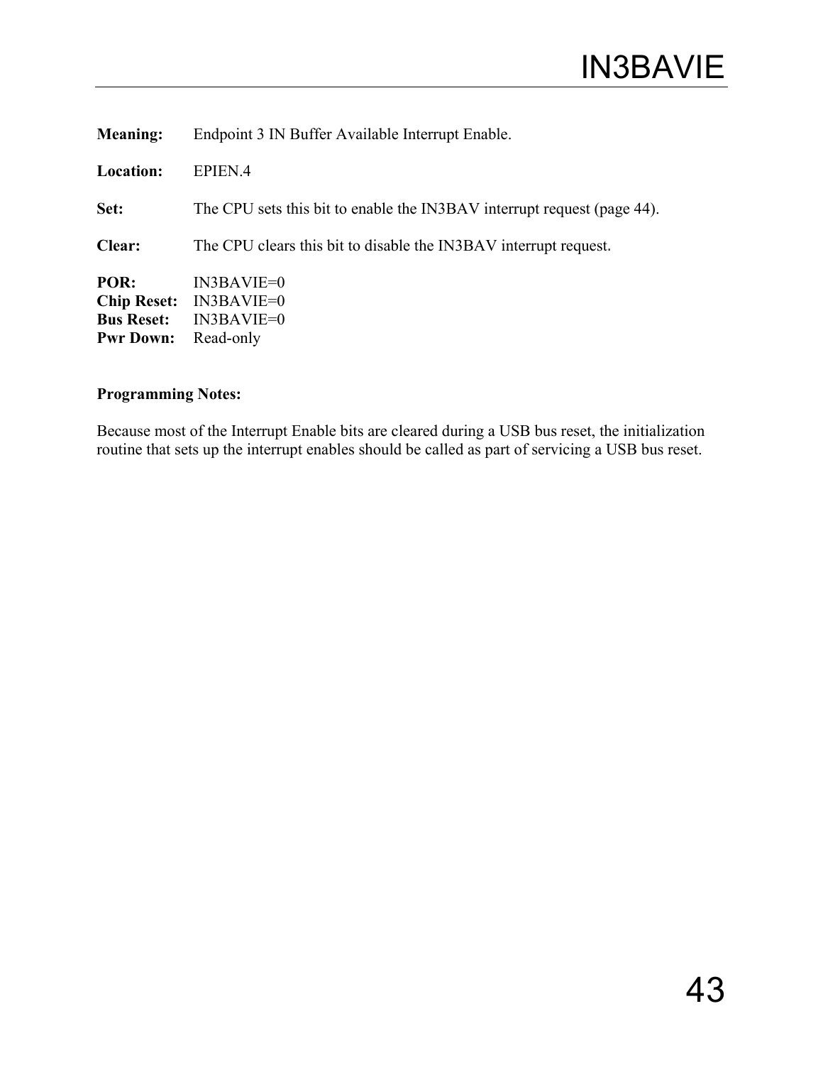# IN3BAVIE

**Meaning:** Endpoint 3 IN Buffer Available Interrupt Enable.

**Location:** EPIEN.4

**Set:** The CPU sets this bit to enable the IN3BAV interrupt request (page 44).

**Clear:** The CPU clears this bit to disable the IN3BAV interrupt request.

**POR:** IN3BAVIE=0
**Chip Reset:** IN3BAVIE=0
**Bus Reset:** IN3BAVIE=0
**Pwr Down:** Read-only

**Programming Notes:**

Because most of the Interrupt Enable bits are cleared during a USB bus reset, the initialization routine that sets up the interrupt enables should be called as part of servicing a USB bus reset.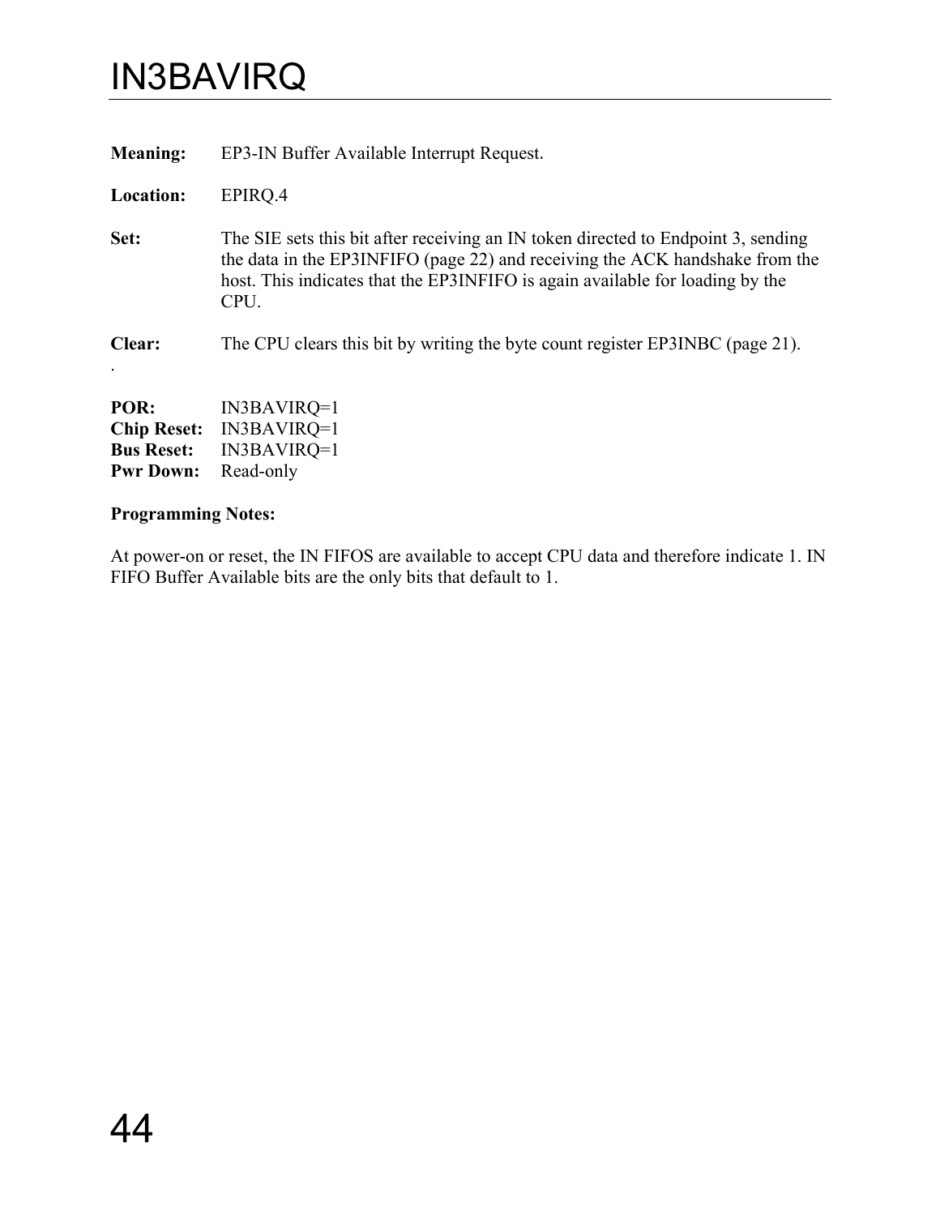# IN3BAVIRQ

**Meaning:** EP3-IN Buffer Available Interrupt Request.

**Location:** EPIRQ.4

**Set:** The SIE sets this bit after receiving an IN token directed to Endpoint 3, sending the data in the EP3INFIFO (page 22) and receiving the ACK handshake from the host. This indicates that the EP3INFIFO is again available for loading by the CPU.

**Clear:** The CPU clears this bit by writing the byte count register EP3INBC (page 21).
.

**POR:** IN3BAVIRQ=1
**Chip Reset:** IN3BAVIRQ=1
**Bus Reset:** IN3BAVIRQ=1
**Pwr Down:** Read-only

**Programming Notes:**

At power-on or reset, the IN FIFOS are available to accept CPU data and therefore indicate 1. IN FIFO Buffer Available bits are the only bits that default to 1.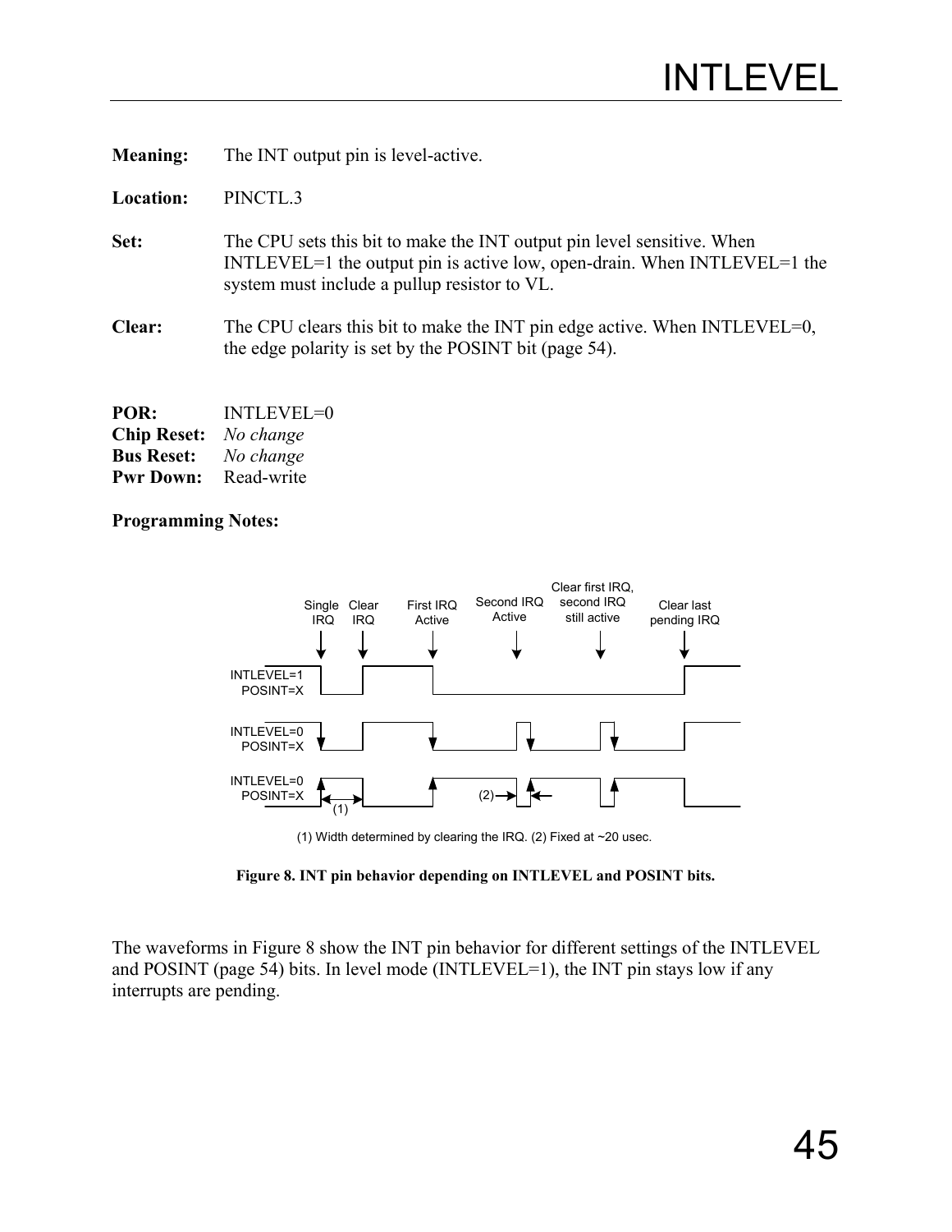# INTLEVEL

**Meaning:** The INT output pin is level-active.

**Location:** PINCTL.3

**Set:** The CPU sets this bit to make the INT output pin level sensitive. When INTLEVEL=1 the output pin is active low, open-drain. When INTLEVEL=1 the system must include a pullup resistor to VL.

**Clear:** The CPU clears this bit to make the INT pin edge active. When INTLEVEL=0, the edge polarity is set by the POSINT bit (page 54).

**POR:** INTLEVEL=0
**Chip Reset:** *No change*
**Bus Reset:** *No change*
**Pwr Down:** Read-write

**Programming Notes:**

Single IRQ | Clear IRQ | First IRQ Active | Second IRQ Active | Clear first IRQ, second IRQ still active | Clear last pending IRQ

INTLEVEL=1 POSINT=X

INTLEVEL=0 POSINT=X

INTLEVEL=0 POSINT=X

(1) Width determined by clearing the IRQ. (2) Fixed at ~20 usec.

**Figure 8. INT pin behavior depending on INTLEVEL and POSINT bits.**

The waveforms in Figure 8 show the INT pin behavior for different settings of the INTLEVEL and POSINT (page 54) bits. In level mode (INTLEVEL=1), the INT pin stays low if any interrupts are pending.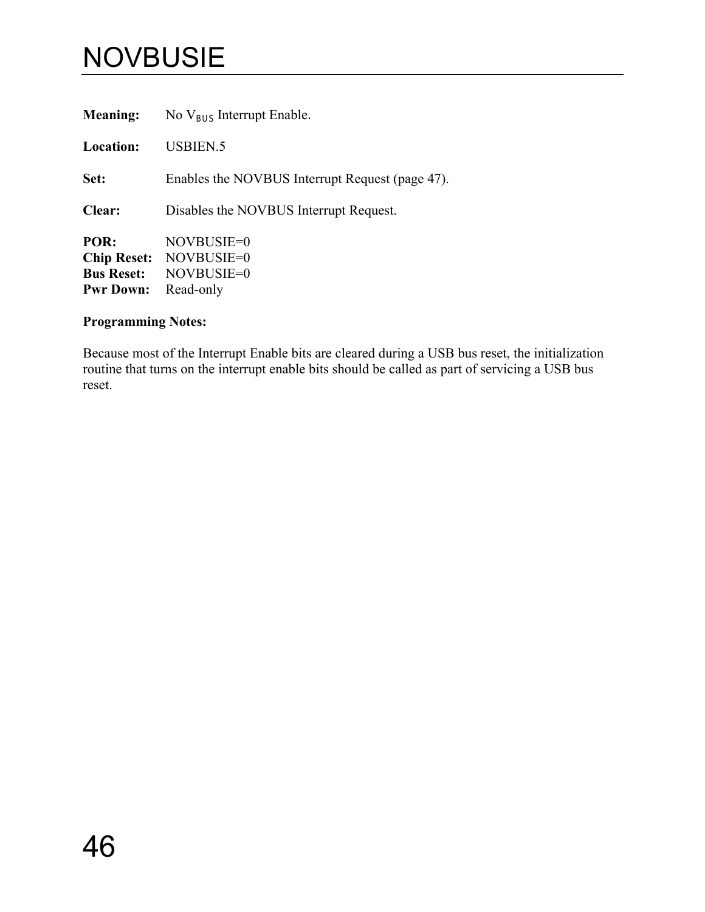# NOVBUSIE

**Meaning:** No $V_{BUS}$ Interrupt Enable.

**Location:** USBIEN.5

**Set:** Enables the NOVBUS Interrupt Request (page 47).

**Clear:** Disables the NOVBUS Interrupt Request.

**POR:** NOVBUSIE=0
**Chip Reset:** NOVBUSIE=0
**Bus Reset:** NOVBUSIE=0
**Pwr Down:** Read-only

**Programming Notes:**

Because most of the Interrupt Enable bits are cleared during a USB bus reset, the initialization routine that turns on the interrupt enable bits should be called as part of servicing a USB bus reset.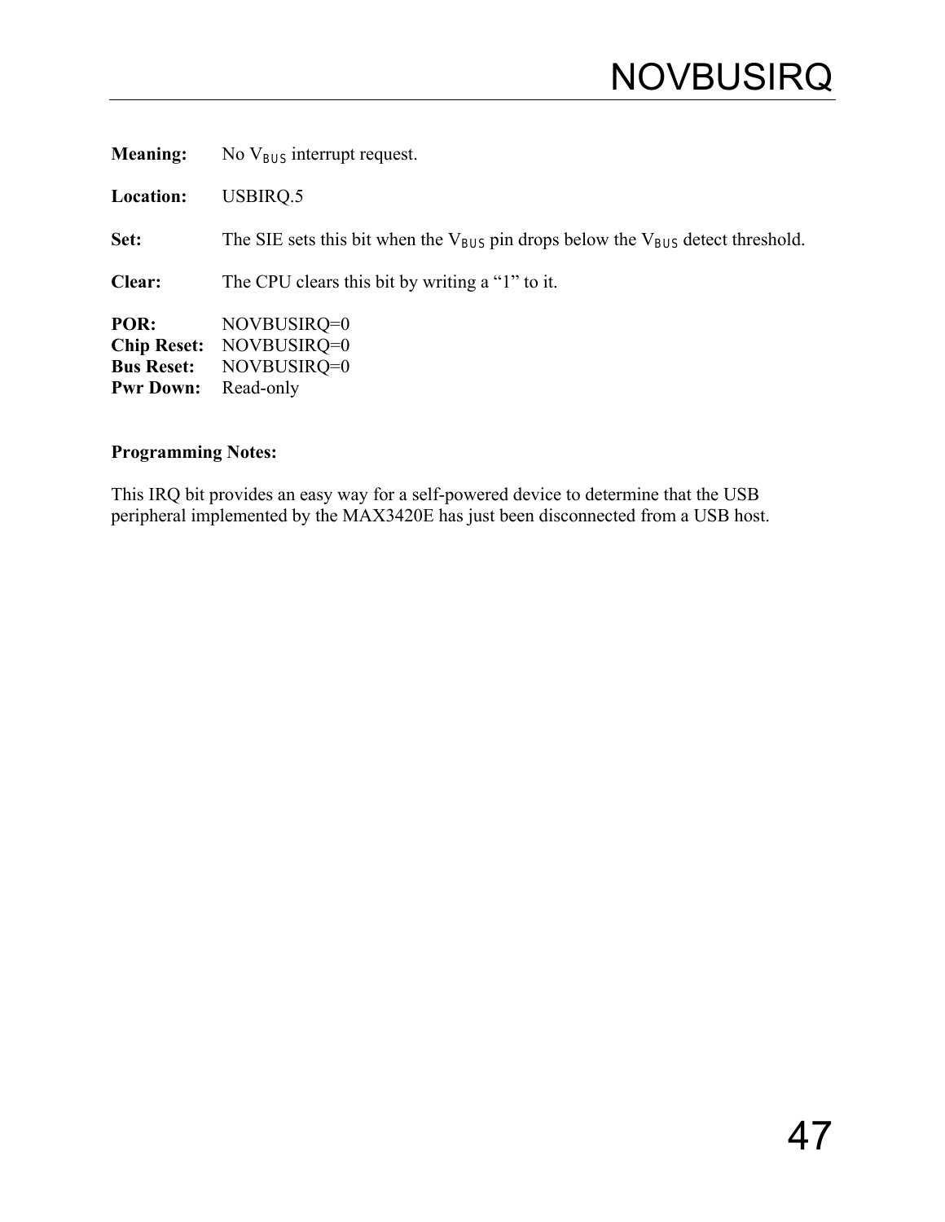# NOVBUSIRQ

**Meaning:** No $V_{BUS}$ interrupt request.

**Location:** USBIRQ.5

**Set:** The SIE sets this bit when the $V_{BUS}$ pin drops below the $V_{BUS}$ detect threshold.

**Clear:** The CPU clears this bit by writing a "1" to it.

**POR:** NOVBUSIRQ=0
**Chip Reset:** NOVBUSIRQ=0
**Bus Reset:** NOVBUSIRQ=0
**Pwr Down:** Read-only

**Programming Notes:**

This IRQ bit provides an easy way for a self-powered device to determine that the USB peripheral implemented by the MAX3420E has just been disconnected from a USB host.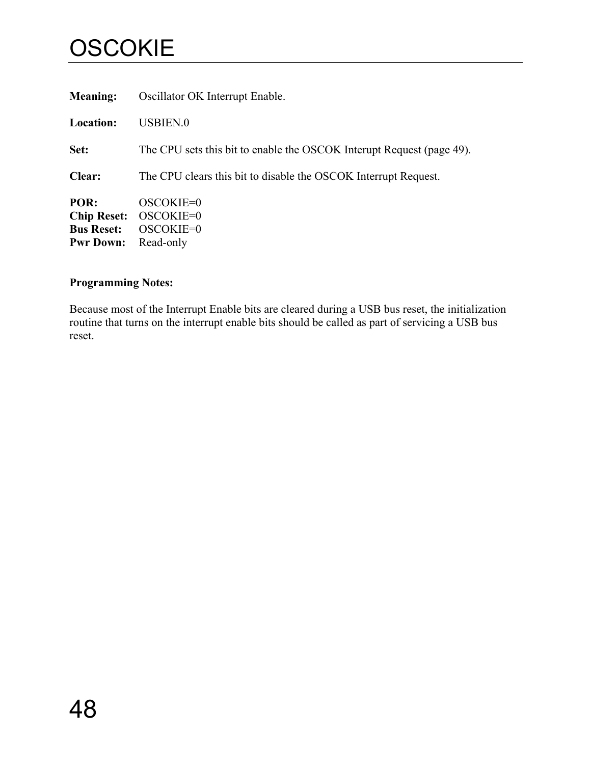# OSCOKIE

**Meaning:** Oscillator OK Interrupt Enable.

**Location:** USBIEN.0

**Set:** The CPU sets this bit to enable the OSCOK Interupt Request (page 49).

**Clear:** The CPU clears this bit to disable the OSCOK Interrupt Request.

**POR:** OSCOKIE=0
**Chip Reset:** OSCOKIE=0
**Bus Reset:** OSCOKIE=0
**Pwr Down:** Read-only

**Programming Notes:**

Because most of the Interrupt Enable bits are cleared during a USB bus reset, the initialization routine that turns on the interrupt enable bits should be called as part of servicing a USB bus reset.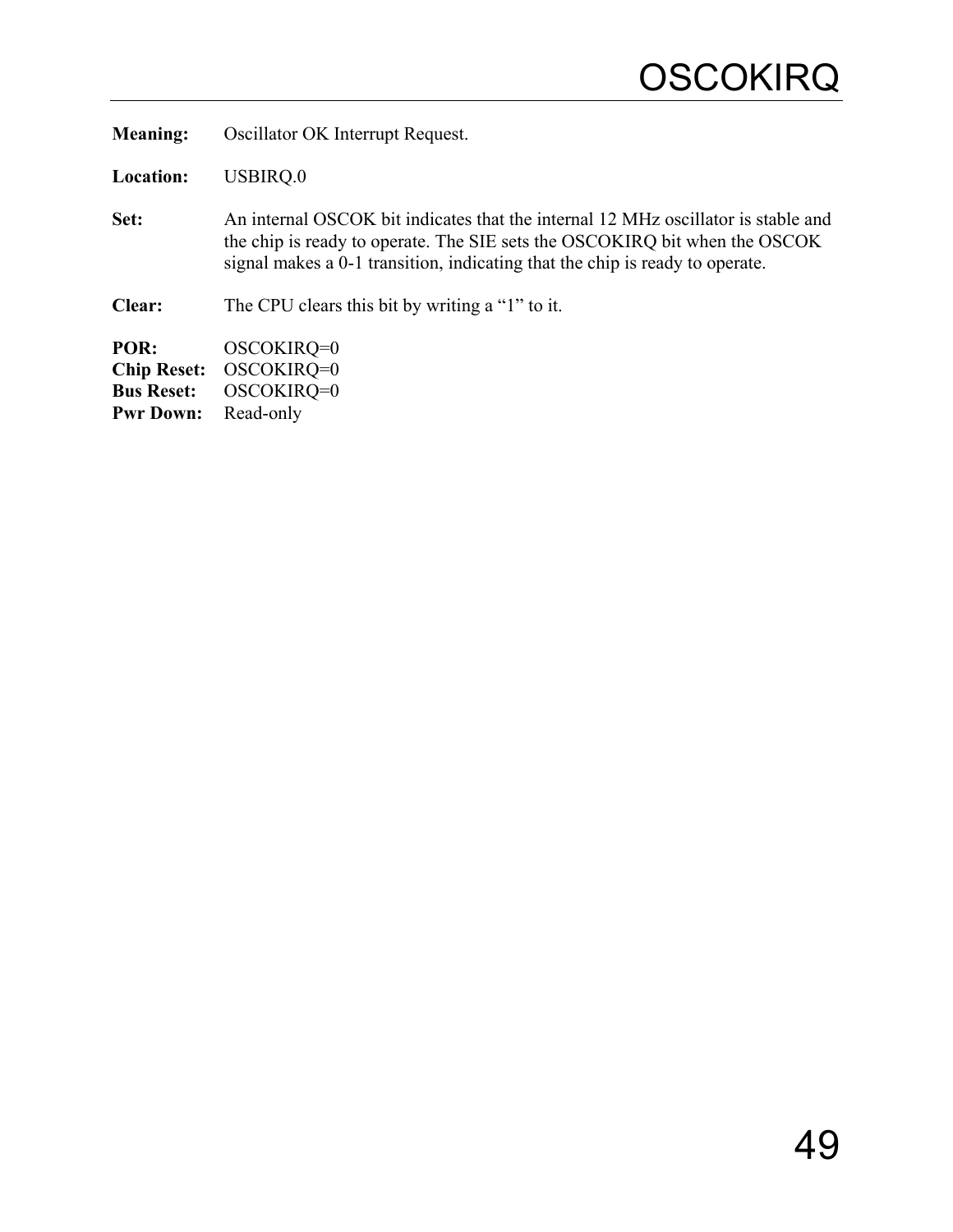# OSCOKIRQ

**Meaning:** Oscillator OK Interrupt Request.

**Location:** USBIRQ.0

**Set:** An internal OSCOK bit indicates that the internal 12 MHz oscillator is stable and the chip is ready to operate. The SIE sets the OSCOKIRQ bit when the OSCOK signal makes a 0-1 transition, indicating that the chip is ready to operate.

**Clear:** The CPU clears this bit by writing a "1" to it.

**POR:** OSCOKIRQ=0
**Chip Reset:** OSCOKIRQ=0
**Bus Reset:** OSCOKIRQ=0
**Pwr Down:** Read-only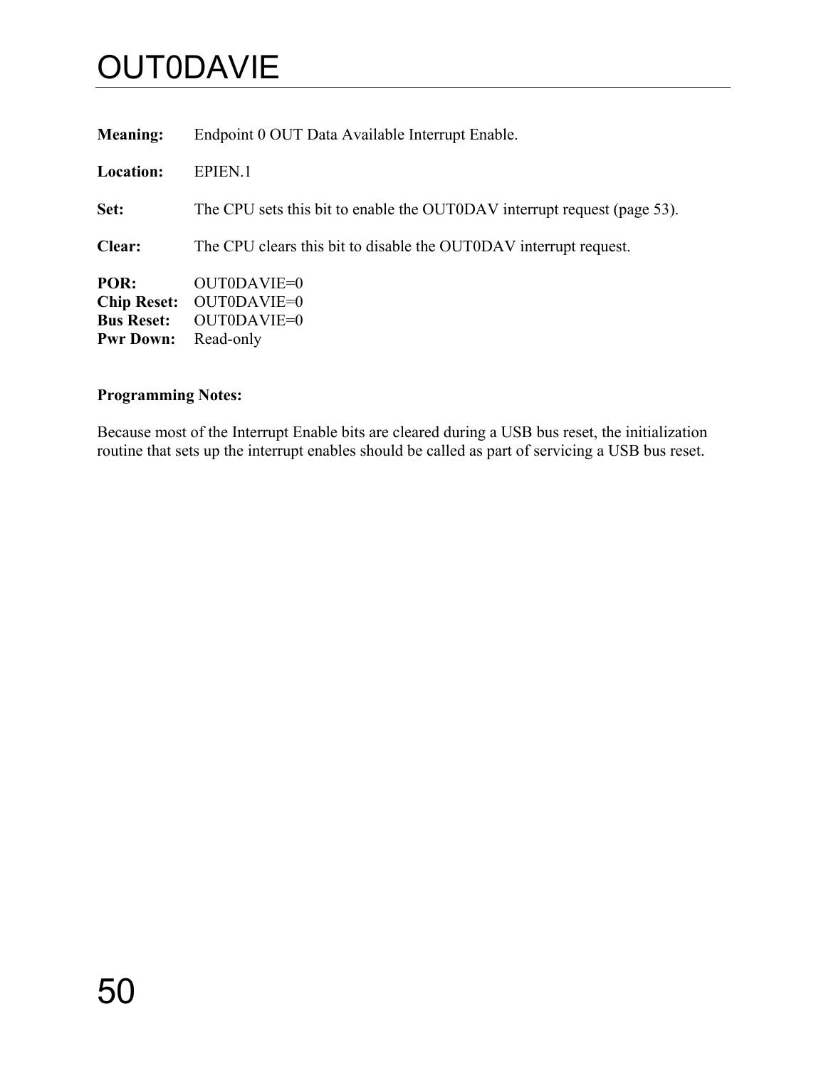# OUT0DAVIE

**Meaning:** Endpoint 0 OUT Data Available Interrupt Enable.

**Location:** EPIEN.1

**Set:** The CPU sets this bit to enable the OUT0DAV interrupt request (page 53).

**Clear:** The CPU clears this bit to disable the OUT0DAV interrupt request.

**POR:** OUT0DAVIE=0
**Chip Reset:** OUT0DAVIE=0
**Bus Reset:** OUT0DAVIE=0
**Pwr Down:** Read-only

**Programming Notes:**

Because most of the Interrupt Enable bits are cleared during a USB bus reset, the initialization routine that sets up the interrupt enables should be called as part of servicing a USB bus reset.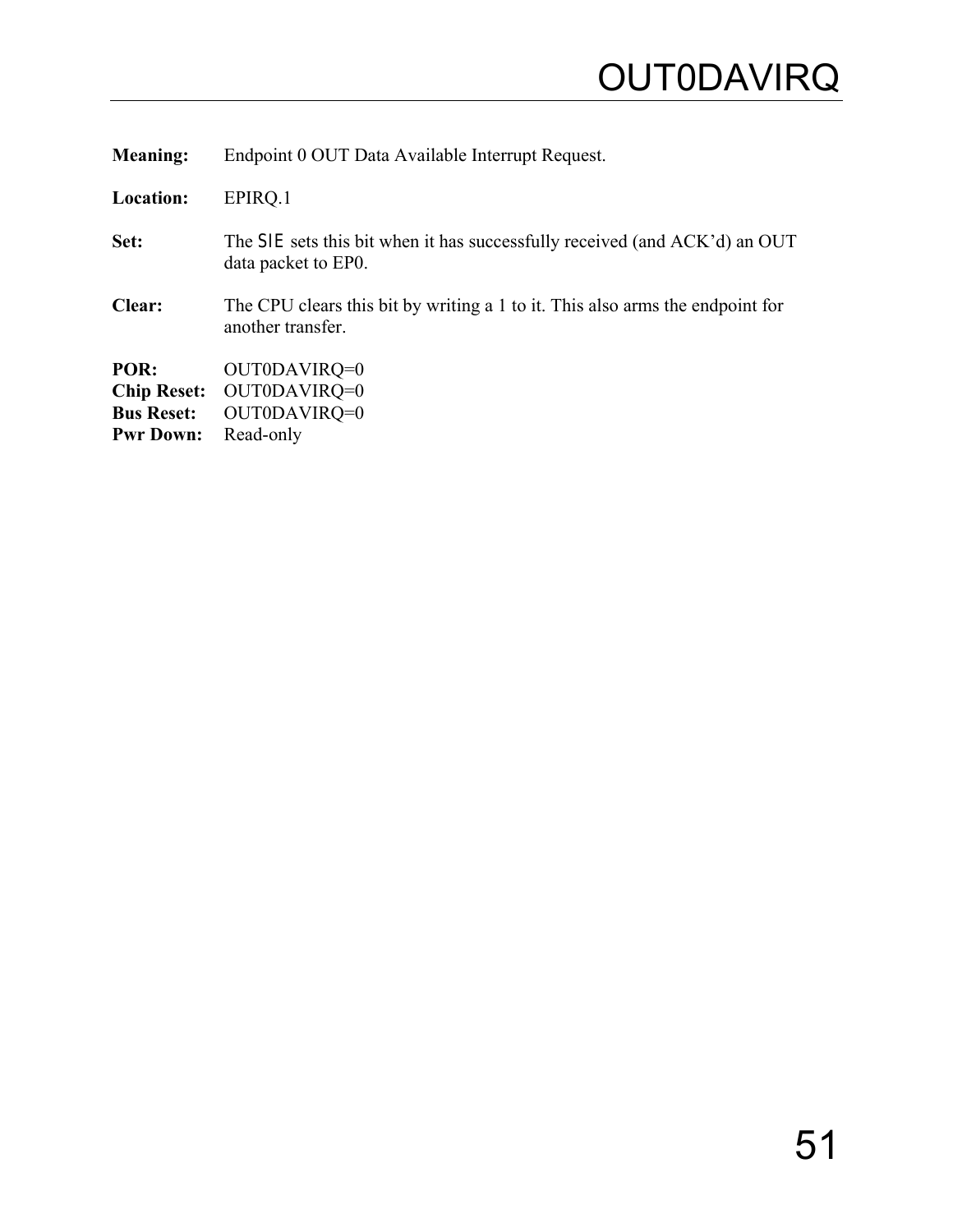# OUT0DAVIRQ

**Meaning:** Endpoint 0 OUT Data Available Interrupt Request.

**Location:** EPIRQ.1

**Set:** The SIE sets this bit when it has successfully received (and ACK'd) an OUT data packet to EP0.

**Clear:** The CPU clears this bit by writing a 1 to it. This also arms the endpoint for another transfer.

**POR:** OUT0DAVIRQ=0
**Chip Reset:** OUT0DAVIRQ=0
**Bus Reset:** OUT0DAVIRQ=0
**Pwr Down:** Read-only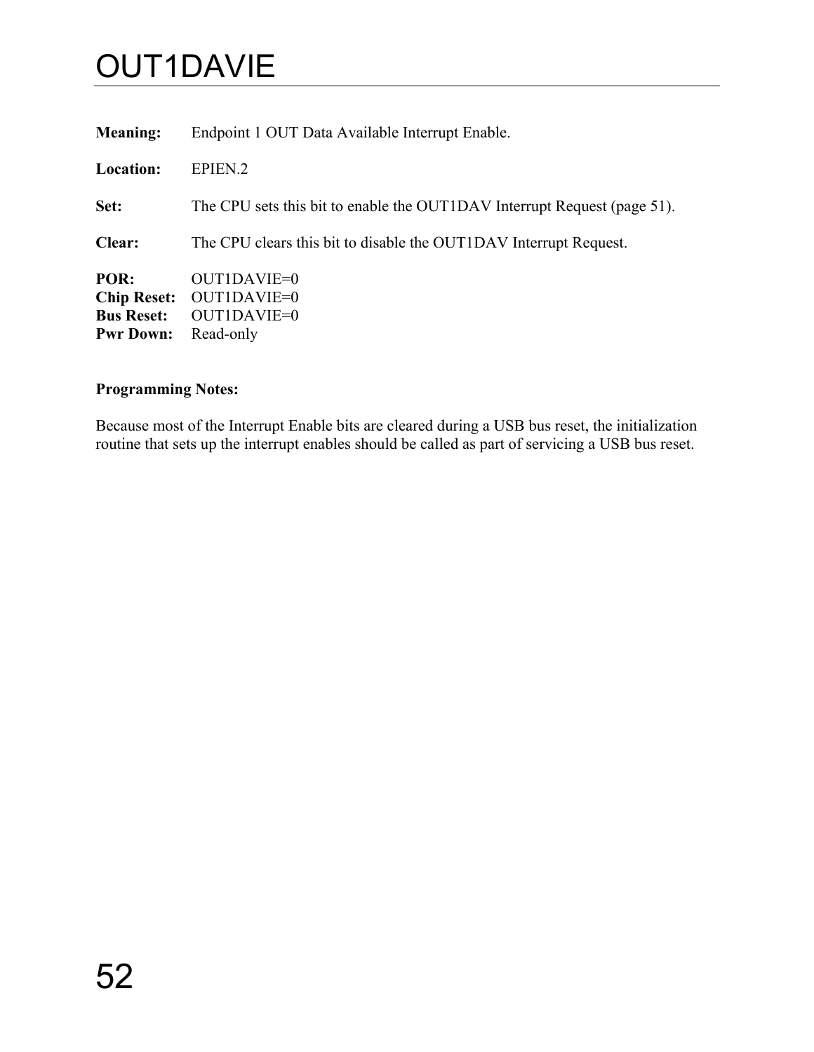# OUT1DAVIE

**Meaning:** Endpoint 1 OUT Data Available Interrupt Enable.

**Location:** EPIEN.2

**Set:** The CPU sets this bit to enable the OUT1DAV Interrupt Request (page 51).

**Clear:** The CPU clears this bit to disable the OUT1DAV Interrupt Request.

**POR:** OUT1DAVIE=0
**Chip Reset:** OUT1DAVIE=0
**Bus Reset:** OUT1DAVIE=0
**Pwr Down:** Read-only

**Programming Notes:**

Because most of the Interrupt Enable bits are cleared during a USB bus reset, the initialization routine that sets up the interrupt enables should be called as part of servicing a USB bus reset.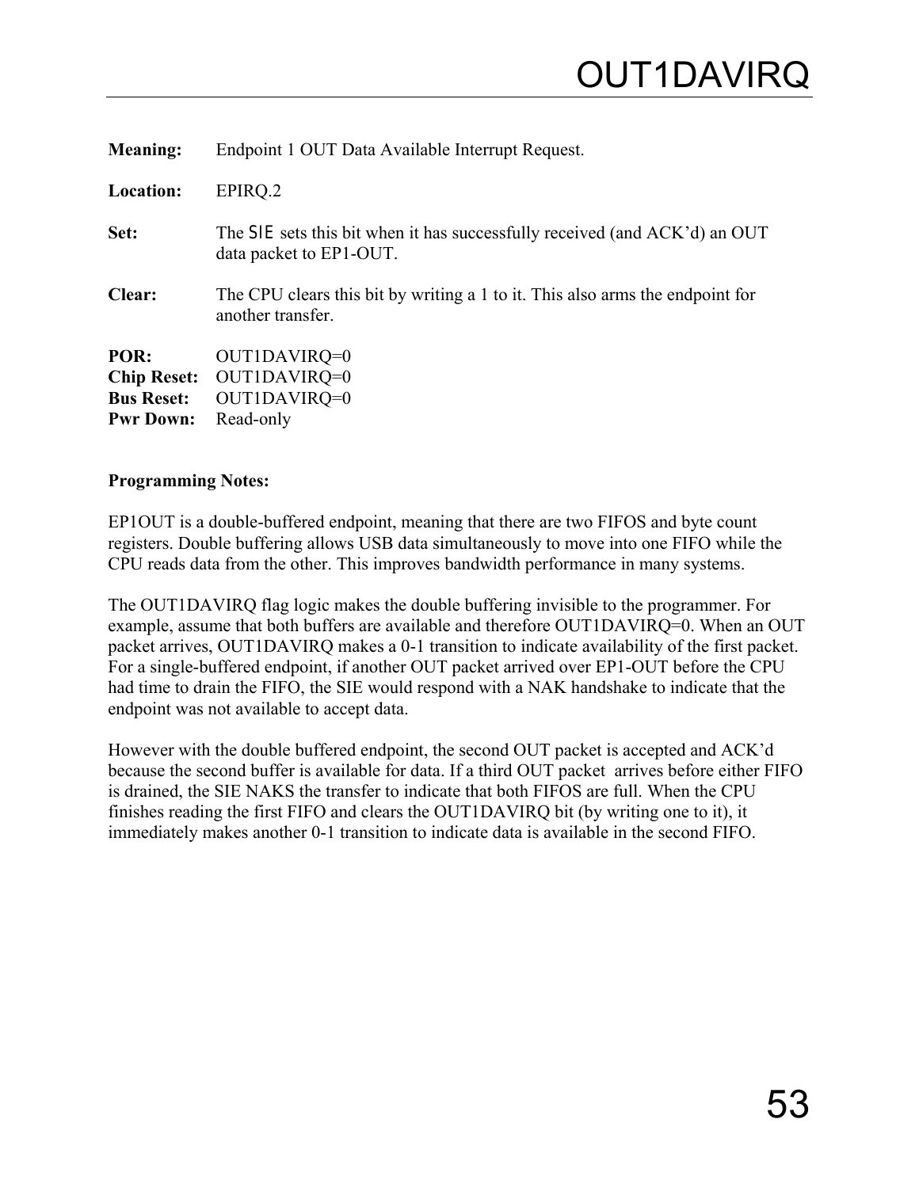# OUT1DAVIRQ

**Meaning:** Endpoint 1 OUT Data Available Interrupt Request.

**Location:** EPIRQ.2

**Set:** The SIE sets this bit when it has successfully received (and ACK'd) an OUT data packet to EP1-OUT.

**Clear:** The CPU clears this bit by writing a 1 to it. This also arms the endpoint for another transfer.

**POR:** OUT1DAVIRQ=0
**Chip Reset:** OUT1DAVIRQ=0
**Bus Reset:** OUT1DAVIRQ=0
**Pwr Down:** Read-only

**Programming Notes:**

EP1OUT is a double-buffered endpoint, meaning that there are two FIFOS and byte count registers. Double buffering allows USB data simultaneously to move into one FIFO while the CPU reads data from the other. This improves bandwidth performance in many systems.

The OUT1DAVIRQ flag logic makes the double buffering invisible to the programmer. For example, assume that both buffers are available and therefore OUT1DAVIRQ=0. When an OUT packet arrives, OUT1DAVIRQ makes a 0-1 transition to indicate availability of the first packet. For a single-buffered endpoint, if another OUT packet arrived over EP1-OUT before the CPU had time to drain the FIFO, the SIE would respond with a NAK handshake to indicate that the endpoint was not available to accept data.

However with the double buffered endpoint, the second OUT packet is accepted and ACK'd because the second buffer is available for data. If a third OUT packet arrives before either FIFO is drained, the SIE NAKS the transfer to indicate that both FIFOS are full. When the CPU finishes reading the first FIFO and clears the OUT1DAVIRQ bit (by writing one to it), it immediately makes another 0-1 transition to indicate data is available in the second FIFO.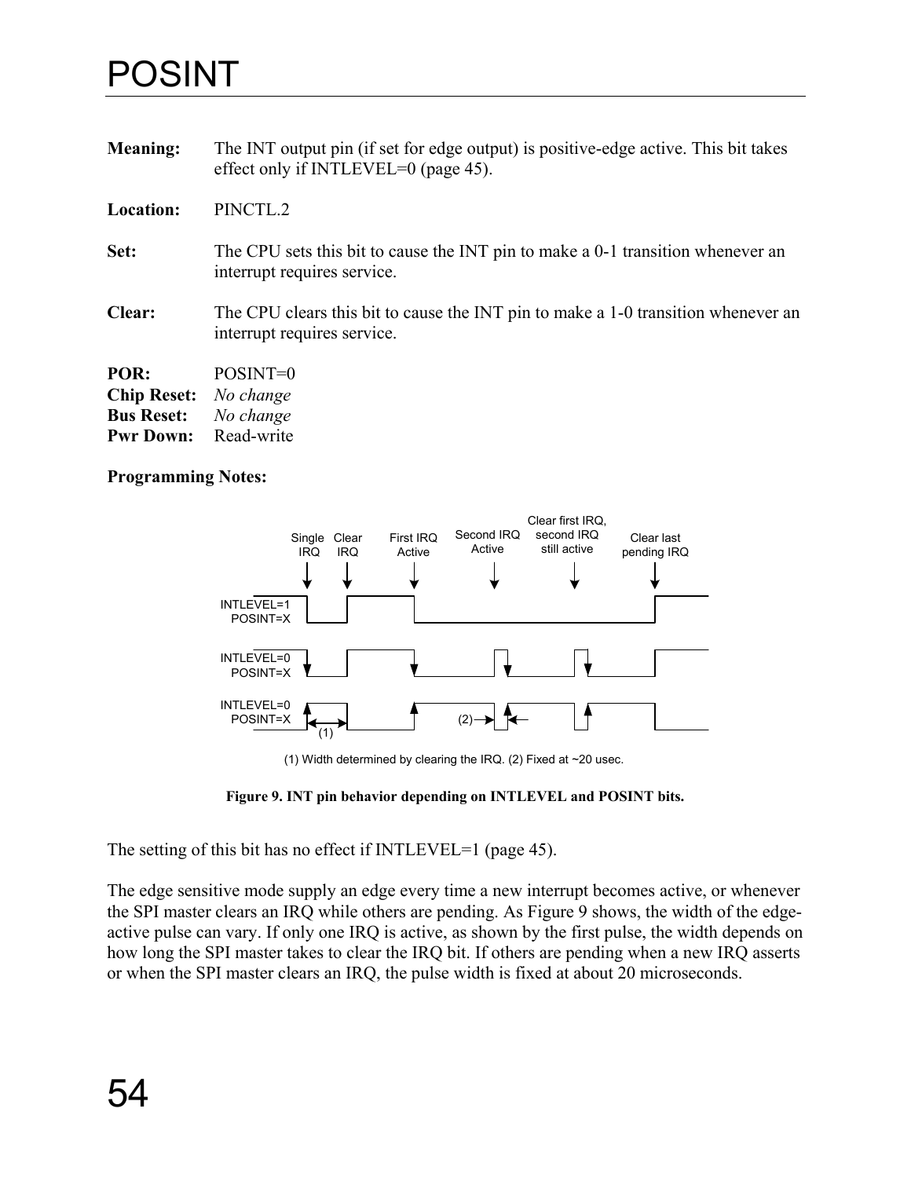# POSINT

**Meaning:** The INT output pin (if set for edge output) is positive-edge active. This bit takes effect only if INTLEVEL=0 (page 45).

**Location:** PINCTL.2

**Set:** The CPU sets this bit to cause the INT pin to make a 0-1 transition whenever an interrupt requires service.

**Clear:** The CPU clears this bit to cause the INT pin to make a 1-0 transition whenever an interrupt requires service.

**POR:** POSINT=0
**Chip Reset:** *No change*
**Bus Reset:** *No change*
**Pwr Down:** Read-write

**Programming Notes:**

Single IRQ | Clear IRQ | First IRQ Active | Second IRQ Active | Clear first IRQ, second IRQ still active | Clear last pending IRQ

INTLEVEL=1 POSINT=X

INTLEVEL=0 POSINT=X

INTLEVEL=0 POSINT=X

(1) (2)

(1) Width determined by clearing the IRQ. (2) Fixed at ~20 usec.

**Figure 9. INT pin behavior depending on INTLEVEL and POSINT bits.**

The setting of this bit has no effect if INTLEVEL=1 (page 45).

The edge sensitive mode supply an edge every time a new interrupt becomes active, or whenever the SPI master clears an IRQ while others are pending. As Figure 9 shows, the width of the edge-active pulse can vary. If only one IRQ is active, as shown by the first pulse, the width depends on how long the SPI master takes to clear the IRQ bit. If others are pending when a new IRQ asserts or when the SPI master clears an IRQ, the pulse width is fixed at about 20 microseconds.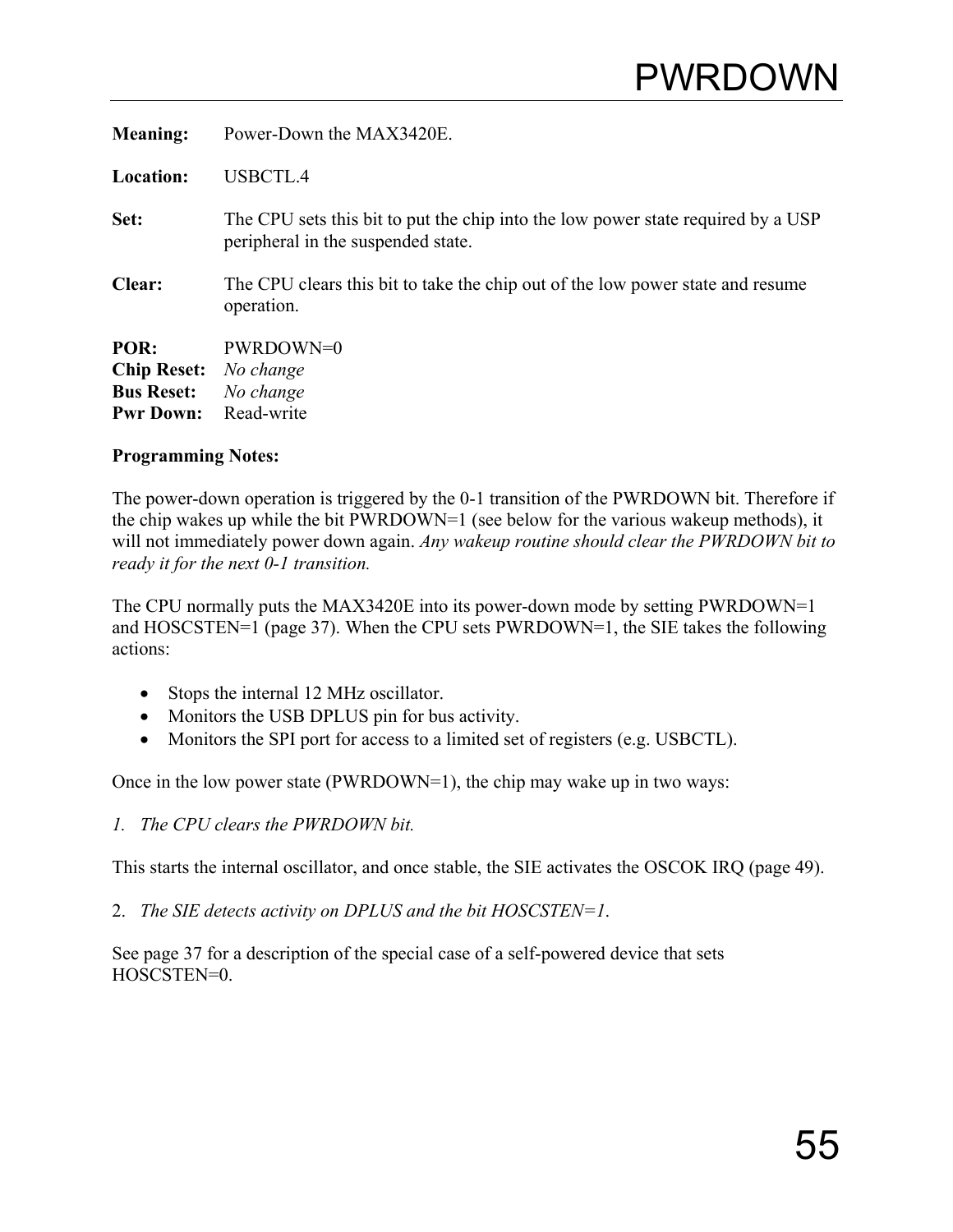# PWRDOWN

**Meaning:** Power-Down the MAX3420E.

**Location:** USBCTL.4

**Set:** The CPU sets this bit to put the chip into the low power state required by a USP peripheral in the suspended state.

**Clear:** The CPU clears this bit to take the chip out of the low power state and resume operation.

**POR:** PWRDOWN=0
**Chip Reset:** *No change*
**Bus Reset:** *No change*
**Pwr Down:** Read-write

**Programming Notes:**

The power-down operation is triggered by the 0-1 transition of the PWRDOWN bit. Therefore if the chip wakes up while the bit PWRDOWN=1 (see below for the various wakeup methods), it will not immediately power down again. *Any wakeup routine should clear the PWRDOWN bit to ready it for the next 0-1 transition.*

The CPU normally puts the MAX3420E into its power-down mode by setting PWRDOWN=1 and HOSCSTEN=1 (page 37). When the CPU sets PWRDOWN=1, the SIE takes the following actions:

- Stops the internal 12 MHz oscillator.
- Monitors the USB DPLUS pin for bus activity.
- Monitors the SPI port for access to a limited set of registers (e.g. USBCTL).

Once in the low power state (PWRDOWN=1), the chip may wake up in two ways:

1. *The CPU clears the PWRDOWN bit.*

This starts the internal oscillator, and once stable, the SIE activates the OSCOK IRQ (page 49).

2. *The SIE detects activity on DPLUS and the bit HOSCSTEN=1.*

See page 37 for a description of the special case of a self-powered device that sets HOSCSTEN=0.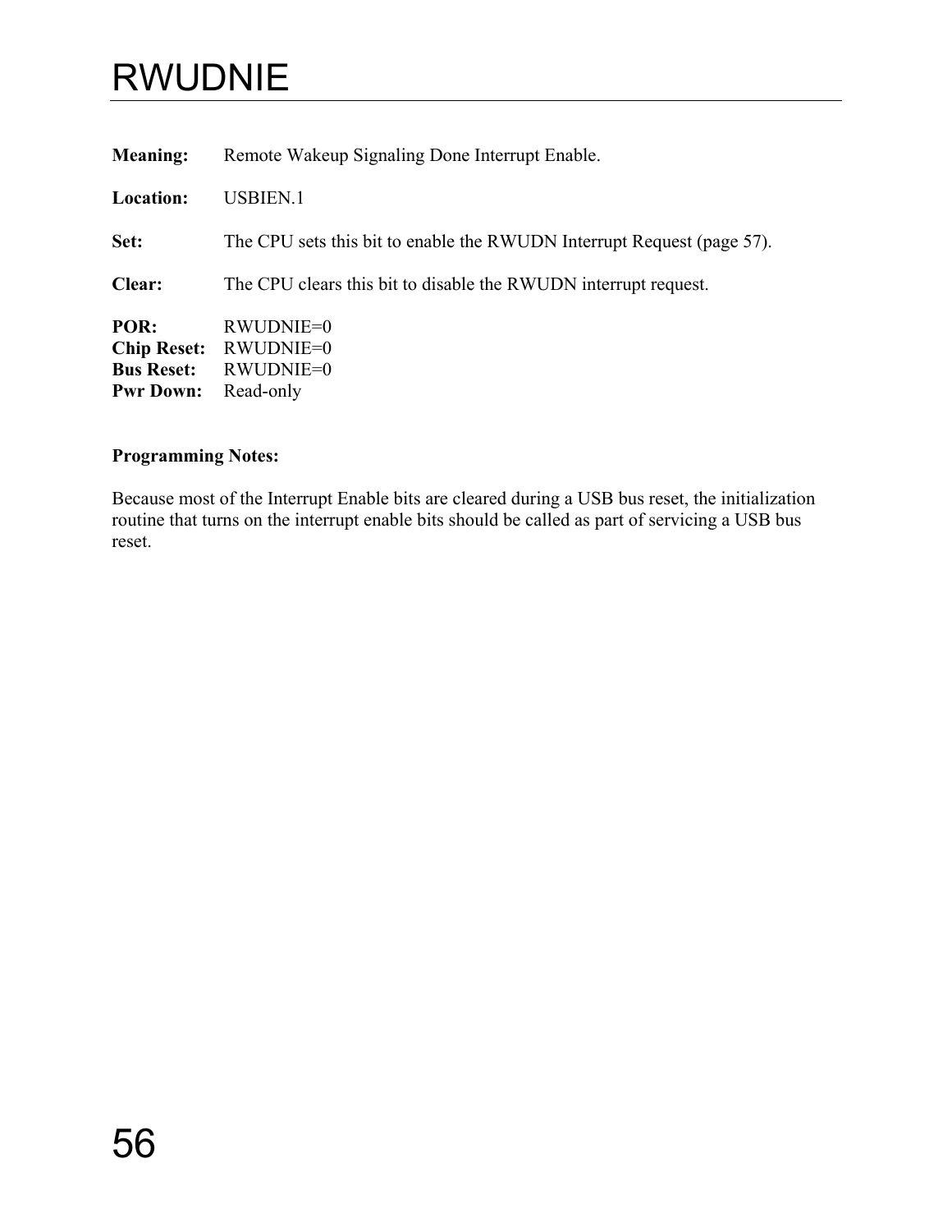# RWUDNIE

**Meaning:** Remote Wakeup Signaling Done Interrupt Enable.

**Location:** USBIEN.1

**Set:** The CPU sets this bit to enable the RWUDN Interrupt Request (page 57).

**Clear:** The CPU clears this bit to disable the RWUDN interrupt request.

**POR:** RWUDNIE=0
**Chip Reset:** RWUDNIE=0
**Bus Reset:** RWUDNIE=0
**Pwr Down:** Read-only

**Programming Notes:**

Because most of the Interrupt Enable bits are cleared during a USB bus reset, the initialization routine that turns on the interrupt enable bits should be called as part of servicing a USB bus reset.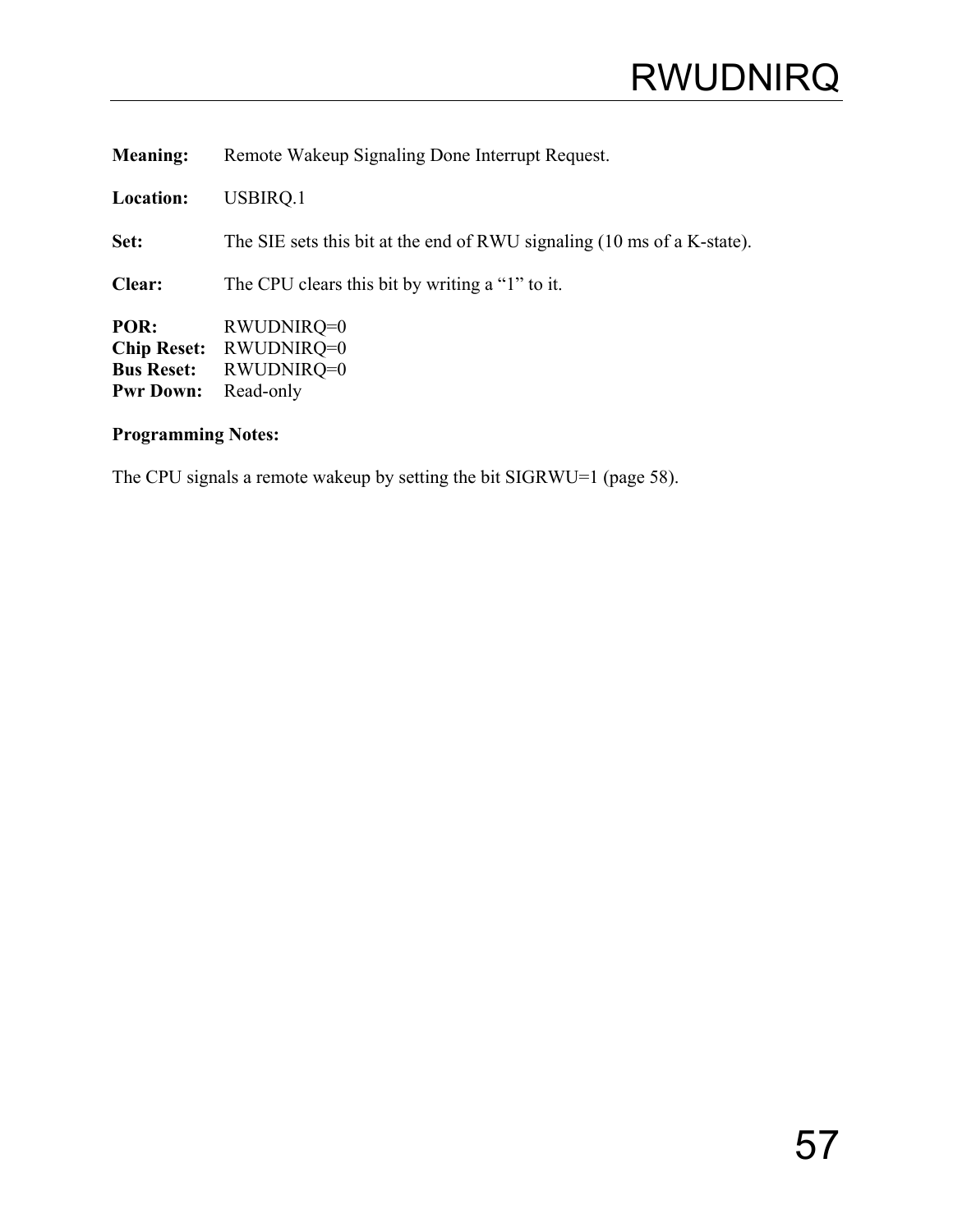# RWUDNIRQ

**Meaning:** Remote Wakeup Signaling Done Interrupt Request.

**Location:** USBIRQ.1

**Set:** The SIE sets this bit at the end of RWU signaling (10 ms of a K-state).

**Clear:** The CPU clears this bit by writing a "1" to it.

**POR:** RWUDNIRQ=0
**Chip Reset:** RWUDNIRQ=0
**Bus Reset:** RWUDNIRQ=0
**Pwr Down:** Read-only

**Programming Notes:**

The CPU signals a remote wakeup by setting the bit SIGRWU=1 (page 58).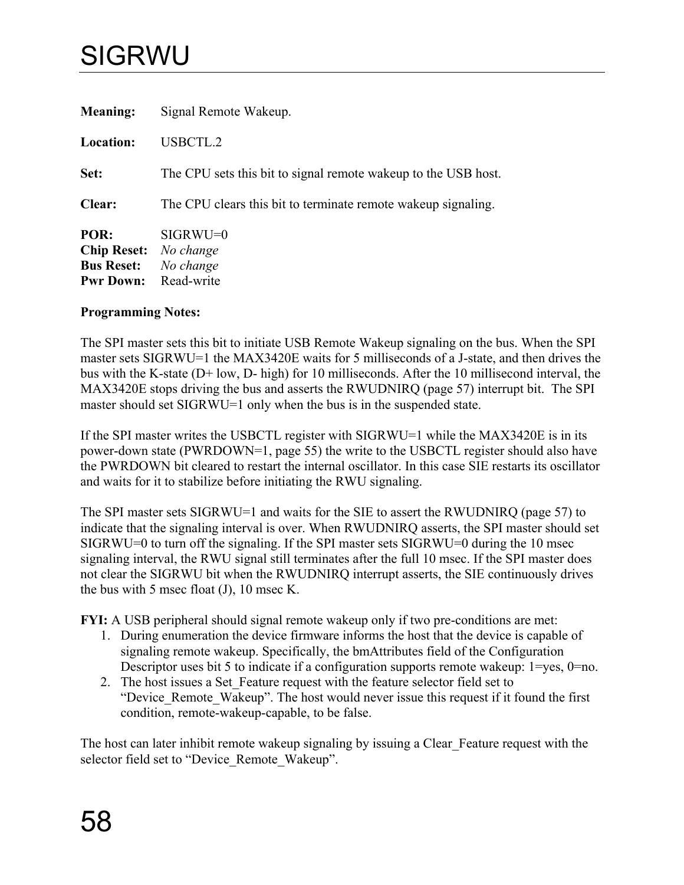# SIGRWU

**Meaning:** Signal Remote Wakeup.

**Location:** USBCTL.2

**Set:** The CPU sets this bit to signal remote wakeup to the USB host.

**Clear:** The CPU clears this bit to terminate remote wakeup signaling.

**POR:** SIGRWU=0
**Chip Reset:** *No change*
**Bus Reset:** *No change*
**Pwr Down:** Read-write

**Programming Notes:**

The SPI master sets this bit to initiate USB Remote Wakeup signaling on the bus. When the SPI master sets SIGRWU=1 the MAX3420E waits for 5 milliseconds of a J-state, and then drives the bus with the K-state (D+ low, D- high) for 10 milliseconds. After the 10 millisecond interval, the MAX3420E stops driving the bus and asserts the RWUDNIRQ (page 57) interrupt bit. The SPI master should set SIGRWU=1 only when the bus is in the suspended state.

If the SPI master writes the USBCTL register with SIGRWU=1 while the MAX3420E is in its power-down state (PWRDOWN=1, page 55) the write to the USBCTL register should also have the PWRDOWN bit cleared to restart the internal oscillator. In this case SIE restarts its oscillator and waits for it to stabilize before initiating the RWU signaling.

The SPI master sets SIGRWU=1 and waits for the SIE to assert the RWUDNIRQ (page 57) to indicate that the signaling interval is over. When RWUDNIRQ asserts, the SPI master should set SIGRWU=0 to turn off the signaling. If the SPI master sets SIGRWU=0 during the 10 msec signaling interval, the RWU signal still terminates after the full 10 msec. If the SPI master does not clear the SIGRWU bit when the RWUDNIRQ interrupt asserts, the SIE continuously drives the bus with 5 msec float (J), 10 msec K.

**FYI:** A USB peripheral should signal remote wakeup only if two pre-conditions are met:

1. During enumeration the device firmware informs the host that the device is capable of signaling remote wakeup. Specifically, the bmAttributes field of the Configuration Descriptor uses bit 5 to indicate if a configuration supports remote wakeup: 1=yes, 0=no.
2. The host issues a Set_Feature request with the feature selector field set to "Device_Remote_Wakeup". The host would never issue this request if it found the first condition, remote-wakeup-capable, to be false.

The host can later inhibit remote wakeup signaling by issuing a Clear_Feature request with the selector field set to "Device_Remote_Wakeup".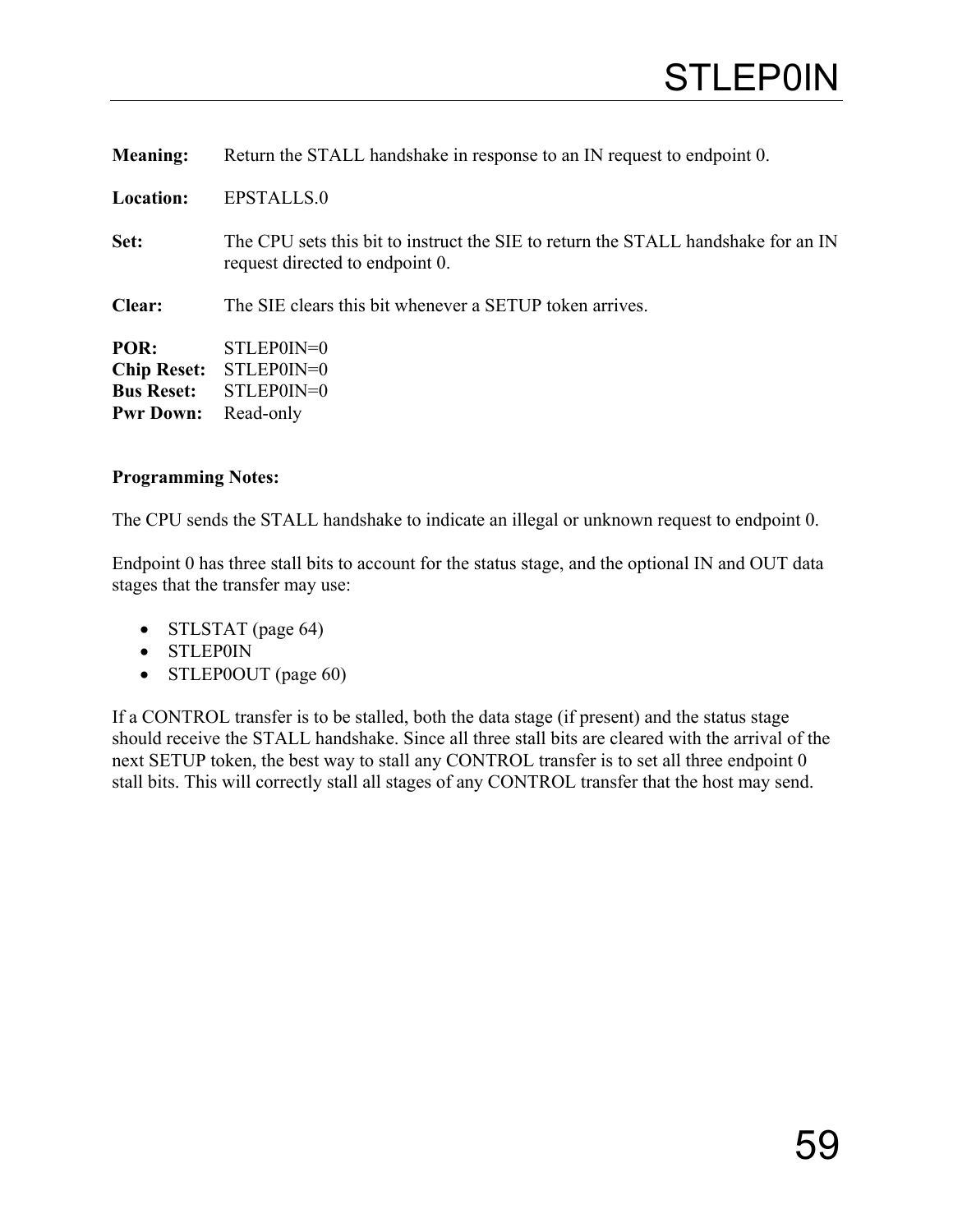# STLEP0IN

**Meaning:** Return the STALL handshake in response to an IN request to endpoint 0.

**Location:** EPSTALLS.0

**Set:** The CPU sets this bit to instruct the SIE to return the STALL handshake for an IN request directed to endpoint 0.

**Clear:** The SIE clears this bit whenever a SETUP token arrives.

**POR:** STLEP0IN=0
**Chip Reset:** STLEP0IN=0
**Bus Reset:** STLEP0IN=0
**Pwr Down:** Read-only

**Programming Notes:**

The CPU sends the STALL handshake to indicate an illegal or unknown request to endpoint 0.

Endpoint 0 has three stall bits to account for the status stage, and the optional IN and OUT data stages that the transfer may use:

- STLSTAT (page 64)
- STLEP0IN
- STLEP0OUT (page 60)

If a CONTROL transfer is to be stalled, both the data stage (if present) and the status stage should receive the STALL handshake. Since all three stall bits are cleared with the arrival of the next SETUP token, the best way to stall any CONTROL transfer is to set all three endpoint 0 stall bits. This will correctly stall all stages of any CONTROL transfer that the host may send.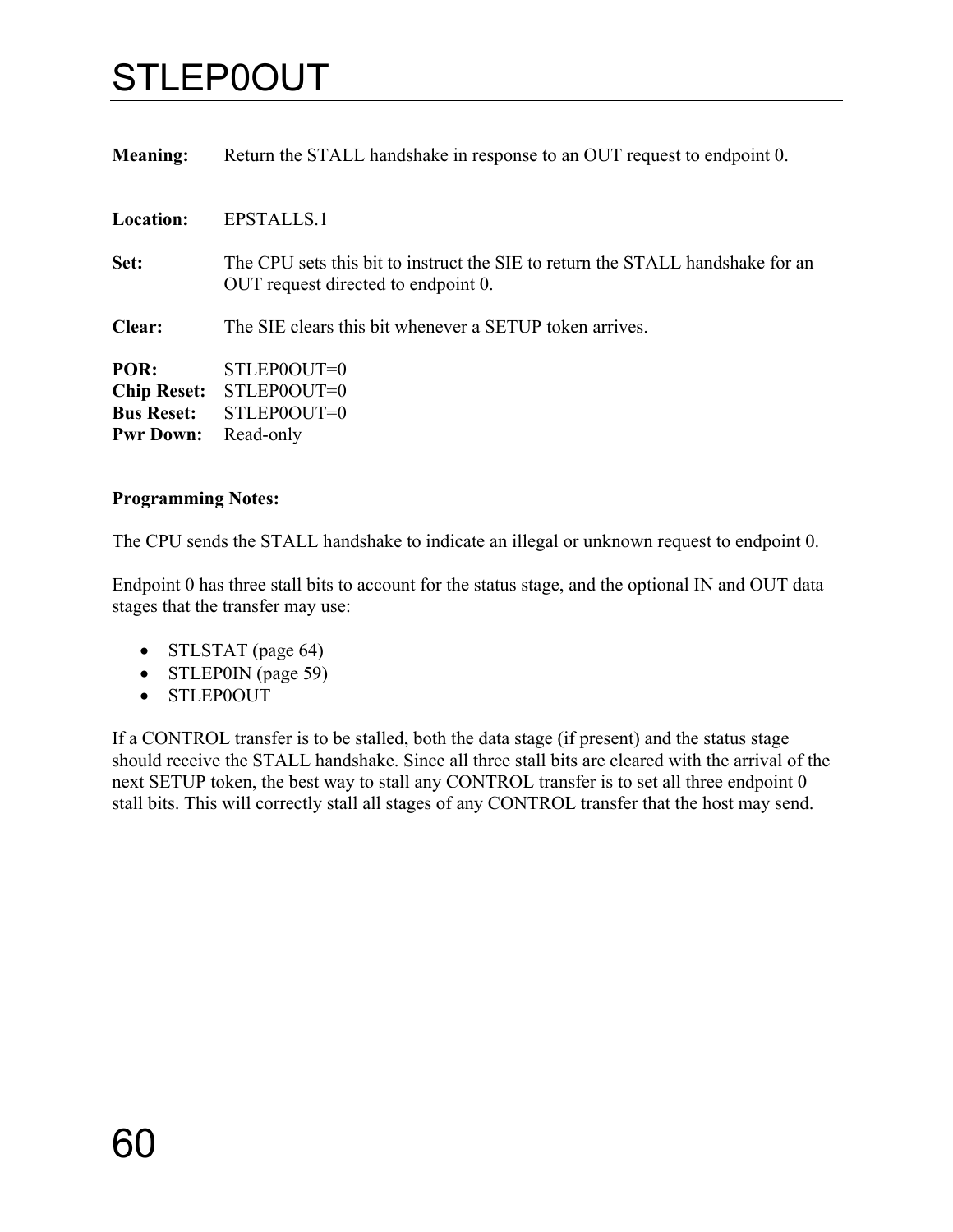# STLEP0OUT

**Meaning:** Return the STALL handshake in response to an OUT request to endpoint 0.

**Location:** EPSTALLS.1

**Set:** The CPU sets this bit to instruct the SIE to return the STALL handshake for an OUT request directed to endpoint 0.

**Clear:** The SIE clears this bit whenever a SETUP token arrives.

**POR:** STLEP0OUT=0
**Chip Reset:** STLEP0OUT=0
**Bus Reset:** STLEP0OUT=0
**Pwr Down:** Read-only

**Programming Notes:**

The CPU sends the STALL handshake to indicate an illegal or unknown request to endpoint 0.

Endpoint 0 has three stall bits to account for the status stage, and the optional IN and OUT data stages that the transfer may use:

- STLSTAT (page 64)
- STLEP0IN (page 59)
- STLEP0OUT

If a CONTROL transfer is to be stalled, both the data stage (if present) and the status stage should receive the STALL handshake. Since all three stall bits are cleared with the arrival of the next SETUP token, the best way to stall any CONTROL transfer is to set all three endpoint 0 stall bits. This will correctly stall all stages of any CONTROL transfer that the host may send.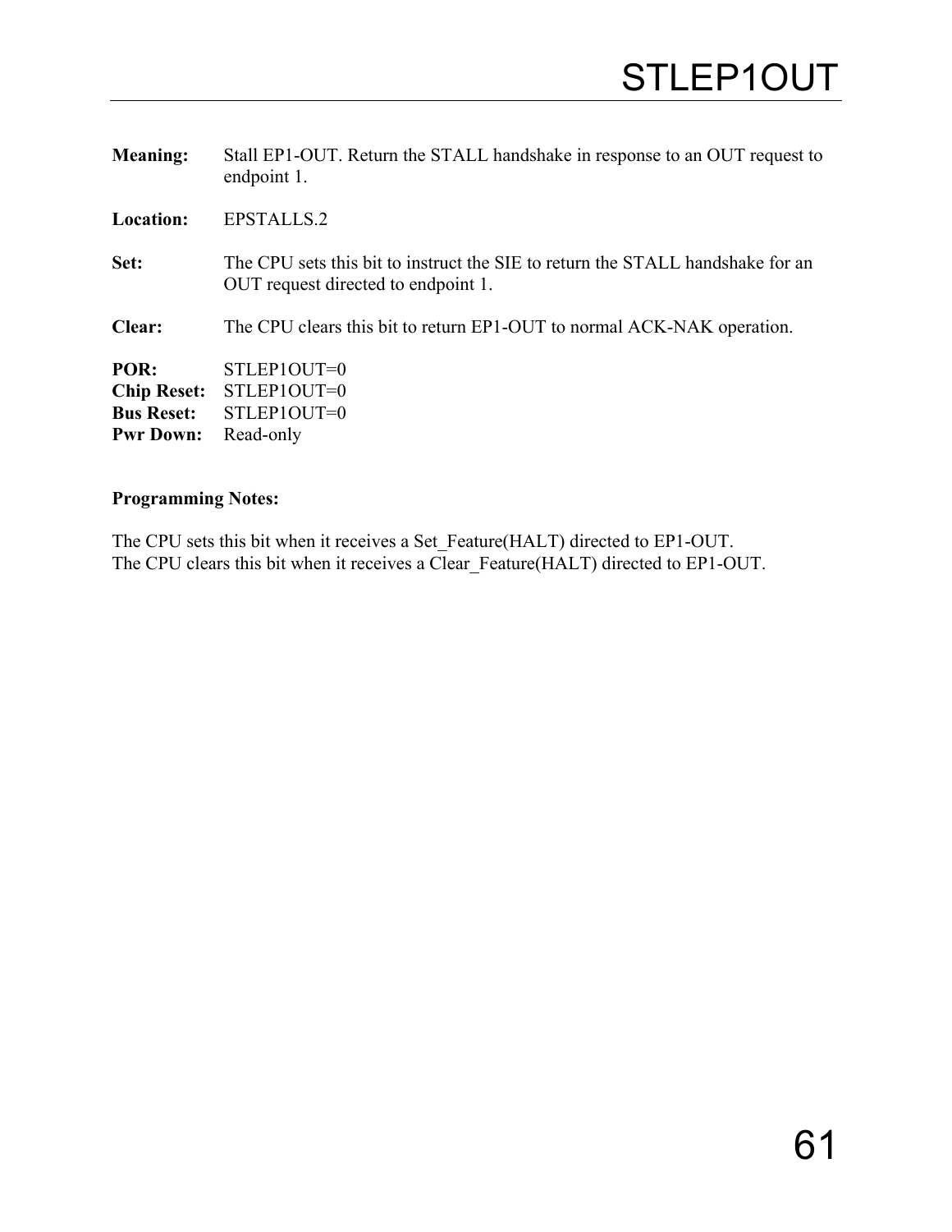# STLEP1OUT

**Meaning:** Stall EP1-OUT. Return the STALL handshake in response to an OUT request to endpoint 1.

**Location:** EPSTALLS.2

**Set:** The CPU sets this bit to instruct the SIE to return the STALL handshake for an OUT request directed to endpoint 1.

**Clear:** The CPU clears this bit to return EP1-OUT to normal ACK-NAK operation.

**POR:** STLEP1OUT=0
**Chip Reset:** STLEP1OUT=0
**Bus Reset:** STLEP1OUT=0
**Pwr Down:** Read-only

**Programming Notes:**

The CPU sets this bit when it receives a Set_Feature(HALT) directed to EP1-OUT.
The CPU clears this bit when it receives a Clear_Feature(HALT) directed to EP1-OUT.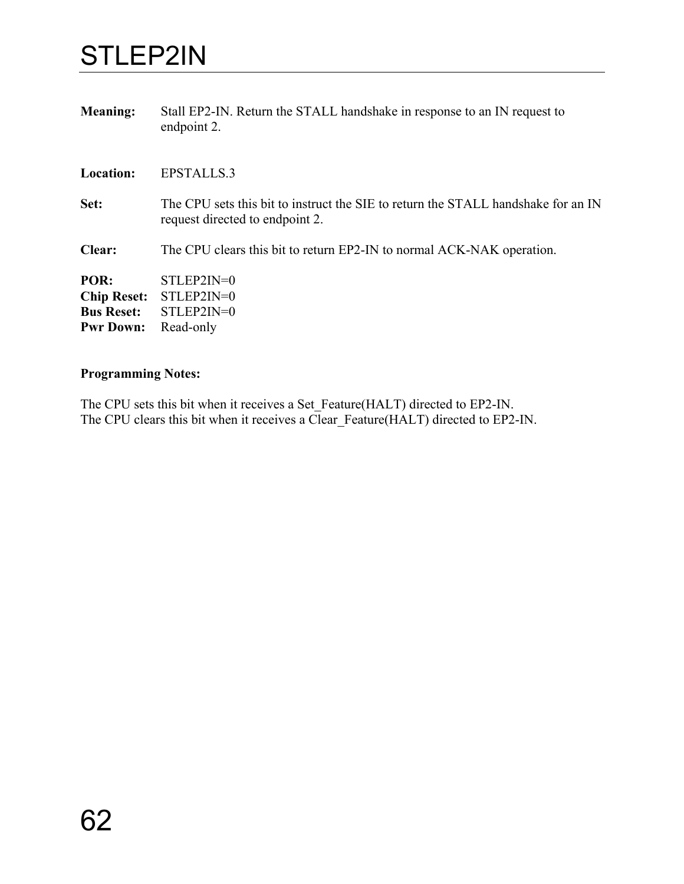# STLEP2IN

**Meaning:** Stall EP2-IN. Return the STALL handshake in response to an IN request to endpoint 2.

**Location:** EPSTALLS.3

**Set:** The CPU sets this bit to instruct the SIE to return the STALL handshake for an IN request directed to endpoint 2.

**Clear:** The CPU clears this bit to return EP2-IN to normal ACK-NAK operation.

**POR:** STLEP2IN=0
**Chip Reset:** STLEP2IN=0
**Bus Reset:** STLEP2IN=0
**Pwr Down:** Read-only

**Programming Notes:**

The CPU sets this bit when it receives a Set_Feature(HALT) directed to EP2-IN.
The CPU clears this bit when it receives a Clear_Feature(HALT) directed to EP2-IN.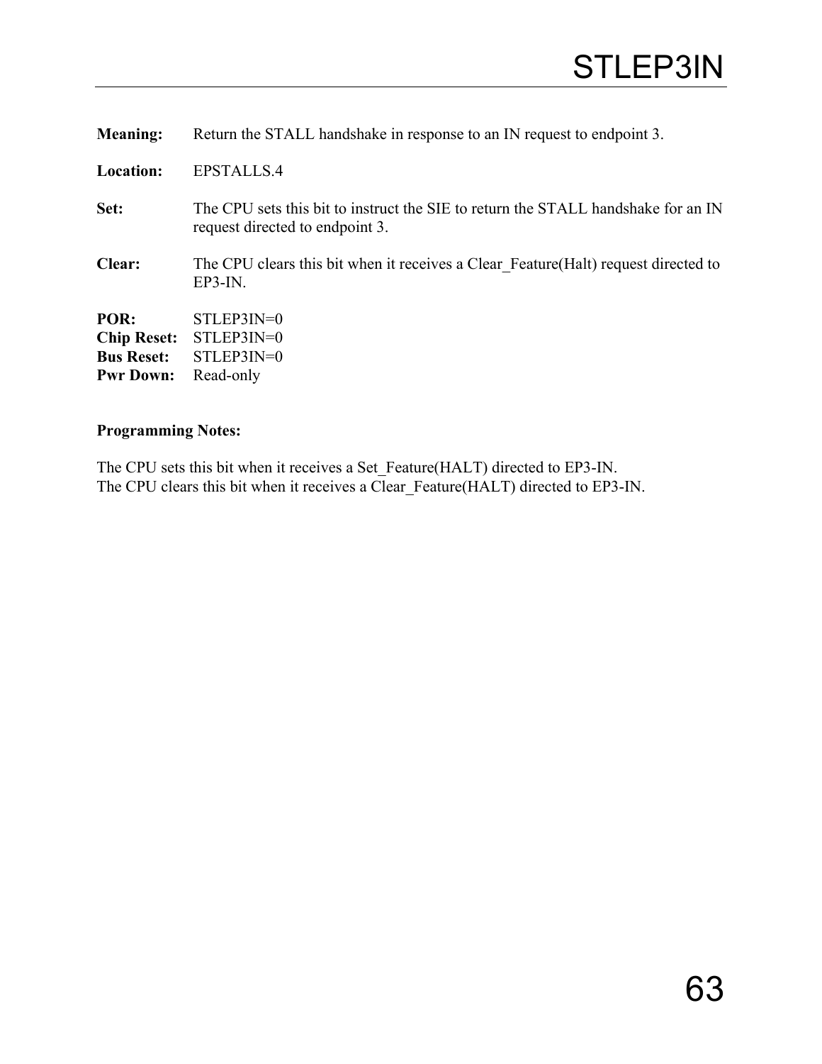# STLEP3IN

**Meaning:** Return the STALL handshake in response to an IN request to endpoint 3.

**Location:** EPSTALLS.4

**Set:** The CPU sets this bit to instruct the SIE to return the STALL handshake for an IN request directed to endpoint 3.

**Clear:** The CPU clears this bit when it receives a Clear_Feature(Halt) request directed to EP3-IN.

**POR:** STLEP3IN=0
**Chip Reset:** STLEP3IN=0
**Bus Reset:** STLEP3IN=0
**Pwr Down:** Read-only

**Programming Notes:**

The CPU sets this bit when it receives a Set_Feature(HALT) directed to EP3-IN.
The CPU clears this bit when it receives a Clear_Feature(HALT) directed to EP3-IN.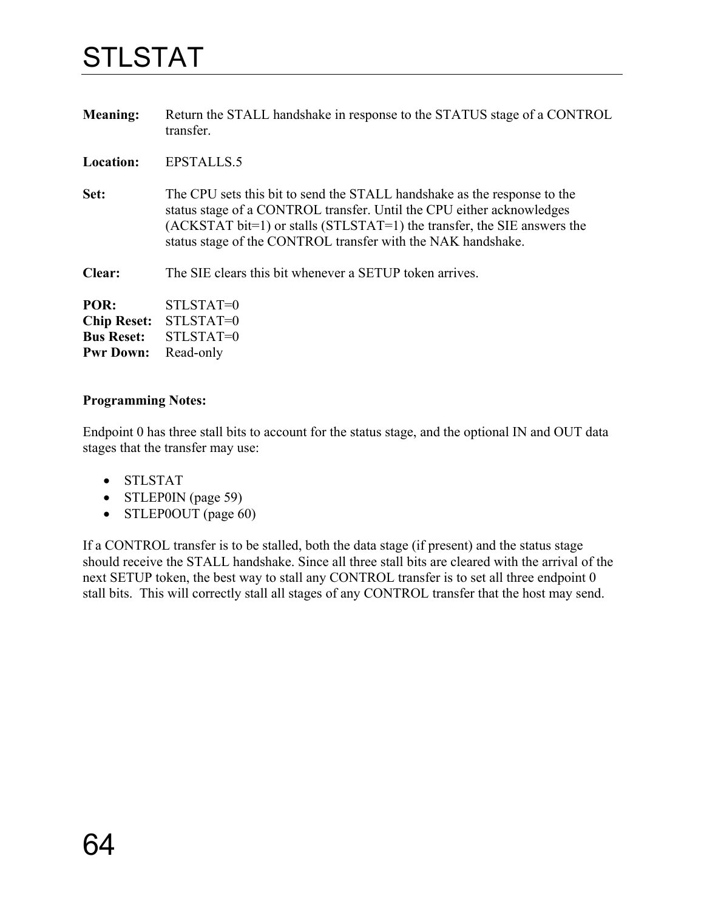# STLSTAT

**Meaning:** Return the STALL handshake in response to the STATUS stage of a CONTROL transfer.

**Location:** EPSTALLS.5

**Set:** The CPU sets this bit to send the STALL handshake as the response to the status stage of a CONTROL transfer. Until the CPU either acknowledges (ACKSTAT bit=1) or stalls (STLSTAT=1) the transfer, the SIE answers the status stage of the CONTROL transfer with the NAK handshake.

**Clear:** The SIE clears this bit whenever a SETUP token arrives.

**POR:** STLSTAT=0
**Chip Reset:** STLSTAT=0
**Bus Reset:** STLSTAT=0
**Pwr Down:** Read-only

**Programming Notes:**

Endpoint 0 has three stall bits to account for the status stage, and the optional IN and OUT data stages that the transfer may use:

- STLSTAT
- STLEP0IN (page 59)
- STLEP0OUT (page 60)

If a CONTROL transfer is to be stalled, both the data stage (if present) and the status stage should receive the STALL handshake. Since all three stall bits are cleared with the arrival of the next SETUP token, the best way to stall any CONTROL transfer is to set all three endpoint 0 stall bits. This will correctly stall all stages of any CONTROL transfer that the host may send.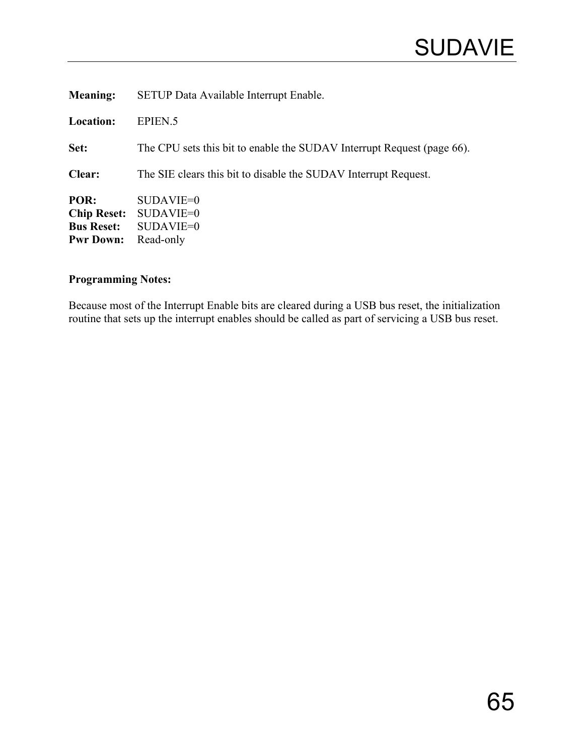# SUDAVIE

**Meaning:** SETUP Data Available Interrupt Enable.

**Location:** EPIEN.5

**Set:** The CPU sets this bit to enable the SUDAV Interrupt Request (page 66).

**Clear:** The SIE clears this bit to disable the SUDAV Interrupt Request.

**POR:** SUDAVIE=0
**Chip Reset:** SUDAVIE=0
**Bus Reset:** SUDAVIE=0
**Pwr Down:** Read-only

**Programming Notes:**

Because most of the Interrupt Enable bits are cleared during a USB bus reset, the initialization routine that sets up the interrupt enables should be called as part of servicing a USB bus reset.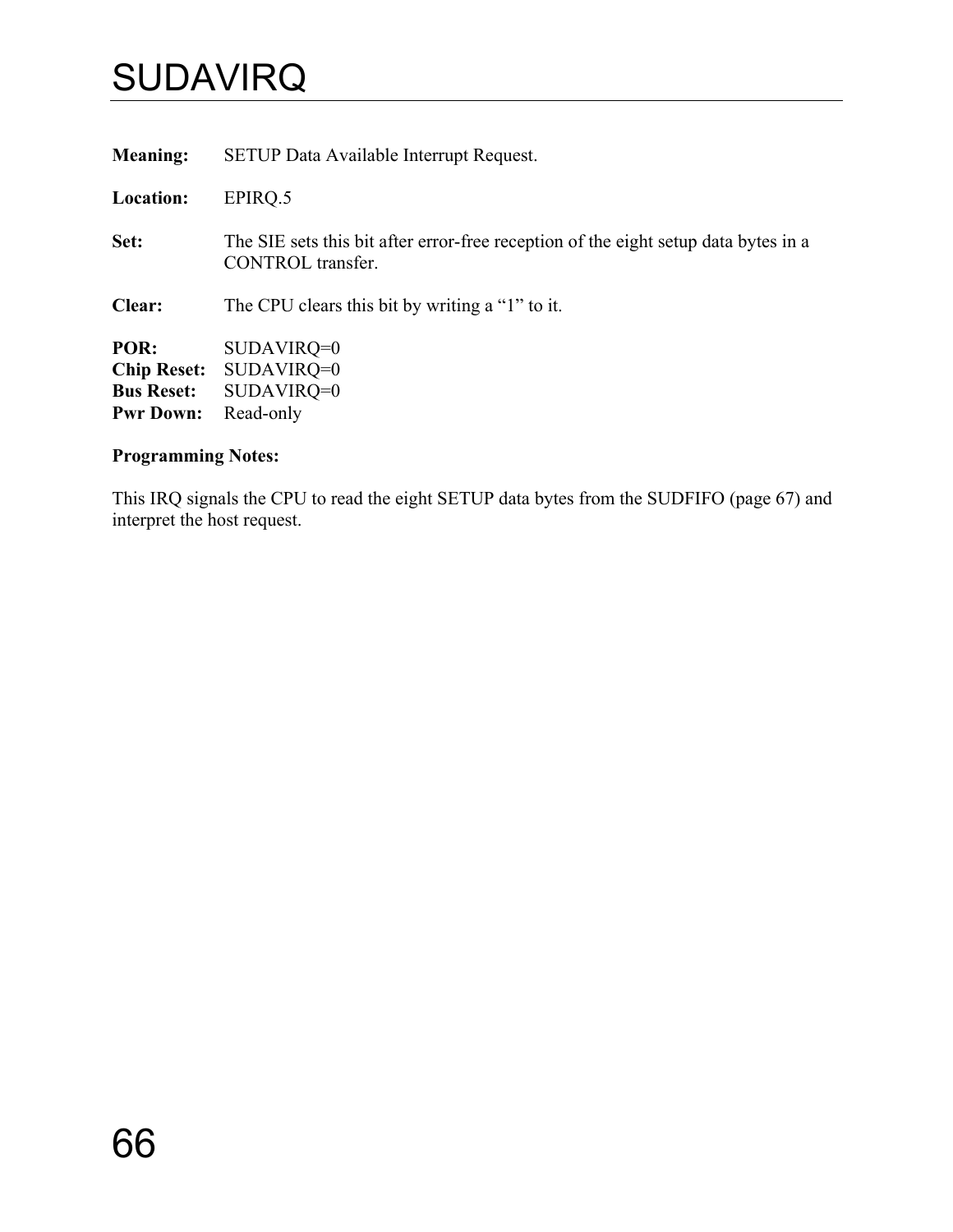# SUDAVIRQ

**Meaning:** SETUP Data Available Interrupt Request.

**Location:** EPIRQ.5

**Set:** The SIE sets this bit after error-free reception of the eight setup data bytes in a CONTROL transfer.

**Clear:** The CPU clears this bit by writing a “1” to it.

**POR:** SUDAVIRQ=0
**Chip Reset:** SUDAVIRQ=0
**Bus Reset:** SUDAVIRQ=0
**Pwr Down:** Read-only

**Programming Notes:**

This IRQ signals the CPU to read the eight SETUP data bytes from the SUDFIFO (page 67) and interpret the host request.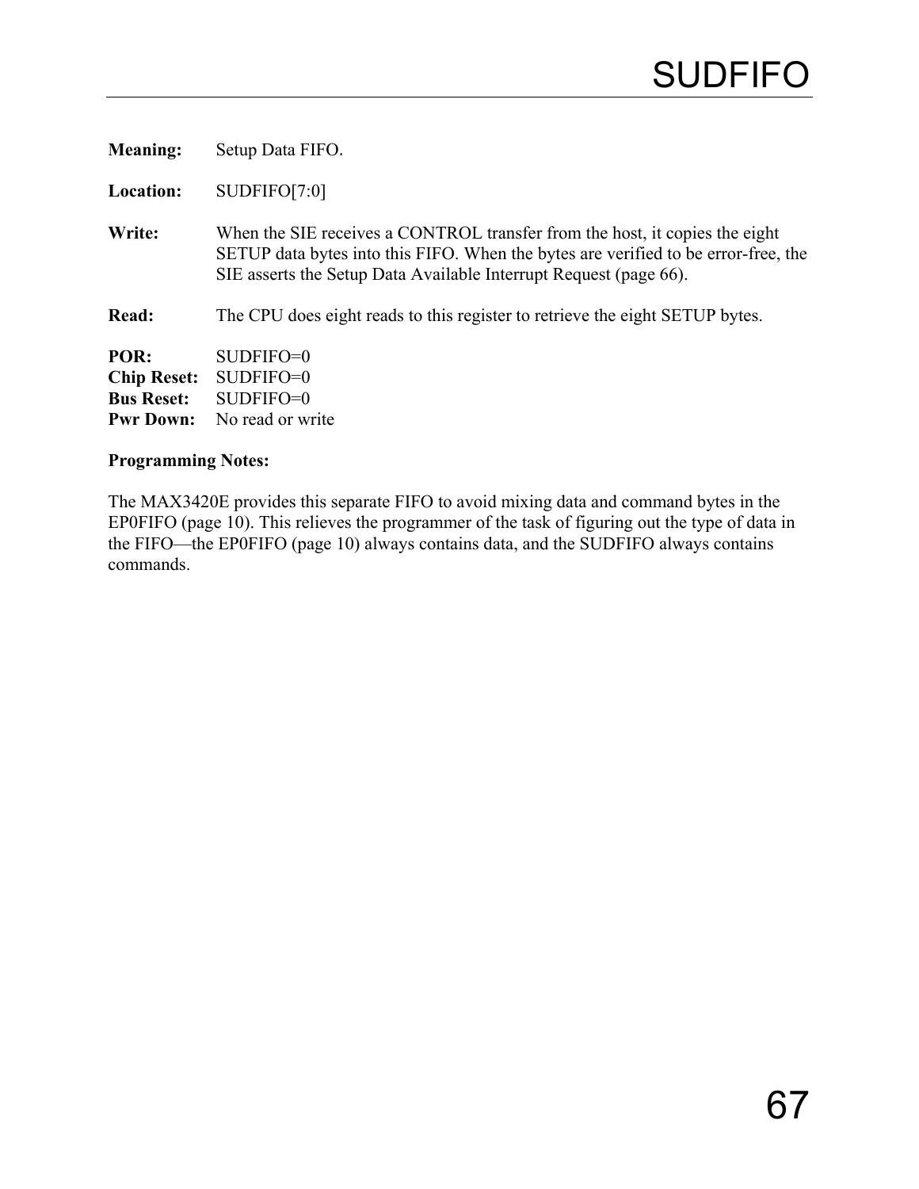# SUDFIFO

**Meaning:** Setup Data FIFO.

**Location:** SUDFIFO[7:0]

**Write:** When the SIE receives a CONTROL transfer from the host, it copies the eight SETUP data bytes into this FIFO. When the bytes are verified to be error-free, the SIE asserts the Setup Data Available Interrupt Request (page 66).

**Read:** The CPU does eight reads to this register to retrieve the eight SETUP bytes.

**POR:** SUDFIFO=0
**Chip Reset:** SUDFIFO=0
**Bus Reset:** SUDFIFO=0
**Pwr Down:** No read or write

**Programming Notes:**

The MAX3420E provides this separate FIFO to avoid mixing data and command bytes in the EP0FIFO (page 10). This relieves the programmer of the task of figuring out the type of data in the FIFO—the EP0FIFO (page 10) always contains data, and the SUDFIFO always contains commands.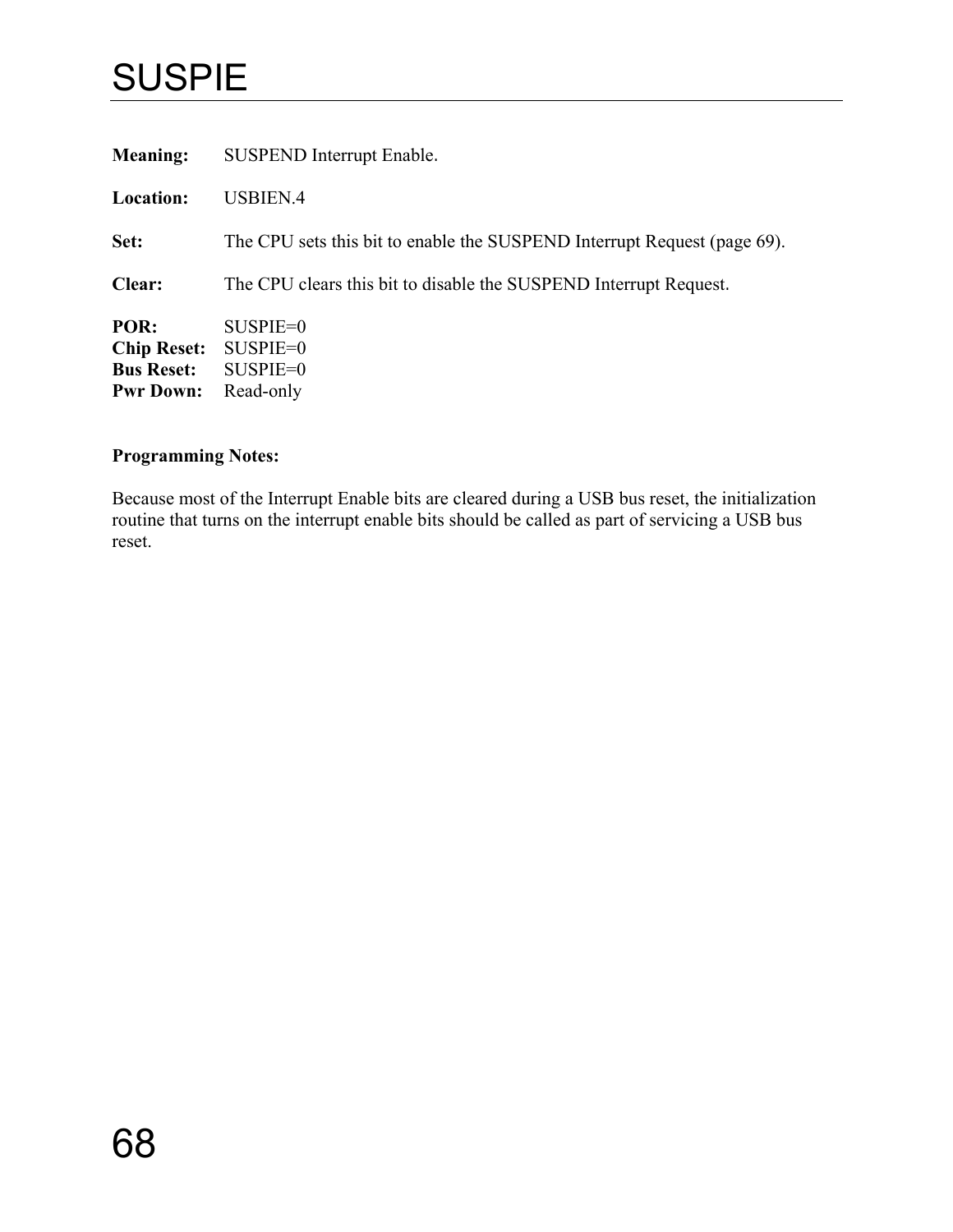# SUSPIE

**Meaning:** SUSPEND Interrupt Enable.

**Location:** USBIEN.4

**Set:** The CPU sets this bit to enable the SUSPEND Interrupt Request (page 69).

**Clear:** The CPU clears this bit to disable the SUSPEND Interrupt Request.

**POR:** SUSPIE=0
**Chip Reset:** SUSPIE=0
**Bus Reset:** SUSPIE=0
**Pwr Down:** Read-only

**Programming Notes:**

Because most of the Interrupt Enable bits are cleared during a USB bus reset, the initialization routine that turns on the interrupt enable bits should be called as part of servicing a USB bus reset.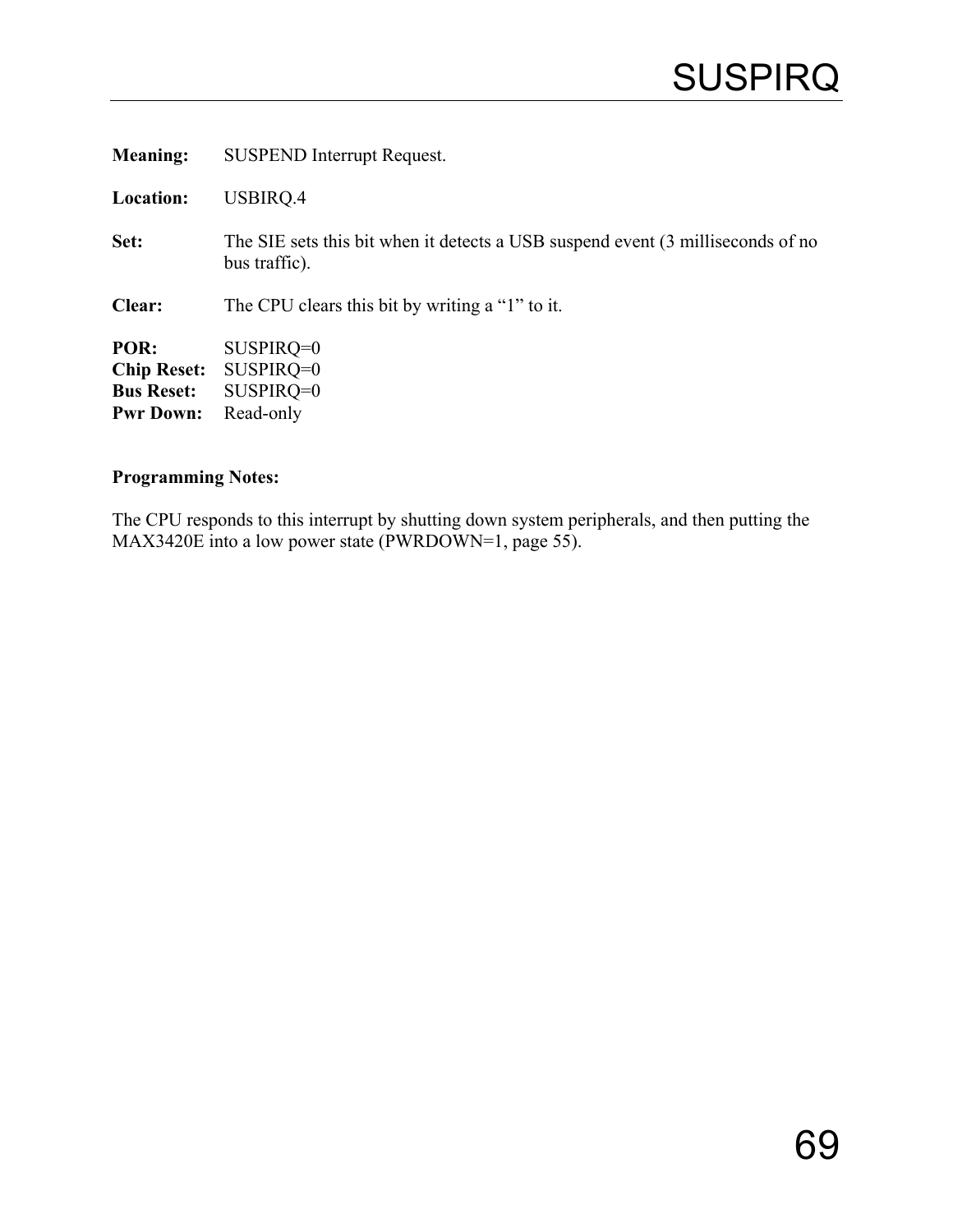# SUSPIRQ

**Meaning:** SUSPEND Interrupt Request.

**Location:** USBIRQ.4

**Set:** The SIE sets this bit when it detects a USB suspend event (3 milliseconds of no bus traffic).

**Clear:** The CPU clears this bit by writing a “1” to it.

**POR:** SUSPIRQ=0
**Chip Reset:** SUSPIRQ=0
**Bus Reset:** SUSPIRQ=0
**Pwr Down:** Read-only

**Programming Notes:**

The CPU responds to this interrupt by shutting down system peripherals, and then putting the MAX3420E into a low power state (PWRDOWN=1, page 55).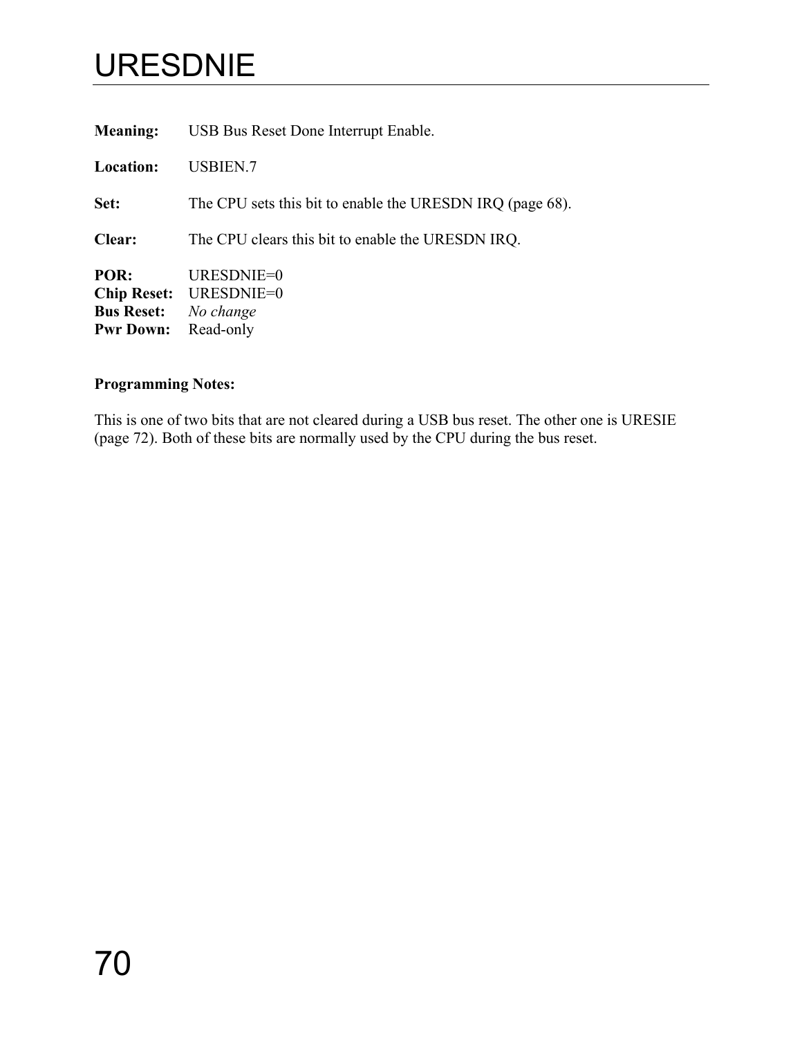# URESDNIE

**Meaning:** USB Bus Reset Done Interrupt Enable.

**Location:** USBIEN.7

**Set:** The CPU sets this bit to enable the URESDN IRQ (page 68).

**Clear:** The CPU clears this bit to enable the URESDN IRQ.

**POR:** URESDNIE=0
**Chip Reset:** URESDNIE=0
**Bus Reset:** *No change*
**Pwr Down:** Read-only

**Programming Notes:**

This is one of two bits that are not cleared during a USB bus reset. The other one is URESIE (page 72). Both of these bits are normally used by the CPU during the bus reset.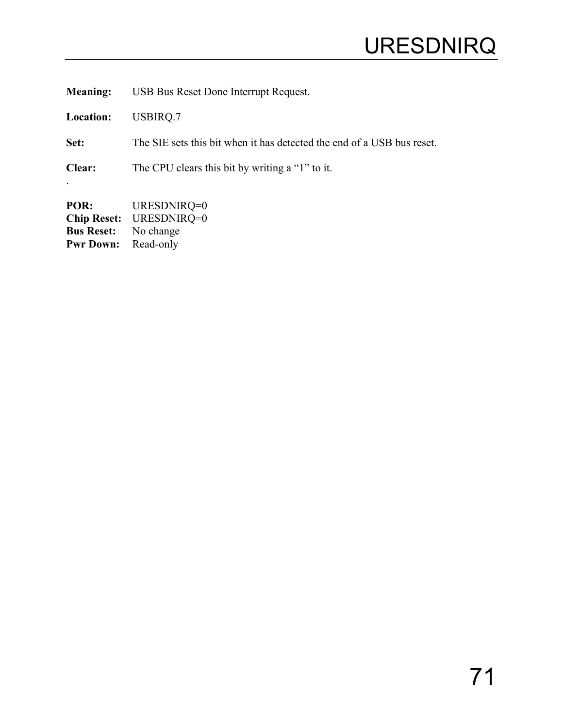# URESDNIRQ

**Meaning:** USB Bus Reset Done Interrupt Request.

**Location:** USBIRQ.7

**Set:** The SIE sets this bit when it has detected the end of a USB bus reset.

**Clear:** The CPU clears this bit by writing a “1” to it.

.

**POR:** URESDNIRQ=0
**Chip Reset:** URESDNIRQ=0
**Bus Reset:** No change
**Pwr Down:** Read-only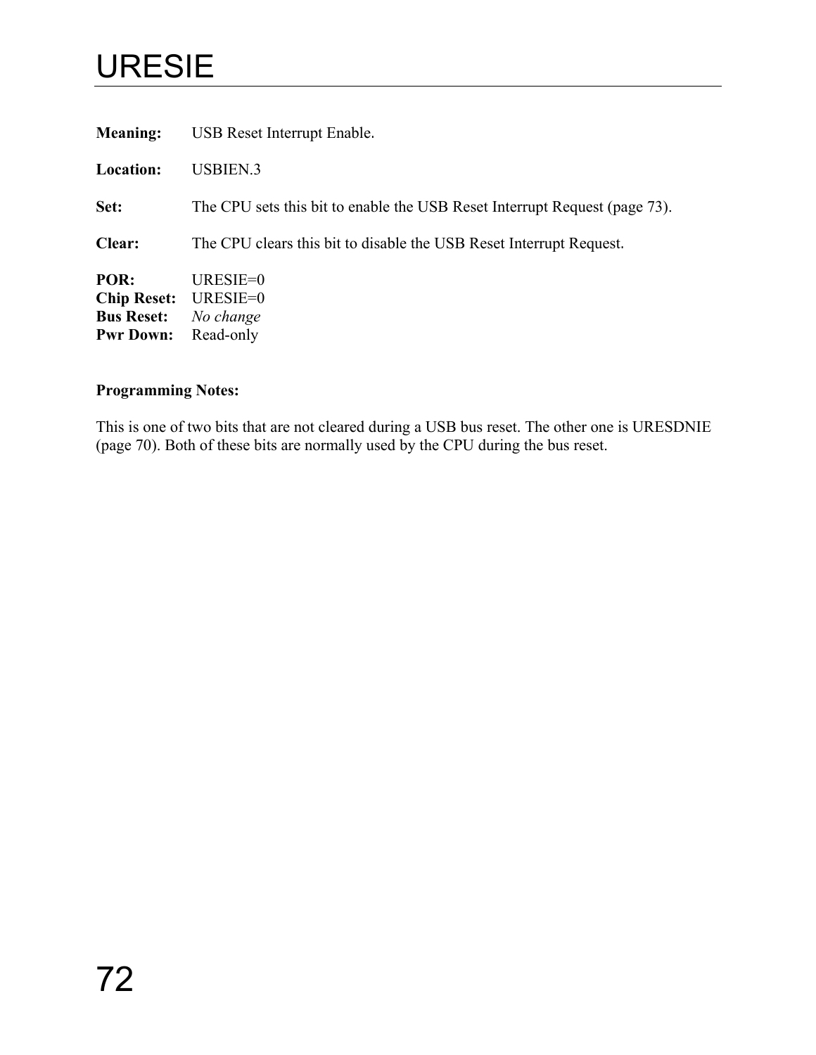# URESIE

**Meaning:** USB Reset Interrupt Enable.

**Location:** USBIEN.3

**Set:** The CPU sets this bit to enable the USB Reset Interrupt Request (page 73).

**Clear:** The CPU clears this bit to disable the USB Reset Interrupt Request.

**POR:** URESIE=0
**Chip Reset:** URESIE=0
**Bus Reset:** *No change*
**Pwr Down:** Read-only

**Programming Notes:**

This is one of two bits that are not cleared during a USB bus reset. The other one is URESDNIE (page 70). Both of these bits are normally used by the CPU during the bus reset.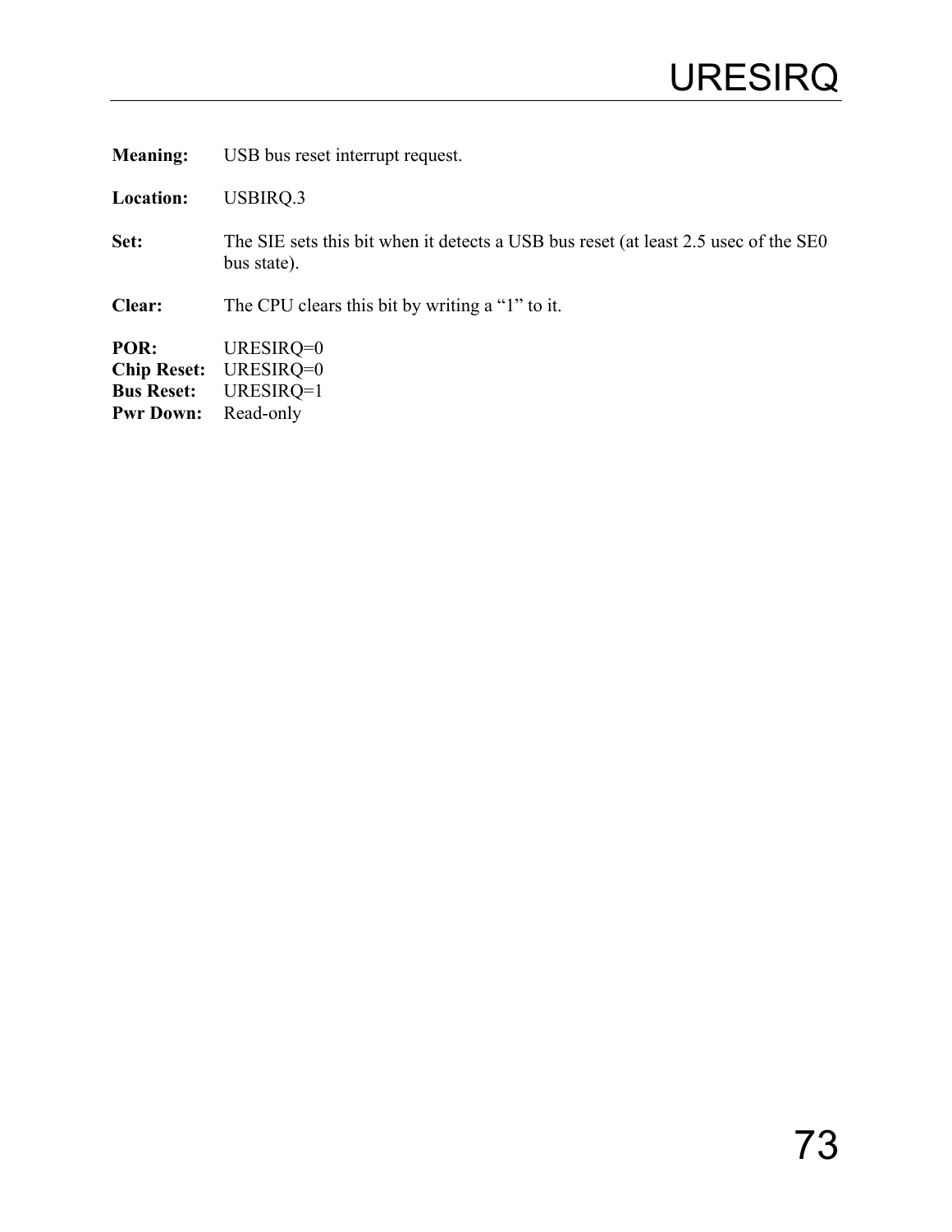# URESIRQ

**Meaning:** USB bus reset interrupt request.

**Location:** USBIRQ.3

**Set:** The SIE sets this bit when it detects a USB bus reset (at least 2.5 usec of the SE0 bus state).

**Clear:** The CPU clears this bit by writing a "1" to it.

**POR:** URESIRQ=0
**Chip Reset:** URESIRQ=0
**Bus Reset:** URESIRQ=1
**Pwr Down:** Read-only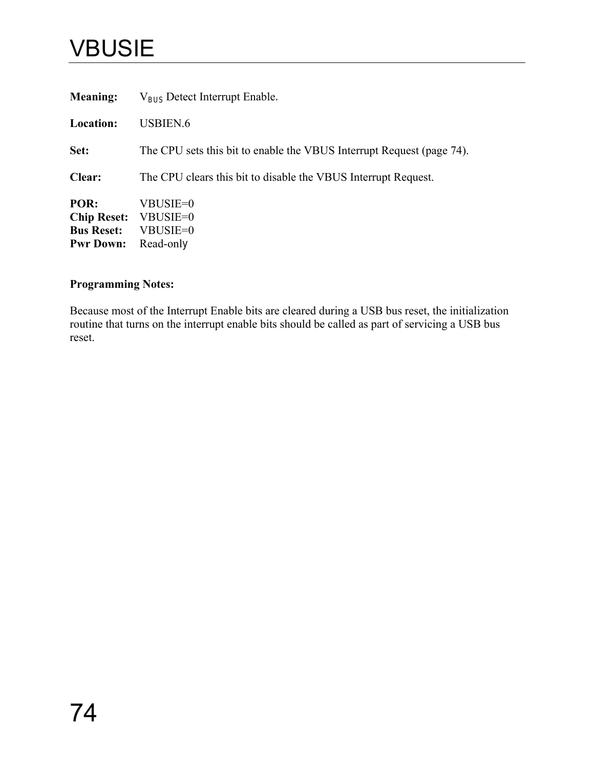# VBUSIE

**Meaning:** $V_{BUS}$ Detect Interrupt Enable.

**Location:** USBIEN.6

**Set:** The CPU sets this bit to enable the VBUS Interrupt Request (page 74).

**Clear:** The CPU clears this bit to disable the VBUS Interrupt Request.

**POR:** VBUSIE=0
**Chip Reset:** VBUSIE=0
**Bus Reset:** VBUSIE=0
**Pwr Down:** Read-only

**Programming Notes:**

Because most of the Interrupt Enable bits are cleared during a USB bus reset, the initialization routine that turns on the interrupt enable bits should be called as part of servicing a USB bus reset.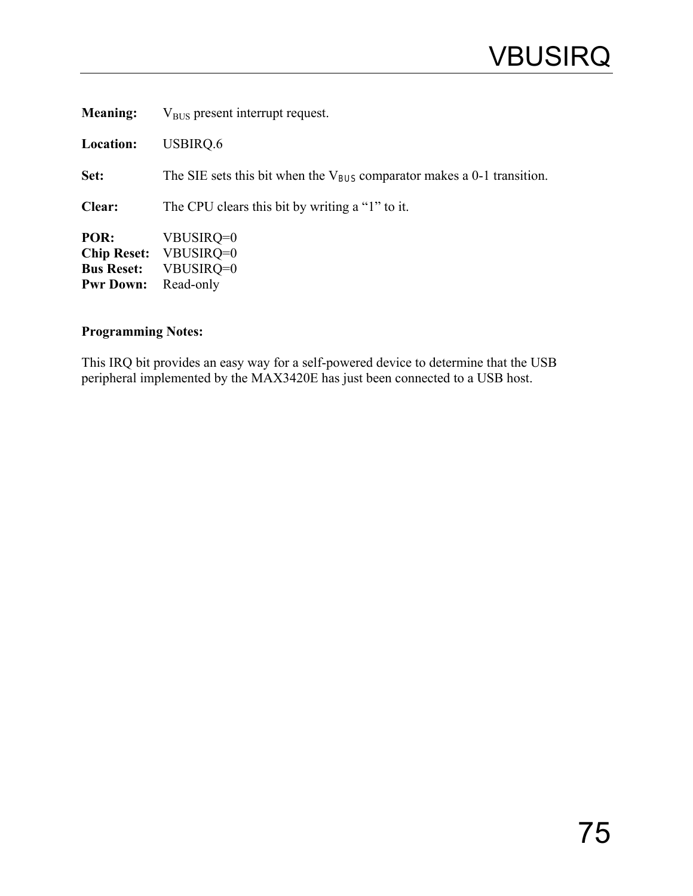# VBUSIRQ

**Meaning:** $V_{BUS}$ present interrupt request.

**Location:** USBIRQ.6

**Set:** The SIE sets this bit when the $V_{BUS}$ comparator makes a 0-1 transition.

**Clear:** The CPU clears this bit by writing a "1" to it.

**POR:** VBUSIRQ=0
**Chip Reset:** VBUSIRQ=0
**Bus Reset:** VBUSIRQ=0
**Pwr Down:** Read-only

**Programming Notes:**

This IRQ bit provides an easy way for a self-powered device to determine that the USB peripheral implemented by the MAX3420E has just been connected to a USB host.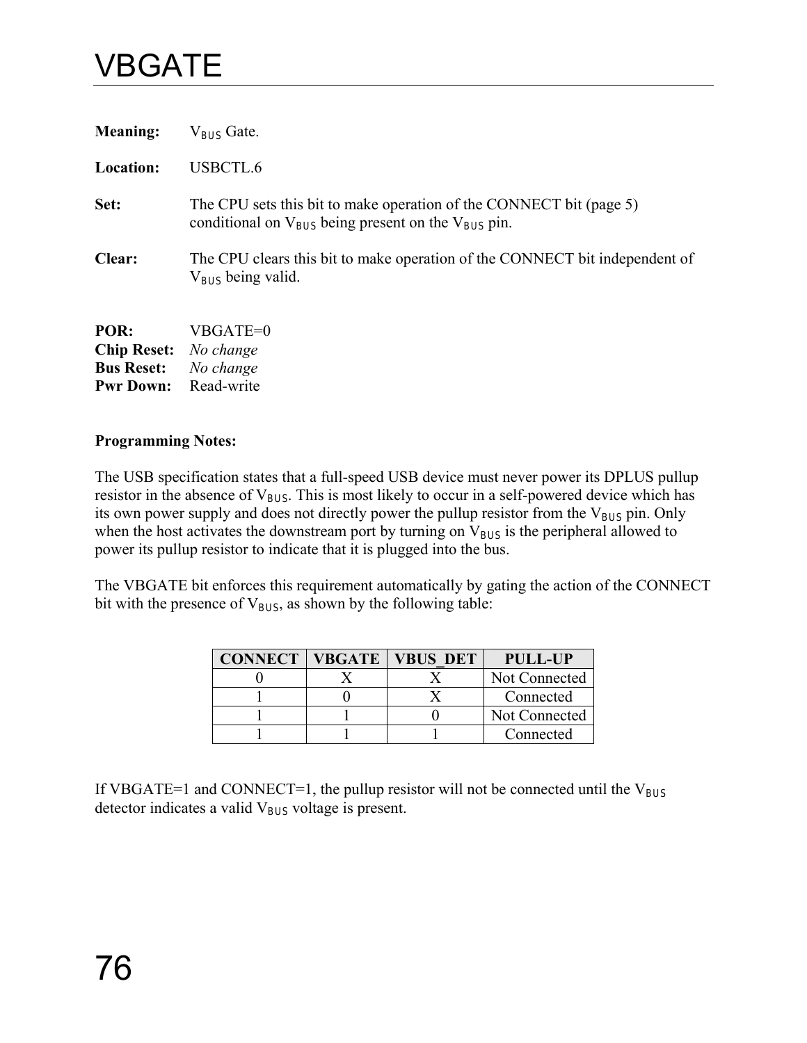# VBGATE

**Meaning:** $V_{BUS}$ Gate.

**Location:** USBCTL.6

**Set:** The CPU sets this bit to make operation of the CONNECT bit (page 5) conditional on $V_{BUS}$ being present on the $V_{BUS}$ pin.

**Clear:** The CPU clears this bit to make operation of the CONNECT bit independent of $V_{BUS}$ being valid.

**POR:** VBGATE=0
**Chip Reset:** *No change*
**Bus Reset:** *No change*
**Pwr Down:** Read-write

**Programming Notes:**

The USB specification states that a full-speed USB device must never power its DPLUS pullup resistor in the absence of $V_{BUS}$. This is most likely to occur in a self-powered device which has its own power supply and does not directly power the pullup resistor from the $V_{BUS}$ pin. Only when the host activates the downstream port by turning on $V_{BUS}$ is the peripheral allowed to power its pullup resistor to indicate that it is plugged into the bus.

The VBGATE bit enforces this requirement automatically by gating the action of the CONNECT bit with the presence of $V_{BUS}$, as shown by the following table:

| CONNECT | VBGATE | VBUS_DET | PULL-UP |
|---|---|---|---|
| 0 | X | X | Not Connected |
| 1 | 0 | X | Connected |
| 1 | 1 | 0 | Not Connected |
| 1 | 1 | 1 | Connected |

If VBGATE=1 and CONNECT=1, the pullup resistor will not be connected until the $V_{BUS}$ detector indicates a valid $V_{BUS}$ voltage is present.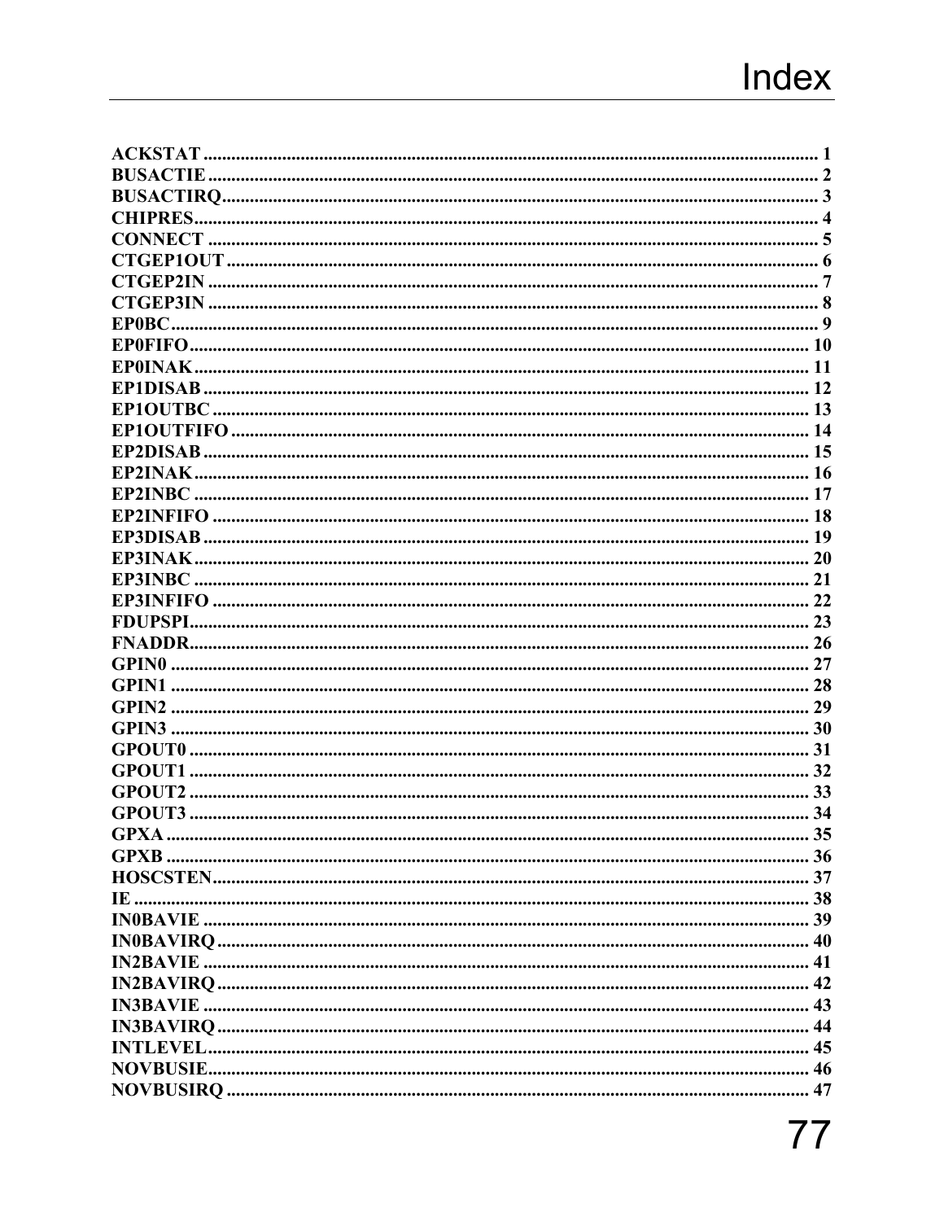# Index

**ACKSTAT** ........................................................ 1
**BUSACTIE** ........................................................ 2
**BUSACTIRQ** ........................................................ 3
**CHIPRES** ........................................................ 4
**CONNECT** ........................................................ 5
**CTGEP1OUT** ........................................................ 6
**CTGEP2IN** ........................................................ 7
**CTGEP3IN** ........................................................ 8
**EP0BC** ........................................................ 9
**EP0FIFO** ........................................................ 10
**EP0INAK** ........................................................ 11
**EP1DISAB** ........................................................ 12
**EP1OUTBC** ........................................................ 13
**EP1OUTFIFO** ........................................................ 14
**EP2DISAB** ........................................................ 15
**EP2INAK** ........................................................ 16
**EP2INBC** ........................................................ 17
**EP2INFIFO** ........................................................ 18
**EP3DISAB** ........................................................ 19
**EP3INAK** ........................................................ 20
**EP3INBC** ........................................................ 21
**EP3INFIFO** ........................................................ 22
**FDUPSPI** ........................................................ 23
**FNADDR** ........................................................ 26
**GPIN0** ........................................................ 27
**GPIN1** ........................................................ 28
**GPIN2** ........................................................ 29
**GPIN3** ........................................................ 30
**GPOUT0** ........................................................ 31
**GPOUT1** ........................................................ 32
**GPOUT2** ........................................................ 33
**GPOUT3** ........................................................ 34
**GPXA** ........................................................ 35
**GPXB** ........................................................ 36
**HOSCSTEN** ........................................................ 37
**IE** ........................................................ 38
**IN0BAVIE** ........................................................ 39
**IN0BAVIRQ** ........................................................ 40
**IN2BAVIE** ........................................................ 41
**IN2BAVIRQ** ........................................................ 42
**IN3BAVIE** ........................................................ 43
**IN3BAVIRQ** ........................................................ 44
**INTLEVEL** ........................................................ 45
**NOVBUSIE** ........................................................ 46
**NOVBUSIRQ** ........................................................ 47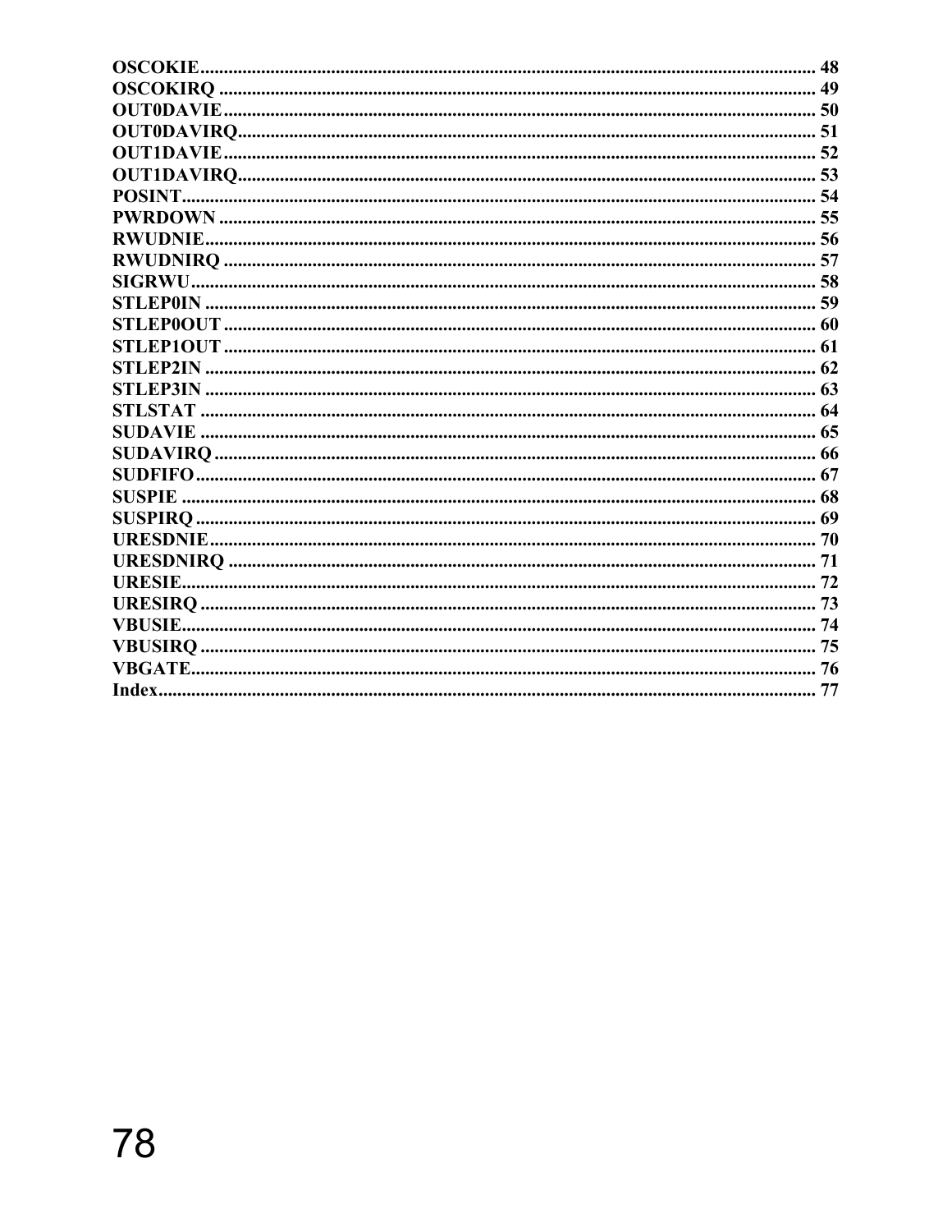**OSCOKIE** ........................................................................................................ 48
**OSCOKIRQ** ...................................................................................................... 49
**OUT0DAVIE** ..................................................................................................... 50
**OUT0DAVIRQ** ................................................................................................... 51
**OUT1DAVIE** ..................................................................................................... 52
**OUT1DAVIRQ** ................................................................................................... 53
**POSINT** .......................................................................................................... 54
**PWRDOWN** ...................................................................................................... 55
**RWUDNIE** ........................................................................................................ 56
**RWUDNIRQ** ...................................................................................................... 57
**SIGRWU** .......................................................................................................... 58
**STLEP0IN** ........................................................................................................ 59
**STLEP0OUT** ..................................................................................................... 60
**STLEP1OUT** ..................................................................................................... 61
**STLEP2IN** ........................................................................................................ 62
**STLEP3IN** ........................................................................................................ 63
**STLSTAT** ......................................................................................................... 64
**SUDAVIE** ......................................................................................................... 65
**SUDAVIRQ** ....................................................................................................... 66
**SUDFIFO** ......................................................................................................... 67
**SUSPIE** ........................................................................................................... 68
**SUSPIRQ** ......................................................................................................... 69
**URESDNIE** ....................................................................................................... 70
**URESDNIRQ** ..................................................................................................... 71
**URESIE** ........................................................................................................... 72
**URESIRQ** ......................................................................................................... 73
**VBUSIE** ........................................................................................................... 74
**VBUSIRQ** ......................................................................................................... 75
**VBGATE** .......................................................................................................... 76
**Index** ............................................................................................................. 77